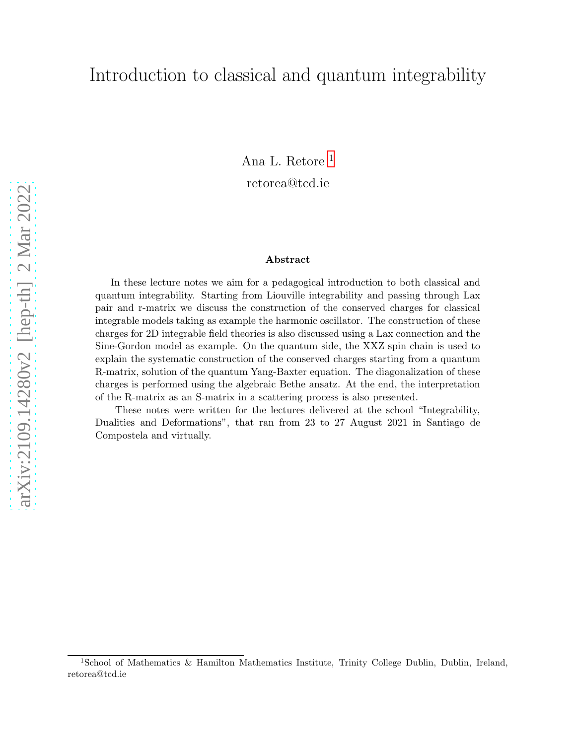# Introduction to classical and quantum integrability

Ana L. Retore [1]

retorea@tcd.ie

### Abstract

In these lecture notes we aim for a pedagogical introduction to both classical and quantum integrability. Starting from Liouville integrability and passing through Lax pair and r-matrix we discuss the construction of the conserved charges for classical integrable models taking as example the harmonic oscillator. The construction of these charges for 2D integrable field theories is also discussed using a Lax connection and the Sine-Gordon model as example. On the quantum side, the XXZ spin chain is used to explain the systematic construction of the conserved charges starting from a quantum R-matrix, solution of the quantum Yang-Baxter equation. The diagonalization of these charges is performed using the algebraic Bethe ansatz. At the end, the interpretation of the R-matrix as an S-matrix in a scattering process is also presented.

These notes were written for the lectures delivered at the school "Integrability, Dualities and Deformations", that ran from 23 to 27 August 2021 in Santiago de Compostela and virtually.

[1]School of Mathematics & Hamilton Mathematics Institute, Trinity College Dublin, Dublin, Ireland, retorea@tcd.ie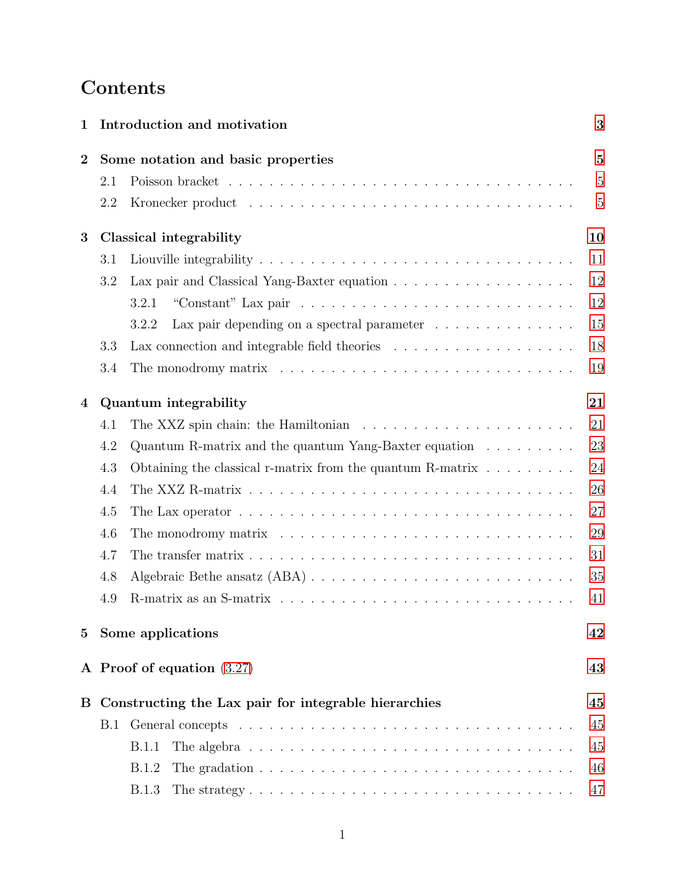# Contents

| | | |
|---|---|---|
| **1** | **Introduction and motivation** | **3** |
| **2** | **Some notation and basic properties** | **5** |
| 2.1 | Poisson bracket | 5 |
| 2.2 | Kronecker product | 5 |
| **3** | **Classical integrability** | **10** |
| 3.1 | Liouville integrability | 11 |
| 3.2 | Lax pair and Classical Yang-Baxter equation | 12 |
| 3.2.1 | "Constant" Lax pair | 12 |
| 3.2.2 | Lax pair depending on a spectral parameter | 15 |
| 3.3 | Lax connection and integrable field theories | 18 |
| 3.4 | The monodromy matrix | 19 |
| **4** | **Quantum integrability** | **21** |
| 4.1 | The XXZ spin chain: the Hamiltonian | 21 |
| 4.2 | Quantum R-matrix and the quantum Yang-Baxter equation | 23 |
| 4.3 | Obtaining the classical r-matrix from the quantum R-matrix | 24 |
| 4.4 | The XXZ R-matrix | 26 |
| 4.5 | The Lax operator | 27 |
| 4.6 | The monodromy matrix | 29 |
| 4.7 | The transfer matrix | 31 |
| 4.8 | Algebraic Bethe ansatz (ABA) | 35 |
| 4.9 | R-matrix as an S-matrix | 41 |
| **5** | **Some applications** | **42** |
| **A** | **Proof of equation (3.27)** | **43** |
| **B** | **Constructing the Lax pair for integrable hierarchies** | **45** |
| B.1 | General concepts | 45 |
| B.1.1 | The algebra | 45 |
| B.1.2 | The gradation | 46 |
| B.1.3 | The strategy | 47 |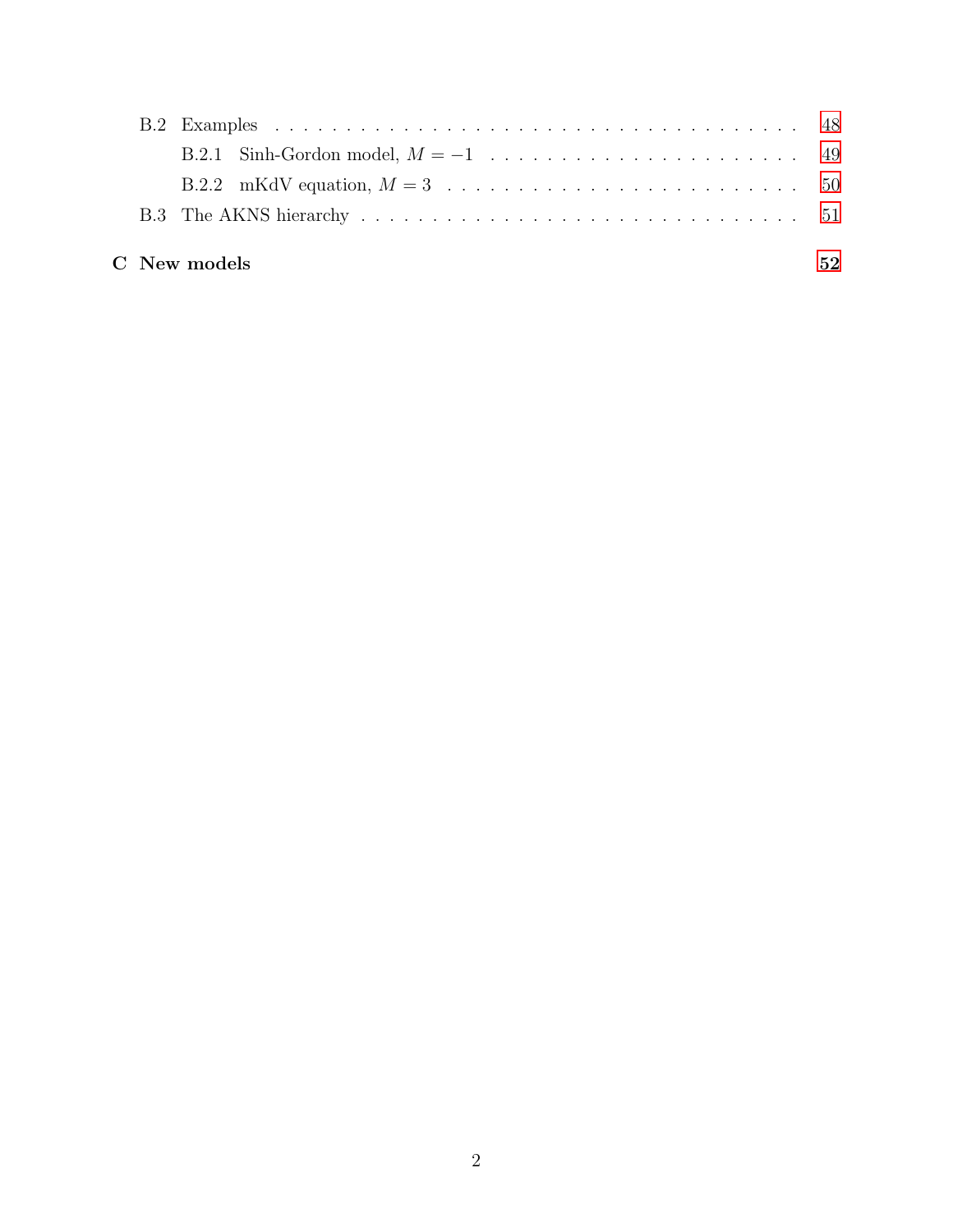B.2 Examples . . . . . . . . . . . . . . . . . . . . . . . . . . . . . . . . . . . . 48

B.2.1 Sinh-Gordon model, $M = -1$ . . . . . . . . . . . . . . . . . . . . . 49

B.2.2 mKdV equation, $M = 3$ . . . . . . . . . . . . . . . . . . . . . . . . 50

B.3 The AKNS hierarchy . . . . . . . . . . . . . . . . . . . . . . . . . . . . . . 51

**C New models** **52**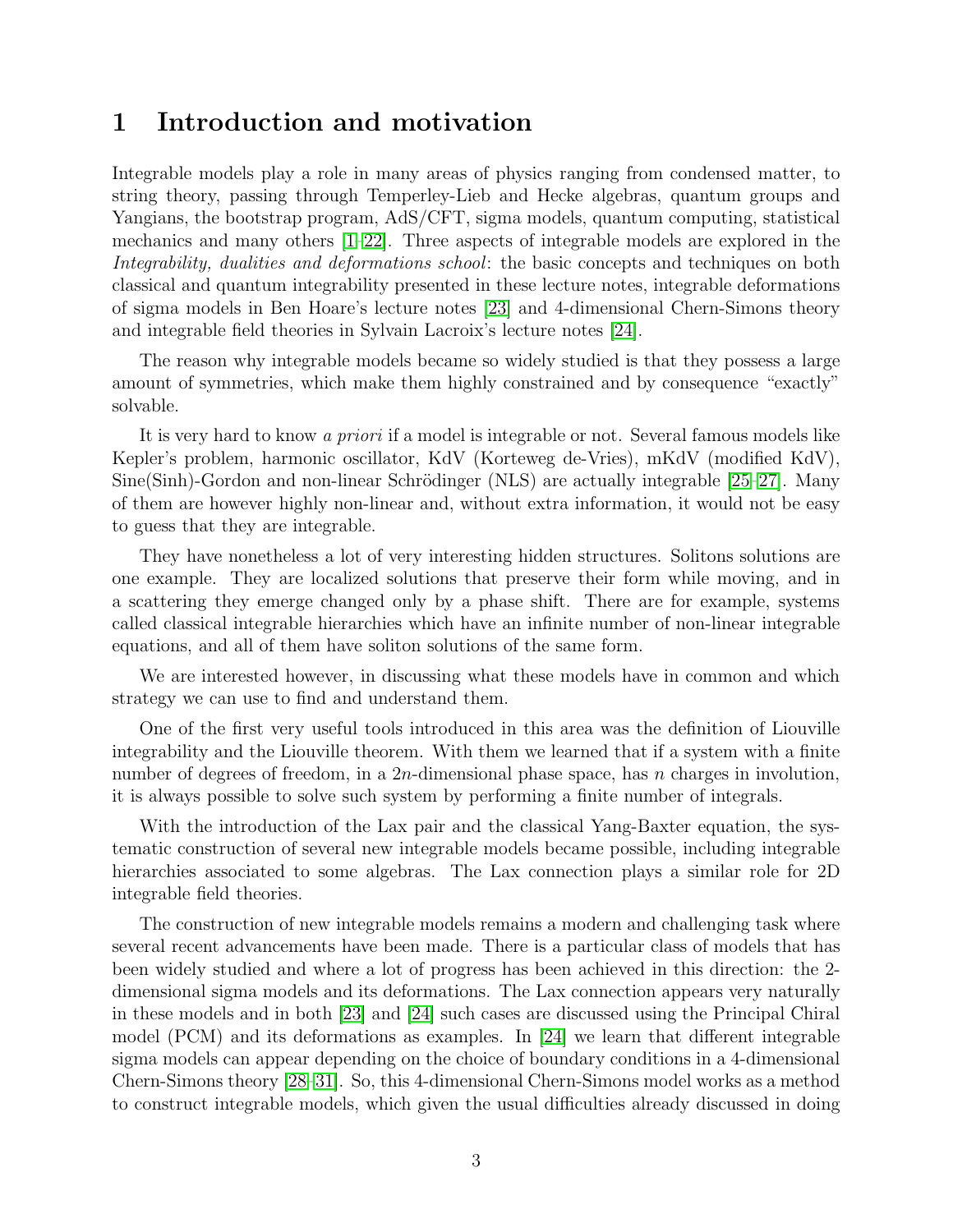# 1 Introduction and motivation

Integrable models play a role in many areas of physics ranging from condensed matter, to string theory, passing through Temperley-Lieb and Hecke algebras, quantum groups and Yangians, the bootstrap program, AdS/CFT, sigma models, quantum computing, statistical mechanics and many others [1–22]. Three aspects of integrable models are explored in the *Integrability, dualities and deformations school*: the basic concepts and techniques on both classical and quantum integrability presented in these lecture notes, integrable deformations of sigma models in Ben Hoare's lecture notes [23] and 4-dimensional Chern-Simons theory and integrable field theories in Sylvain Lacroix's lecture notes [24].

The reason why integrable models became so widely studied is that they possess a large amount of symmetries, which make them highly constrained and by consequence "exactly" solvable.

It is very hard to know *a priori* if a model is integrable or not. Several famous models like Kepler's problem, harmonic oscillator, KdV (Korteweg de-Vries), mKdV (modified KdV), Sine(Sinh)-Gordon and non-linear Schrödinger (NLS) are actually integrable [25–27]. Many of them are however highly non-linear and, without extra information, it would not be easy to guess that they are integrable.

They have nonetheless a lot of very interesting hidden structures. Solitons solutions are one example. They are localized solutions that preserve their form while moving, and in a scattering they emerge changed only by a phase shift. There are for example, systems called classical integrable hierarchies which have an infinite number of non-linear integrable equations, and all of them have soliton solutions of the same form.

We are interested however, in discussing what these models have in common and which strategy we can use to find and understand them.

One of the first very useful tools introduced in this area was the definition of Liouville integrability and the Liouville theorem. With them we learned that if a system with a finite number of degrees of freedom, in a $2n$-dimensional phase space, has $n$ charges in involution, it is always possible to solve such system by performing a finite number of integrals.

With the introduction of the Lax pair and the classical Yang-Baxter equation, the systematic construction of several new integrable models became possible, including integrable hierarchies associated to some algebras. The Lax connection plays a similar role for 2D integrable field theories.

The construction of new integrable models remains a modern and challenging task where several recent advancements have been made. There is a particular class of models that has been widely studied and where a lot of progress has been achieved in this direction: the 2-dimensional sigma models and its deformations. The Lax connection appears very naturally in these models and in both [23] and [24] such cases are discussed using the Principal Chiral model (PCM) and its deformations as examples. In [24] we learn that different integrable sigma models can appear depending on the choice of boundary conditions in a 4-dimensional Chern-Simons theory [28–31]. So, this 4-dimensional Chern-Simons model works as a method to construct integrable models, which given the usual difficulties already discussed in doing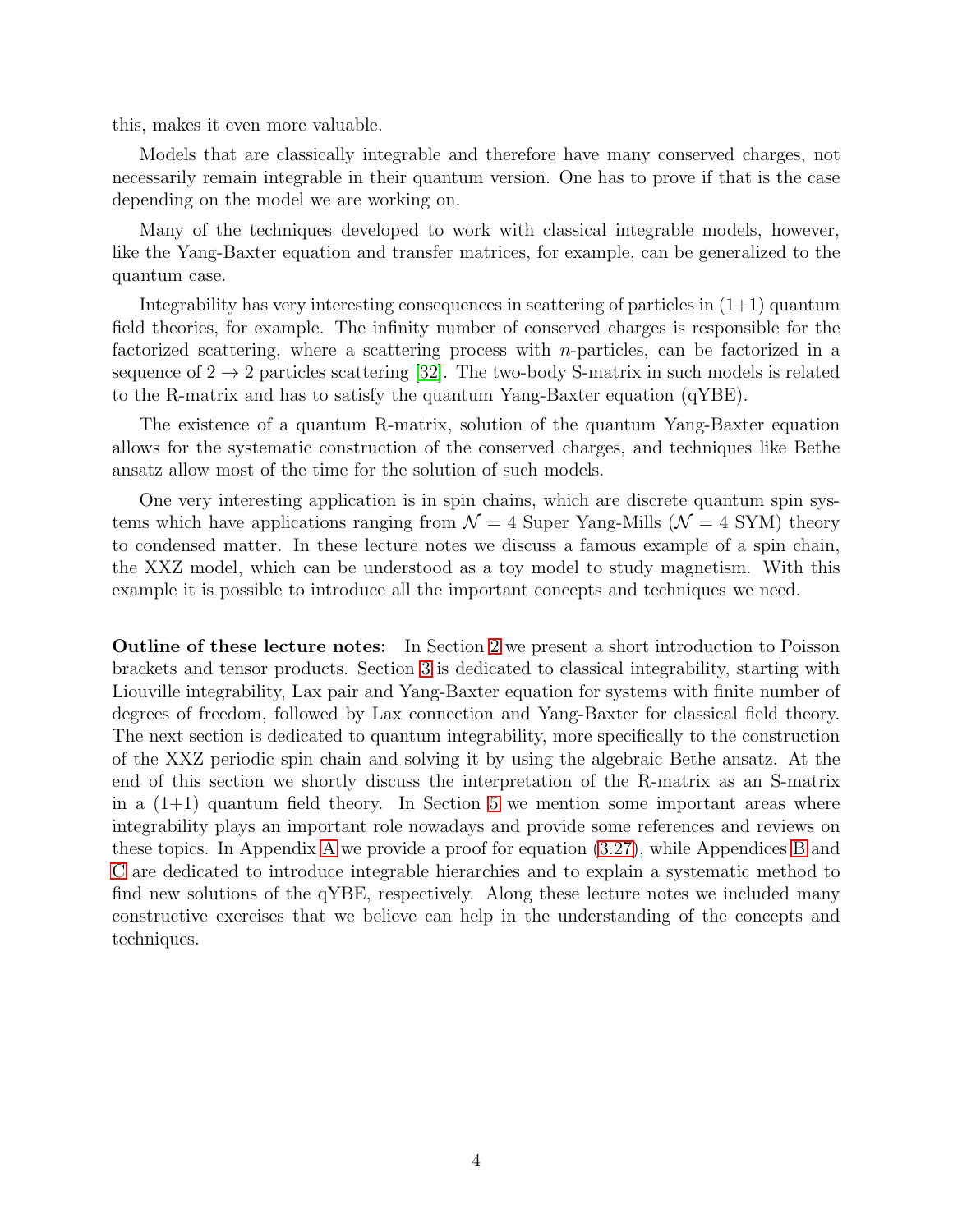this, makes it even more valuable.

Models that are classically integrable and therefore have many conserved charges, not necessarily remain integrable in their quantum version. One has to prove if that is the case depending on the model we are working on.

Many of the techniques developed to work with classical integrable models, however, like the Yang-Baxter equation and transfer matrices, for example, can be generalized to the quantum case.

Integrability has very interesting consequences in scattering of particles in (1+1) quantum field theories, for example. The infinity number of conserved charges is responsible for the factorized scattering, where a scattering process with $n$-particles, can be factorized in a sequence of $2 \to 2$ particles scattering [32]. The two-body S-matrix in such models is related to the R-matrix and has to satisfy the quantum Yang-Baxter equation (qYBE).

The existence of a quantum R-matrix, solution of the quantum Yang-Baxter equation allows for the systematic construction of the conserved charges, and techniques like Bethe ansatz allow most of the time for the solution of such models.

One very interesting application is in spin chains, which are discrete quantum spin systems which have applications ranging from $\mathcal{N} = 4$ Super Yang-Mills ($\mathcal{N} = 4$ SYM) theory to condensed matter. In these lecture notes we discuss a famous example of a spin chain, the XXZ model, which can be understood as a toy model to study magnetism. With this example it is possible to introduce all the important concepts and techniques we need.

**Outline of these lecture notes:** In Section 2 we present a short introduction to Poisson brackets and tensor products. Section 3 is dedicated to classical integrability, starting with Liouville integrability, Lax pair and Yang-Baxter equation for systems with finite number of degrees of freedom, followed by Lax connection and Yang-Baxter for classical field theory. The next section is dedicated to quantum integrability, more specifically to the construction of the XXZ periodic spin chain and solving it by using the algebraic Bethe ansatz. At the end of this section we shortly discuss the interpretation of the R-matrix as an S-matrix in a (1+1) quantum field theory. In Section 5 we mention some important areas where integrability plays an important role nowadays and provide some references and reviews on these topics. In Appendix A we provide a proof for equation (3.27), while Appendices B and C are dedicated to introduce integrable hierarchies and to explain a systematic method to find new solutions of the qYBE, respectively. Along these lecture notes we included many constructive exercises that we believe can help in the understanding of the concepts and techniques.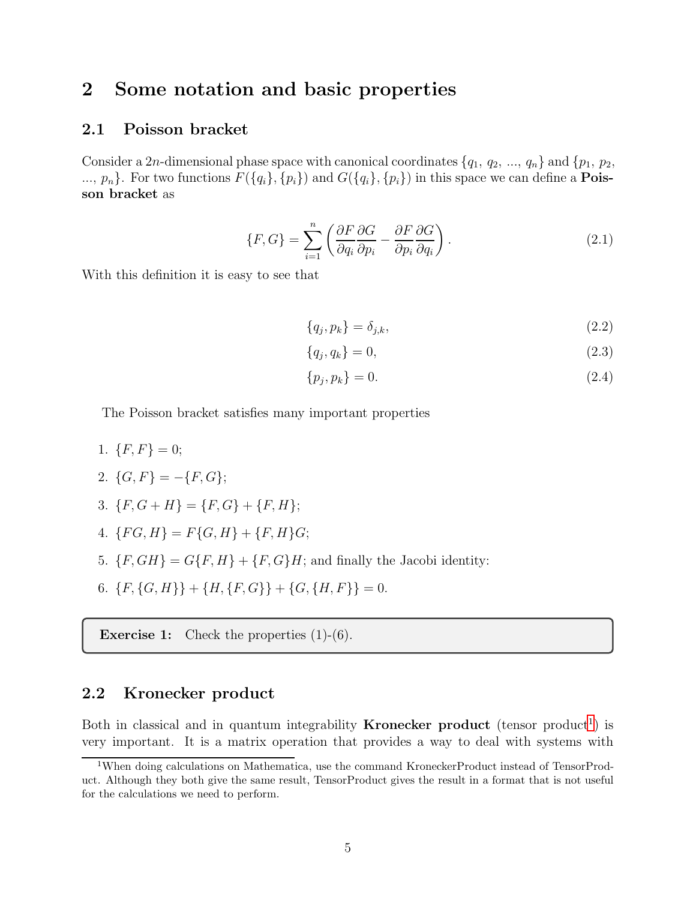## 2 Some notation and basic properties

### 2.1 Poisson bracket

Consider a $2n$-dimensional phase space with canonical coordinates $\{q_1, q_2, ..., q_n\}$ and $\{p_1, p_2, ..., p_n\}$. For two functions $F(\{q_i\}, \{p_i\})$ and $G(\{q_i\}, \{p_i\})$ in this space we can define a **Poisson bracket** as

$$\{F, G\} = \sum_{i=1}^{n} \left( \frac{\partial F}{\partial q_i} \frac{\partial G}{\partial p_i} - \frac{\partial F}{\partial p_i} \frac{\partial G}{\partial q_i} \right). \tag{2.1}$$

With this definition it is easy to see that

$$\{q_j, p_k\} = \delta_{j,k}, \tag{2.2}$$

$$\{q_j, q_k\} = 0, \tag{2.3}$$

$$\{p_j, p_k\} = 0. \tag{2.4}$$

The Poisson bracket satisfies many important properties

1. $\{F, F\} = 0$;
2. $\{G, F\} = -\{F, G\}$;
3. $\{F, G + H\} = \{F, G\} + \{F, H\}$;
4. $\{FG, H\} = F\{G, H\} + \{F, H\}G$;
5. $\{F, GH\} = G\{F, H\} + \{F, G\}H$; and finally the Jacobi identity:
6. $\{F, \{G, H\}\} + \{H, \{F, G\}\} + \{G, \{H, F\}\} = 0$.

> **Exercise 1:** Check the properties (1)-(6).

### 2.2 Kronecker product

Both in classical and in quantum integrability **Kronecker product** (tensor product[1]) is very important. It is a matrix operation that provides a way to deal with systems with

[1] When doing calculations on Mathematica, use the command KroneckerProduct instead of TensorProduct. Although they both give the same result, TensorProduct gives the result in a format that is not useful for the calculations we need to perform.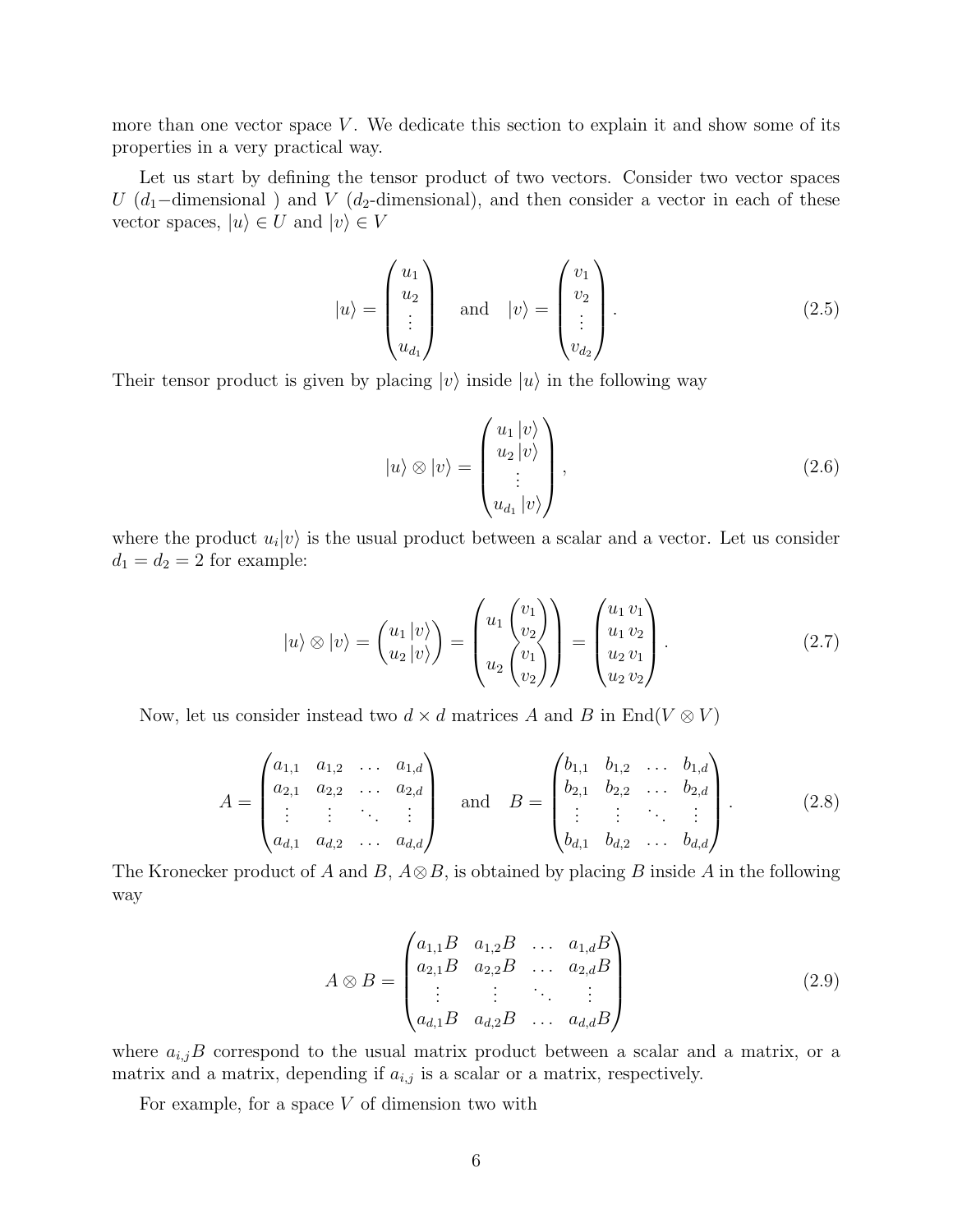more than one vector space $V$. We dedicate this section to explain it and show some of its properties in a very practical way.

Let us start by defining the tensor product of two vectors. Consider two vector spaces $U$ ($d_1-$dimensional ) and $V$ ($d_2$-dimensional), and then consider a vector in each of these vector spaces, $|u\rangle \in U$ and $|v\rangle \in V$

$$|u\rangle = \begin{pmatrix} u_1 \\ u_2 \\ \vdots \\ u_{d_1} \end{pmatrix} \quad \text{and} \quad |v\rangle = \begin{pmatrix} v_1 \\ v_2 \\ \vdots \\ v_{d_2} \end{pmatrix}. \tag{2.5}$$

Their tensor product is given by placing $|v\rangle$ inside $|u\rangle$ in the following way

$$|u\rangle \otimes |v\rangle = \begin{pmatrix} u_1 \, |v\rangle \\ u_2 \, |v\rangle \\ \vdots \\ u_{d_1} \, |v\rangle \end{pmatrix}, \tag{2.6}$$

where the product $u_i|v\rangle$ is the usual product between a scalar and a vector. Let us consider $d_1 = d_2 = 2$ for example:

$$|u\rangle \otimes |v\rangle = \begin{pmatrix} u_1 \, |v\rangle \\ u_2 \, |v\rangle \end{pmatrix} = \begin{pmatrix} u_1 \begin{pmatrix} v_1 \\ v_2 \end{pmatrix} \\ u_2 \begin{pmatrix} v_1 \\ v_2 \end{pmatrix} \end{pmatrix} = \begin{pmatrix} u_1 \, v_1 \\ u_1 \, v_2 \\ u_2 \, v_1 \\ u_2 \, v_2 \end{pmatrix}. \tag{2.7}$$

Now, let us consider instead two $d \times d$ matrices $A$ and $B$ in End$(V \otimes V)$

$$A = \begin{pmatrix} a_{1,1} & a_{1,2} & \dots & a_{1,d} \\ a_{2,1} & a_{2,2} & \dots & a_{2,d} \\ \vdots & \vdots & \ddots & \vdots \\ a_{d,1} & a_{d,2} & \dots & a_{d,d} \end{pmatrix} \quad \text{and} \quad B = \begin{pmatrix} b_{1,1} & b_{1,2} & \dots & b_{1,d} \\ b_{2,1} & b_{2,2} & \dots & b_{2,d} \\ \vdots & \vdots & \ddots & \vdots \\ b_{d,1} & b_{d,2} & \dots & b_{d,d} \end{pmatrix}. \tag{2.8}$$

The Kronecker product of $A$ and $B$, $A \otimes B$, is obtained by placing $B$ inside $A$ in the following way

$$A \otimes B = \begin{pmatrix} a_{1,1}B & a_{1,2}B & \dots & a_{1,d}B \\ a_{2,1}B & a_{2,2}B & \dots & a_{2,d}B \\ \vdots & \vdots & \ddots & \vdots \\ a_{d,1}B & a_{d,2}B & \dots & a_{d,d}B \end{pmatrix} \tag{2.9}$$

where $a_{i,j}B$ correspond to the usual matrix product between a scalar and a matrix, or a matrix and a matrix, depending if $a_{i,j}$ is a scalar or a matrix, respectively.

For example, for a space $V$ of dimension two with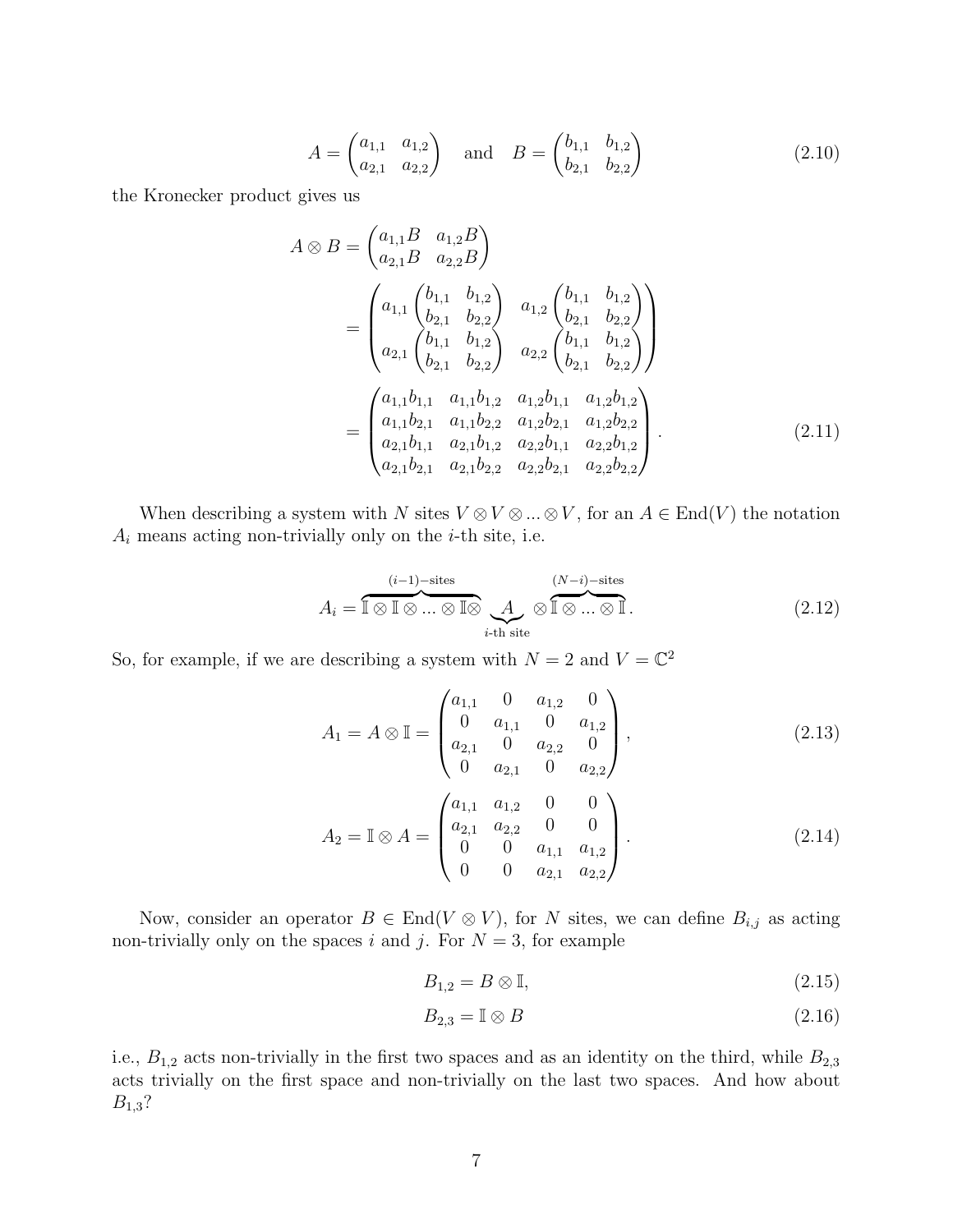$$A = \begin{pmatrix} a_{1,1} & a_{1,2} \\ a_{2,1} & a_{2,2} \end{pmatrix} \quad \text{and} \quad B = \begin{pmatrix} b_{1,1} & b_{1,2} \\ b_{2,1} & b_{2,2} \end{pmatrix} \tag{2.10}$$

the Kronecker product gives us

$$\begin{aligned}
A \otimes B &= \begin{pmatrix} a_{1,1}B & a_{1,2}B \\ a_{2,1}B & a_{2,2}B \end{pmatrix} \\
&= \begin{pmatrix} a_{1,1}\begin{pmatrix} b_{1,1} & b_{1,2} \\ b_{2,1} & b_{2,2} \end{pmatrix} & a_{1,2}\begin{pmatrix} b_{1,1} & b_{1,2} \\ b_{2,1} & b_{2,2} \end{pmatrix} \\ a_{2,1}\begin{pmatrix} b_{1,1} & b_{1,2} \\ b_{2,1} & b_{2,2} \end{pmatrix} & a_{2,2}\begin{pmatrix} b_{1,1} & b_{1,2} \\ b_{2,1} & b_{2,2} \end{pmatrix} \end{pmatrix} \\
&= \begin{pmatrix} a_{1,1}b_{1,1} & a_{1,1}b_{1,2} & a_{1,2}b_{1,1} & a_{1,2}b_{1,2} \\ a_{1,1}b_{2,1} & a_{1,1}b_{2,2} & a_{1,2}b_{2,1} & a_{1,2}b_{2,2} \\ a_{2,1}b_{1,1} & a_{2,1}b_{1,2} & a_{2,2}b_{1,1} & a_{2,2}b_{1,2} \\ a_{2,1}b_{2,1} & a_{2,1}b_{2,2} & a_{2,2}b_{2,1} & a_{2,2}b_{2,2} \end{pmatrix}.
\end{aligned} \tag{2.11}$$

When describing a system with $N$ sites $V \otimes V \otimes ... \otimes V$, for an $A \in \text{End}(V)$ the notation $A_i$ means acting non-trivially only on the $i$-th site, i.e.

$$A_i = \overbrace{\mathbb{I} \otimes \mathbb{I} \otimes ... \otimes \mathbb{I} \otimes}^{(i-1)-\text{sites}} \underbrace{A}_{i\text{-th site}} \otimes \overbrace{\mathbb{I} \otimes ... \otimes \mathbb{I}}^{(N-i)-\text{sites}}. \tag{2.12}$$

So, for example, if we are describing a system with $N = 2$ and $V = \mathbb{C}^2$

$$A_1 = A \otimes \mathbb{I} = \begin{pmatrix} a_{1,1} & 0 & a_{1,2} & 0 \\ 0 & a_{1,1} & 0 & a_{1,2} \\ a_{2,1} & 0 & a_{2,2} & 0 \\ 0 & a_{2,1} & 0 & a_{2,2} \end{pmatrix}, \tag{2.13}$$

$$A_2 = \mathbb{I} \otimes A = \begin{pmatrix} a_{1,1} & a_{1,2} & 0 & 0 \\ a_{2,1} & a_{2,2} & 0 & 0 \\ 0 & 0 & a_{1,1} & a_{1,2} \\ 0 & 0 & a_{2,1} & a_{2,2} \end{pmatrix}. \tag{2.14}$$

Now, consider an operator $B \in \text{End}(V \otimes V)$, for $N$ sites, we can define $B_{i,j}$ as acting non-trivially only on the spaces $i$ and $j$. For $N = 3$, for example

$$B_{1,2} = B \otimes \mathbb{I}, \tag{2.15}$$

$$B_{2,3} = \mathbb{I} \otimes B \tag{2.16}$$

i.e., $B_{1,2}$ acts non-trivially in the first two spaces and as an identity on the third, while $B_{2,3}$ acts trivially on the first space and non-trivially on the last two spaces. And how about $B_{1,3}$?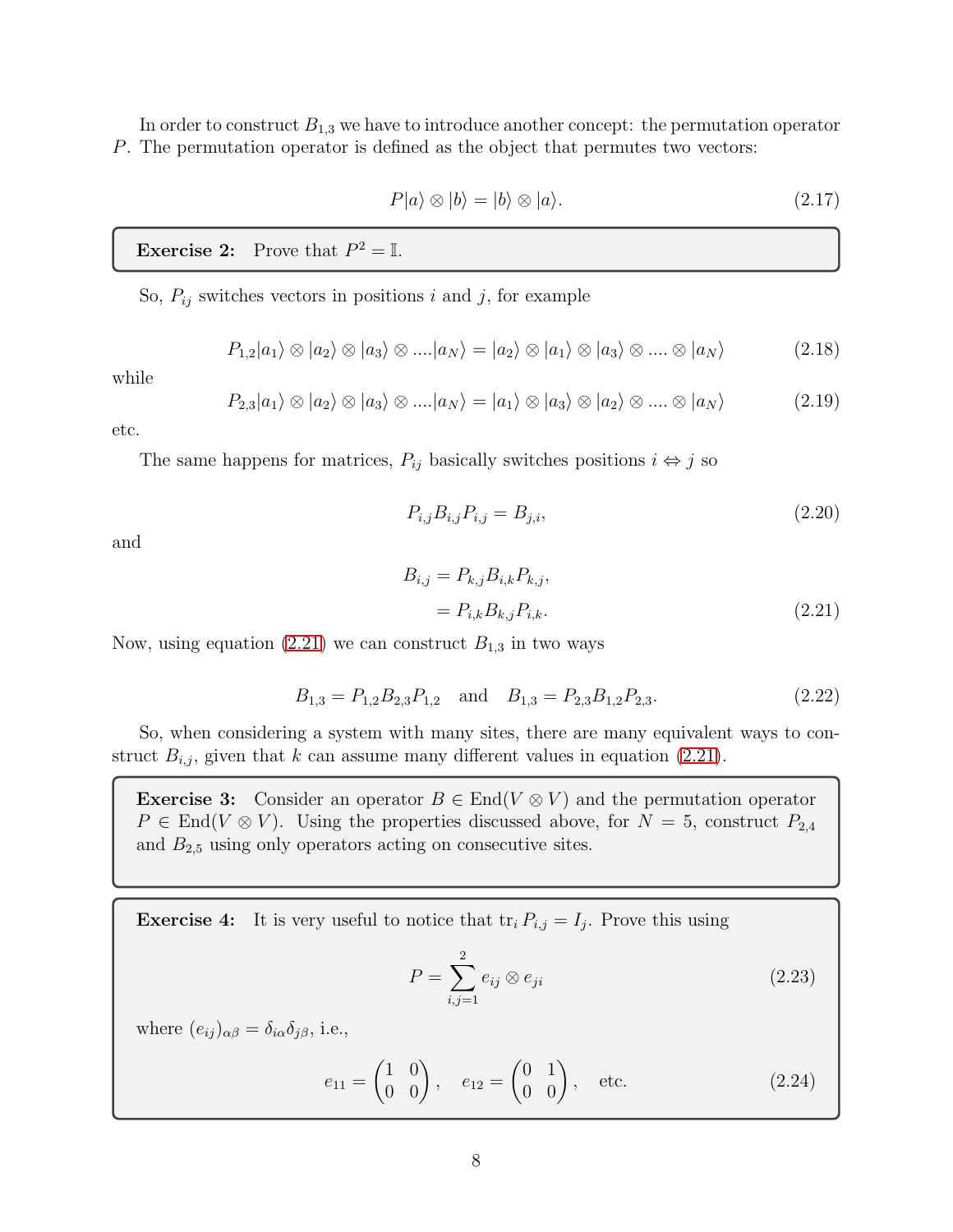In order to construct $B_{1,3}$ we have to introduce another concept: the permutation operator $P$. The permutation operator is defined as the object that permutes two vectors:

$$P|a\rangle \otimes |b\rangle = |b\rangle \otimes |a\rangle. \tag{2.17}$$

> **Exercise 2:** Prove that $P^2 = \mathbb{I}$.

So, $P_{ij}$ switches vectors in positions $i$ and $j$, for example

$$P_{1,2}|a_1\rangle \otimes |a_2\rangle \otimes |a_3\rangle \otimes ....|a_N\rangle = |a_2\rangle \otimes |a_1\rangle \otimes |a_3\rangle \otimes .... \otimes |a_N\rangle \tag{2.18}$$

while

$$P_{2,3}|a_1\rangle \otimes |a_2\rangle \otimes |a_3\rangle \otimes ....|a_N\rangle = |a_1\rangle \otimes |a_3\rangle \otimes |a_2\rangle \otimes .... \otimes |a_N\rangle \tag{2.19}$$

etc.

The same happens for matrices, $P_{ij}$ basically switches positions $i \Leftrightarrow j$ so

$$P_{i,j}B_{i,j}P_{i,j} = B_{j,i}, \tag{2.20}$$

and

$$\begin{aligned} B_{i,j} &= P_{k,j}B_{i,k}P_{k,j}, \\ &= P_{i,k}B_{k,j}P_{i,k}. \end{aligned} \tag{2.21}$$

Now, using equation (2.21) we can construct $B_{1,3}$ in two ways

$$B_{1,3} = P_{1,2}B_{2,3}P_{1,2} \quad \text{and} \quad B_{1,3} = P_{2,3}B_{1,2}P_{2,3}. \tag{2.22}$$

So, when considering a system with many sites, there are many equivalent ways to construct $B_{i,j}$, given that $k$ can assume many different values in equation (2.21).

> **Exercise 3:** Consider an operator $B \in \text{End}(V \otimes V)$ and the permutation operator $P \in \text{End}(V \otimes V)$. Using the properties discussed above, for $N = 5$, construct $P_{2,4}$ and $B_{2,5}$ using only operators acting on consecutive sites.

> **Exercise 4:** It is very useful to notice that $\text{tr}_i\, P_{i,j} = I_j$. Prove this using
>
> $$P = \sum_{i,j=1}^{2} e_{ij} \otimes e_{ji} \tag{2.23}$$
>
> where $(e_{ij})_{\alpha\beta} = \delta_{i\alpha}\delta_{j\beta}$, i.e.,
>
> $$e_{11} = \begin{pmatrix} 1 & 0 \\ 0 & 0 \end{pmatrix}, \quad e_{12} = \begin{pmatrix} 0 & 1 \\ 0 & 0 \end{pmatrix}, \quad \text{etc.} \tag{2.24}$$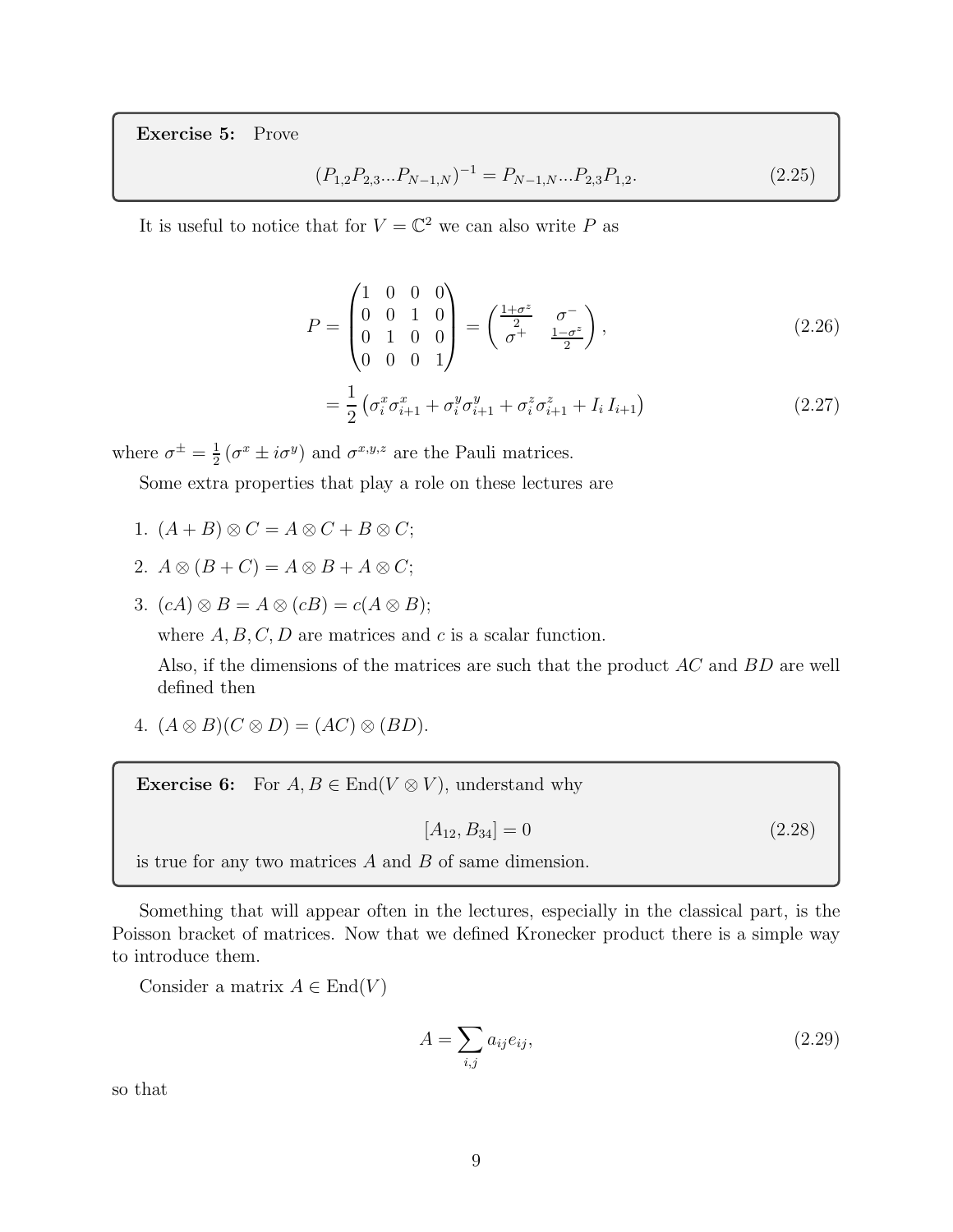**Exercise 5:** Prove

$$(P_{1,2}P_{2,3}...P_{N-1,N})^{-1} = P_{N-1,N}...P_{2,3}P_{1,2}. \tag{2.25}$$

It is useful to notice that for $V = \mathbb{C}^2$ we can also write $P$ as

$$P = \begin{pmatrix} 1 & 0 & 0 & 0 \\ 0 & 0 & 1 & 0 \\ 0 & 1 & 0 & 0 \\ 0 & 0 & 0 & 1 \end{pmatrix} = \begin{pmatrix} \frac{1+\sigma^z}{2} & \sigma^- \\ \sigma^+ & \frac{1-\sigma^z}{2} \end{pmatrix}, \tag{2.26}$$

$$= \frac{1}{2}\left(\sigma_i^x \sigma_{i+1}^x + \sigma_i^y \sigma_{i+1}^y + \sigma_i^z \sigma_{i+1}^z + I_i\, I_{i+1}\right) \tag{2.27}$$

where $\sigma^{\pm} = \frac{1}{2}\left(\sigma^x \pm i\sigma^y\right)$ and $\sigma^{x,y,z}$ are the Pauli matrices.

Some extra properties that play a role on these lectures are

1. $(A + B) \otimes C = A \otimes C + B \otimes C$;
2. $A \otimes (B + C) = A \otimes B + A \otimes C$;
3. $(cA) \otimes B = A \otimes (cB) = c(A \otimes B)$;

   where $A, B, C, D$ are matrices and $c$ is a scalar function.

   Also, if the dimensions of the matrices are such that the product $AC$ and $BD$ are well defined then

4. $(A \otimes B)(C \otimes D) = (AC) \otimes (BD)$.

**Exercise 6:** For $A, B \in \mathrm{End}(V \otimes V)$, understand why

$$[A_{12}, B_{34}] = 0 \tag{2.28}$$

is true for any two matrices $A$ and $B$ of same dimension.

Something that will appear often in the lectures, especially in the classical part, is the Poisson bracket of matrices. Now that we defined Kronecker product there is a simple way to introduce them.

Consider a matrix $A \in \mathrm{End}(V)$

$$A = \sum_{i,j} a_{ij} e_{ij}, \tag{2.29}$$

so that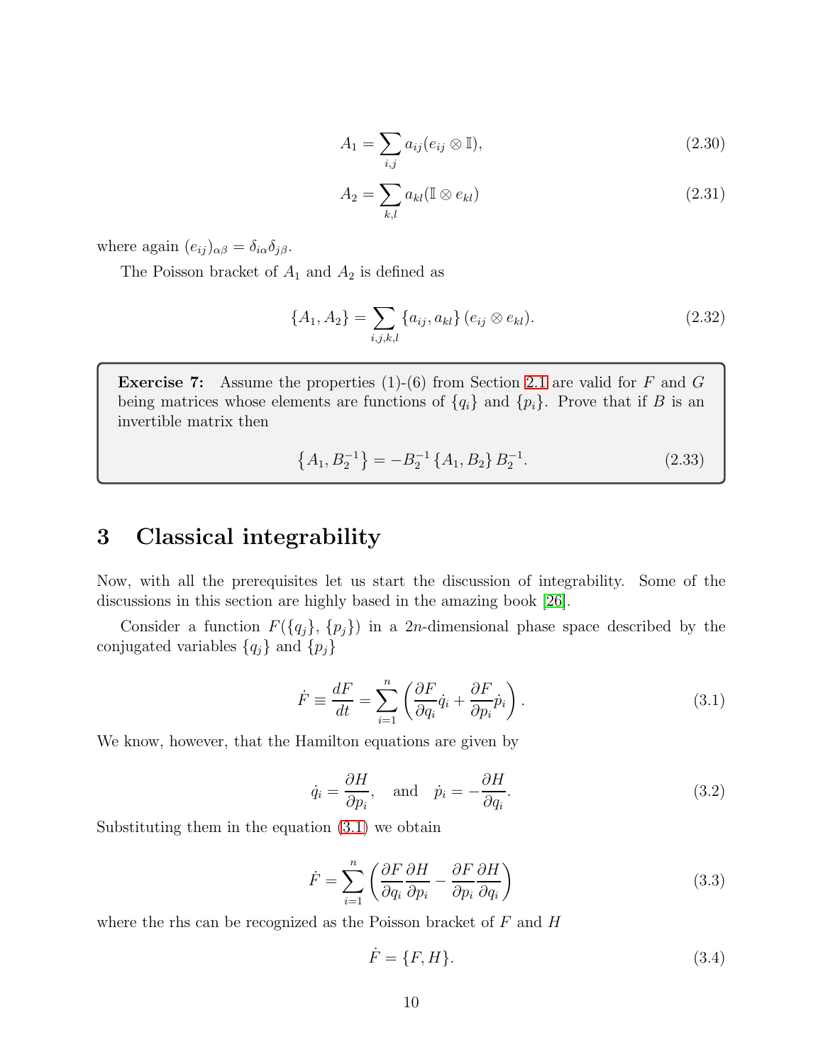$$A_1 = \sum_{i,j} a_{ij} (e_{ij} \otimes \mathbb{I}), \tag{2.30}$$

$$A_2 = \sum_{k,l} a_{kl} (\mathbb{I} \otimes e_{kl}) \tag{2.31}$$

where again $(e_{ij})_{\alpha\beta} = \delta_{i\alpha}\delta_{j\beta}$.

The Poisson bracket of $A_1$ and $A_2$ is defined as

$$\{A_1, A_2\} = \sum_{i,j,k,l} \{a_{ij}, a_{kl}\} (e_{ij} \otimes e_{kl}). \tag{2.32}$$

> **Exercise 7:** Assume the properties (1)-(6) from Section 2.1 are valid for $F$ and $G$ being matrices whose elements are functions of $\{q_i\}$ and $\{p_i\}$. Prove that if $B$ is an invertible matrix then
>
> $$\left\{A_1, B_2^{-1}\right\} = -B_2^{-1} \left\{A_1, B_2\right\} B_2^{-1}. \tag{2.33}$$

# 3 Classical integrability

Now, with all the prerequisites let us start the discussion of integrability. Some of the discussions in this section are highly based in the amazing book [26].

Consider a function $F(\{q_j\}, \{p_j\})$ in a $2n$-dimensional phase space described by the conjugated variables $\{q_j\}$ and $\{p_j\}$

$$\dot{F} \equiv \frac{dF}{dt} = \sum_{i=1}^{n} \left( \frac{\partial F}{\partial q_i} \dot{q}_i + \frac{\partial F}{\partial p_i} \dot{p}_i \right). \tag{3.1}$$

We know, however, that the Hamilton equations are given by

$$\dot{q}_i = \frac{\partial H}{\partial p_i}, \quad \text{and} \quad \dot{p}_i = -\frac{\partial H}{\partial q_i}. \tag{3.2}$$

Substituting them in the equation (3.1) we obtain

$$\dot{F} = \sum_{i=1}^{n} \left( \frac{\partial F}{\partial q_i} \frac{\partial H}{\partial p_i} - \frac{\partial F}{\partial p_i} \frac{\partial H}{\partial q_i} \right) \tag{3.3}$$

where the rhs can be recognized as the Poisson bracket of $F$ and $H$

$$\dot{F} = \{F, H\}. \tag{3.4}$$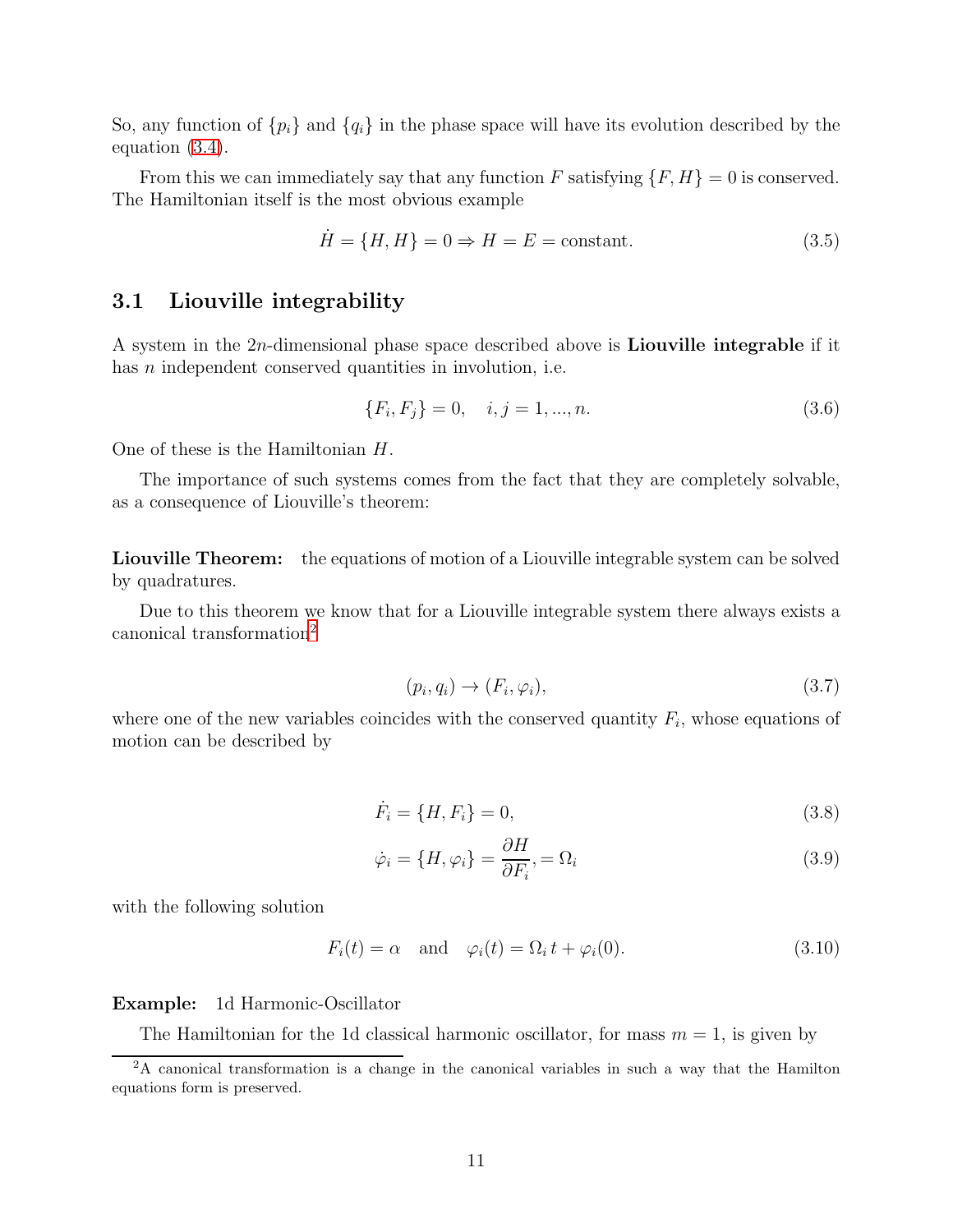So, any function of $\{p_i\}$ and $\{q_i\}$ in the phase space will have its evolution described by the equation (3.4).

From this we can immediately say that any function $F$ satisfying $\{F, H\} = 0$ is conserved. The Hamiltonian itself is the most obvious example

$$\dot{H} = \{H, H\} = 0 \Rightarrow H = E = \text{constant}. \tag{3.5}$$

## 3.1 Liouville integrability

A system in the $2n$-dimensional phase space described above is **Liouville integrable** if it has $n$ independent conserved quantities in involution, i.e.

$$\{F_i, F_j\} = 0, \quad i, j = 1, ..., n. \tag{3.6}$$

One of these is the Hamiltonian $H$.

The importance of such systems comes from the fact that they are completely solvable, as a consequence of Liouville's theorem:

**Liouville Theorem:** the equations of motion of a Liouville integrable system can be solved by quadratures.

Due to this theorem we know that for a Liouville integrable system there always exists a canonical transformation[2]

$$(p_i, q_i) \rightarrow (F_i, \varphi_i), \tag{3.7}$$

where one of the new variables coincides with the conserved quantity $F_i$, whose equations of motion can be described by

$$\dot{F}_i = \{H, F_i\} = 0, \tag{3.8}$$

$$\dot{\varphi}_i = \{H, \varphi_i\} = \frac{\partial H}{\partial F_i}, = \Omega_i \tag{3.9}$$

with the following solution

$$F_i(t) = \alpha \quad \text{and} \quad \varphi_i(t) = \Omega_i \, t + \varphi_i(0). \tag{3.10}$$

**Example:** 1d Harmonic-Oscillator

The Hamiltonian for the 1d classical harmonic oscillator, for mass $m = 1$, is given by

[2] A canonical transformation is a change in the canonical variables in such a way that the Hamilton equations form is preserved.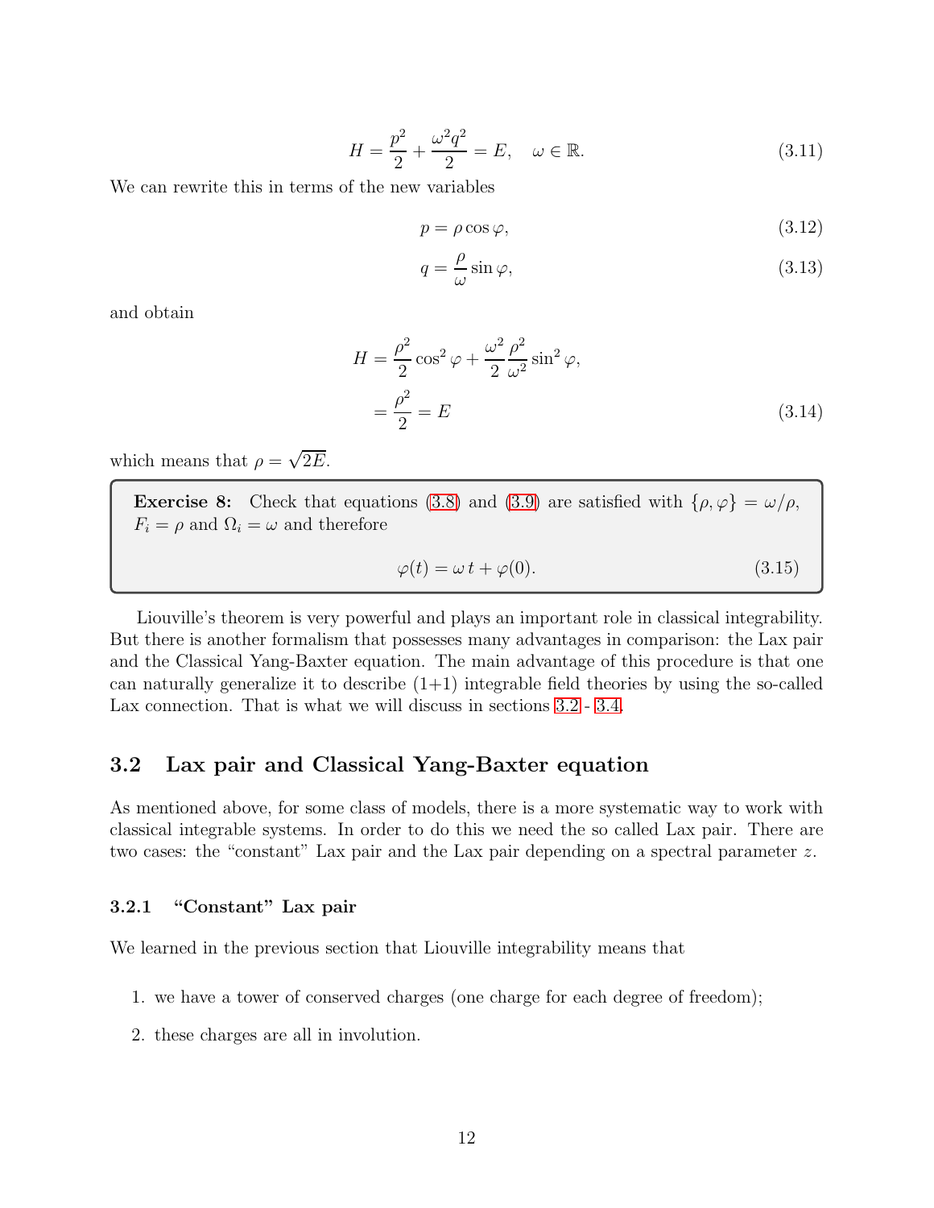$$H = \frac{p^2}{2} + \frac{\omega^2 q^2}{2} = E, \quad \omega \in \mathbb{R}. \tag{3.11}$$

We can rewrite this in terms of the new variables

$$p = \rho \cos\varphi, \tag{3.12}$$

$$q = \frac{\rho}{\omega}\sin\varphi, \tag{3.13}$$

and obtain

$$\begin{aligned} H &= \frac{\rho^2}{2}\cos^2\varphi + \frac{\omega^2}{2}\frac{\rho^2}{\omega^2}\sin^2\varphi, \\ &= \frac{\rho^2}{2} = E \end{aligned} \tag{3.14}$$

which means that $\rho = \sqrt{2E}$.

> **Exercise 8:** Check that equations (3.8) and (3.9) are satisfied with $\{\rho, \varphi\} = \omega/\rho$, $F_i = \rho$ and $\Omega_i = \omega$ and therefore
>
> $$\varphi(t) = \omega\, t + \varphi(0). \tag{3.15}$$

Liouville's theorem is very powerful and plays an important role in classical integrability. But there is another formalism that possesses many advantages in comparison: the Lax pair and the Classical Yang-Baxter equation. The main advantage of this procedure is that one can naturally generalize it to describe (1+1) integrable field theories by using the so-called Lax connection. That is what we will discuss in sections 3.2 - 3.4.

## 3.2 Lax pair and Classical Yang-Baxter equation

As mentioned above, for some class of models, there is a more systematic way to work with classical integrable systems. In order to do this we need the so called Lax pair. There are two cases: the "constant" Lax pair and the Lax pair depending on a spectral parameter $z$.

### 3.2.1 "Constant" Lax pair

We learned in the previous section that Liouville integrability means that

1. we have a tower of conserved charges (one charge for each degree of freedom);
2. these charges are all in involution.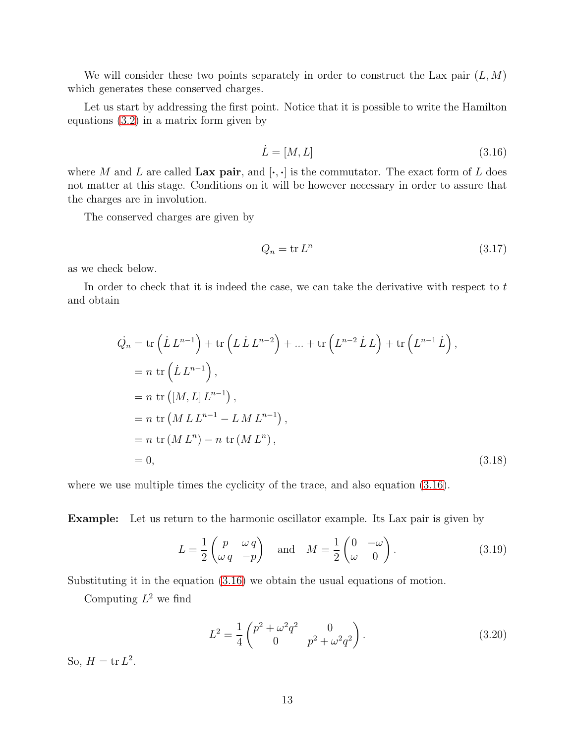We will consider these two points separately in order to construct the Lax pair $(L, M)$ which generates these conserved charges.

Let us start by addressing the first point. Notice that it is possible to write the Hamilton equations (3.2) in a matrix form given by

$$\dot{L} = [M, L] \tag{3.16}$$

where $M$ and $L$ are called **Lax pair**, and $[\cdot,\cdot]$ is the commutator. The exact form of $L$ does not matter at this stage. Conditions on it will be however necessary in order to assure that the charges are in involution.

The conserved charges are given by

$$Q_n = \operatorname{tr} L^n \tag{3.17}$$

as we check below.

In order to check that it is indeed the case, we can take the derivative with respect to $t$ and obtain

$$\begin{aligned}
\dot{Q}_n &= \operatorname{tr}\left(\dot{L}\, L^{n-1}\right) + \operatorname{tr}\left(L\, \dot{L}\, L^{n-2}\right) + ... + \operatorname{tr}\left(L^{n-2}\, \dot{L}\, L\right) + \operatorname{tr}\left(L^{n-1}\, \dot{L}\right),\\
&= n\ \operatorname{tr}\left(\dot{L}\, L^{n-1}\right),\\
&= n\ \operatorname{tr}\left([M, L]\, L^{n-1}\right),\\
&= n\ \operatorname{tr}\left(M\, L\, L^{n-1} - L\, M\, L^{n-1}\right),\\
&= n\ \operatorname{tr}\left(M\, L^{n}\right) - n\ \operatorname{tr}\left(M\, L^{n}\right),\\
&= 0,
\end{aligned} \tag{3.18}$$

where we use multiple times the cyclicity of the trace, and also equation (3.16).

**Example:** Let us return to the harmonic oscillator example. Its Lax pair is given by

$$L = \frac{1}{2}\begin{pmatrix} p & \omega\, q \\ \omega\, q & -p \end{pmatrix} \quad \text{and} \quad M = \frac{1}{2}\begin{pmatrix} 0 & -\omega \\ \omega & 0 \end{pmatrix}. \tag{3.19}$$

Substituting it in the equation (3.16) we obtain the usual equations of motion.

Computing $L^2$ we find

$$L^2 = \frac{1}{4}\begin{pmatrix} p^2 + \omega^2 q^2 & 0 \\ 0 & p^2 + \omega^2 q^2 \end{pmatrix}. \tag{3.20}$$

So, $H = \operatorname{tr} L^2$.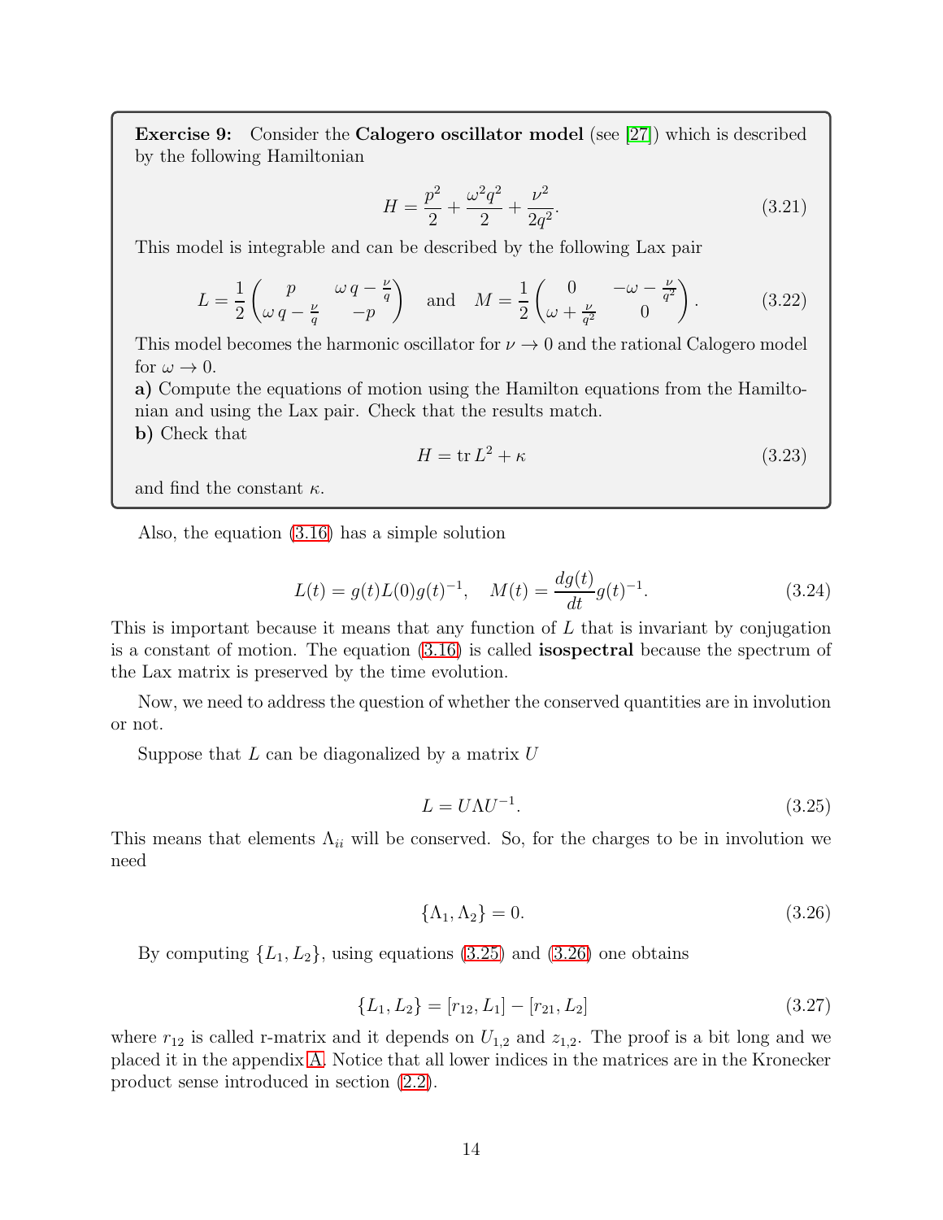**Exercise 9:** Consider the **Calogero oscillator model** (see [27]) which is described by the following Hamiltonian

$$H = \frac{p^2}{2} + \frac{\omega^2 q^2}{2} + \frac{\nu^2}{2q^2}. \tag{3.21}$$

This model is integrable and can be described by the following Lax pair

$$L = \frac{1}{2}\begin{pmatrix} p & \omega\, q - \frac{\nu}{q} \\ \omega\, q - \frac{\nu}{q} & -p \end{pmatrix} \quad \text{and} \quad M = \frac{1}{2}\begin{pmatrix} 0 & -\omega - \frac{\nu}{q^2} \\ \omega + \frac{\nu}{q^2} & 0 \end{pmatrix}. \tag{3.22}$$

This model becomes the harmonic oscillator for $\nu \to 0$ and the rational Calogero model for $\omega \to 0$.

**a)** Compute the equations of motion using the Hamilton equations from the Hamiltonian and using the Lax pair. Check that the results match.

**b)** Check that

$$H = \operatorname{tr} L^2 + \kappa \tag{3.23}$$

and find the constant $\kappa$.

Also, the equation (3.16) has a simple solution

$$L(t) = g(t)L(0)g(t)^{-1}, \quad M(t) = \frac{dg(t)}{dt}g(t)^{-1}. \tag{3.24}$$

This is important because it means that any function of $L$ that is invariant by conjugation is a constant of motion. The equation (3.16) is called **isospectral** because the spectrum of the Lax matrix is preserved by the time evolution.

Now, we need to address the question of whether the conserved quantities are in involution or not.

Suppose that $L$ can be diagonalized by a matrix $U$

$$L = U\Lambda U^{-1}. \tag{3.25}$$

This means that elements $\Lambda_{ii}$ will be conserved. So, for the charges to be in involution we need

$$\{\Lambda_1, \Lambda_2\} = 0. \tag{3.26}$$

By computing $\{L_1, L_2\}$, using equations (3.25) and (3.26) one obtains

$$\{L_1, L_2\} = [r_{12}, L_1] - [r_{21}, L_2] \tag{3.27}$$

where $r_{12}$ is called r-matrix and it depends on $U_{1,2}$ and $z_{1,2}$. The proof is a bit long and we placed it in the appendix A. Notice that all lower indices in the matrices are in the Kronecker product sense introduced in section (2.2).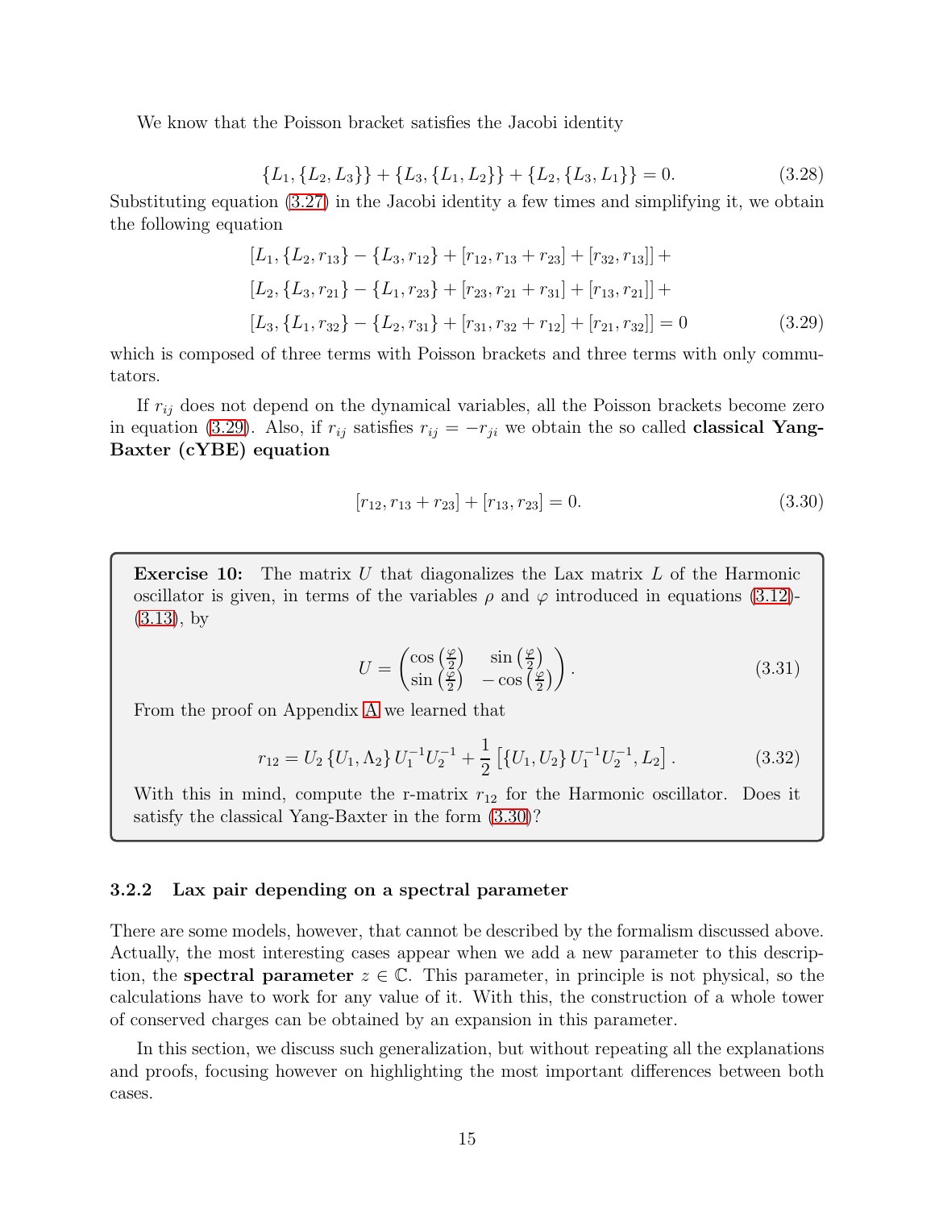We know that the Poisson bracket satisfies the Jacobi identity

$$\{L_1, \{L_2, L_3\}\} + \{L_3, \{L_1, L_2\}\} + \{L_2, \{L_3, L_1\}\} = 0. \tag{3.28}$$

Substituting equation (3.27) in the Jacobi identity a few times and simplifying it, we obtain the following equation

$$\begin{aligned}
&[L_1, \{L_2, r_{13}\} - \{L_3, r_{12}\} + [r_{12}, r_{13} + r_{23}] + [r_{32}, r_{13}]] + \\
&[L_2, \{L_3, r_{21}\} - \{L_1, r_{23}\} + [r_{23}, r_{21} + r_{31}] + [r_{13}, r_{21}]] + \\
&[L_3, \{L_1, r_{32}\} - \{L_2, r_{31}\} + [r_{31}, r_{32} + r_{12}] + [r_{21}, r_{32}]] = 0
\end{aligned} \tag{3.29}$$

which is composed of three terms with Poisson brackets and three terms with only commutators.

If $r_{ij}$ does not depend on the dynamical variables, all the Poisson brackets become zero in equation (3.29). Also, if $r_{ij}$ satisfies $r_{ij} = -r_{ji}$ we obtain the so called **classical Yang-Baxter (cYBE) equation**

$$[r_{12}, r_{13} + r_{23}] + [r_{13}, r_{23}] = 0. \tag{3.30}$$

> **Exercise 10:** The matrix $U$ that diagonalizes the Lax matrix $L$ of the Harmonic oscillator is given, in terms of the variables $\rho$ and $\varphi$ introduced in equations (3.12)-(3.13), by
>
> $$U = \begin{pmatrix} \cos\left(\frac{\varphi}{2}\right) & \sin\left(\frac{\varphi}{2}\right) \\ \sin\left(\frac{\varphi}{2}\right) & -\cos\left(\frac{\varphi}{2}\right) \end{pmatrix}. \tag{3.31}$$
>
> From the proof on Appendix A we learned that
>
> $$r_{12} = U_2 \{U_1, \Lambda_2\} U_1^{-1} U_2^{-1} + \frac{1}{2} \left[\{U_1, U_2\} U_1^{-1} U_2^{-1}, L_2\right]. \tag{3.32}$$
>
> With this in mind, compute the r-matrix $r_{12}$ for the Harmonic oscillator. Does it satisfy the classical Yang-Baxter in the form (3.30)?

### 3.2.2 Lax pair depending on a spectral parameter

There are some models, however, that cannot be described by the formalism discussed above. Actually, the most interesting cases appear when we add a new parameter to this description, the **spectral parameter** $z \in \mathbb{C}$. This parameter, in principle is not physical, so the calculations have to work for any value of it. With this, the construction of a whole tower of conserved charges can be obtained by an expansion in this parameter.

In this section, we discuss such generalization, but without repeating all the explanations and proofs, focusing however on highlighting the most important differences between both cases.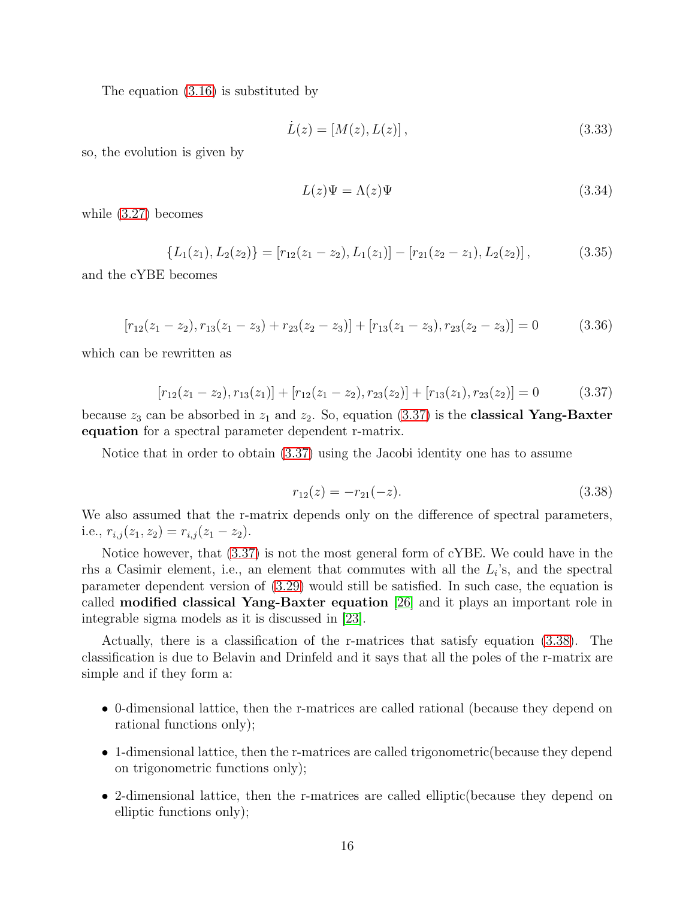The equation (3.16) is substituted by

$$\dot{L}(z) = [M(z), L(z)]\,, \tag{3.33}$$

so, the evolution is given by

$$L(z)\Psi = \Lambda(z)\Psi \tag{3.34}$$

while (3.27) becomes

$$\{L_1(z_1), L_2(z_2)\} = [r_{12}(z_1 - z_2), L_1(z_1)] - [r_{21}(z_2 - z_1), L_2(z_2)]\,, \tag{3.35}$$

and the cYBE becomes

$$[r_{12}(z_1 - z_2), r_{13}(z_1 - z_3) + r_{23}(z_2 - z_3)] + [r_{13}(z_1 - z_3), r_{23}(z_2 - z_3)] = 0 \tag{3.36}$$

which can be rewritten as

$$[r_{12}(z_1 - z_2), r_{13}(z_1)] + [r_{12}(z_1 - z_2), r_{23}(z_2)] + [r_{13}(z_1), r_{23}(z_2)] = 0 \tag{3.37}$$

because $z_3$ can be absorbed in $z_1$ and $z_2$. So, equation (3.37) is the **classical Yang-Baxter equation** for a spectral parameter dependent r-matrix.

Notice that in order to obtain (3.37) using the Jacobi identity one has to assume

$$r_{12}(z) = -r_{21}(-z). \tag{3.38}$$

We also assumed that the r-matrix depends only on the difference of spectral parameters, i.e., $r_{i,j}(z_1, z_2) = r_{i,j}(z_1 - z_2)$.

Notice however, that (3.37) is not the most general form of cYBE. We could have in the rhs a Casimir element, i.e., an element that commutes with all the $L_i$'s, and the spectral parameter dependent version of (3.29) would still be satisfied. In such case, the equation is called **modified classical Yang-Baxter equation** [26] and it plays an important role in integrable sigma models as it is discussed in [23].

Actually, there is a classification of the r-matrices that satisfy equation (3.38). The classification is due to Belavin and Drinfeld and it says that all the poles of the r-matrix are simple and if they form a:

- 0-dimensional lattice, then the r-matrices are called rational (because they depend on rational functions only);
- 1-dimensional lattice, then the r-matrices are called trigonometric(because they depend on trigonometric functions only);
- 2-dimensional lattice, then the r-matrices are called elliptic(because they depend on elliptic functions only);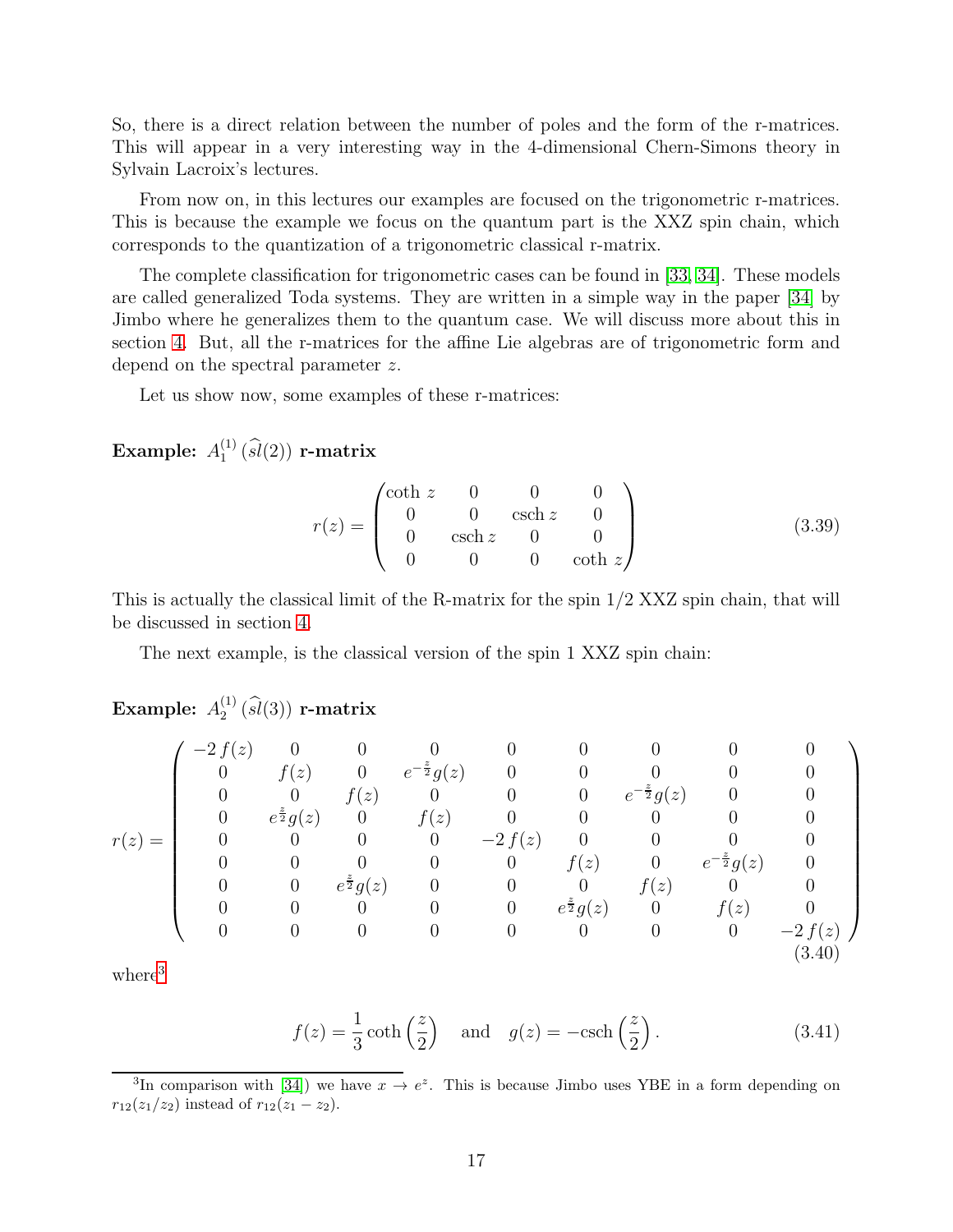So, there is a direct relation between the number of poles and the form of the r-matrices. This will appear in a very interesting way in the 4-dimensional Chern-Simons theory in Sylvain Lacroix's lectures.

From now on, in this lectures our examples are focused on the trigonometric r-matrices. This is because the example we focus on the quantum part is the XXZ spin chain, which corresponds to the quantization of a trigonometric classical r-matrix.

The complete classification for trigonometric cases can be found in [33, 34]. These models are called generalized Toda systems. They are written in a simple way in the paper [34] by Jimbo where he generalizes them to the quantum case. We will discuss more about this in section 4. But, all the r-matrices for the affine Lie algebras are of trigonometric form and depend on the spectral parameter $z$.

Let us show now, some examples of these r-matrices:

**Example:** $A_1^{(1)}$ $(\widehat{sl}(2))$ **r-matrix**

$$r(z) = \begin{pmatrix} \coth z & 0 & 0 & 0 \\ 0 & 0 & \operatorname{csch} z & 0 \\ 0 & \operatorname{csch} z & 0 & 0 \\ 0 & 0 & 0 & \coth z \end{pmatrix} \tag{3.39}$$

This is actually the classical limit of the R-matrix for the spin 1/2 XXZ spin chain, that will be discussed in section 4.

The next example, is the classical version of the spin 1 XXZ spin chain:

**Example:** $A_2^{(1)}$ $(\widehat{sl}(3))$ **r-matrix**

$$r(z) = \begin{pmatrix} -2\,f(z) & 0 & 0 & 0 & 0 & 0 & 0 & 0 & 0 \\ 0 & f(z) & 0 & e^{-\frac{z}{2}}g(z) & 0 & 0 & 0 & 0 & 0 \\ 0 & 0 & f(z) & 0 & 0 & 0 & e^{-\frac{z}{2}}g(z) & 0 & 0 \\ 0 & e^{\frac{z}{2}}g(z) & 0 & f(z) & 0 & 0 & 0 & 0 & 0 \\ 0 & 0 & 0 & 0 & -2\,f(z) & 0 & 0 & 0 & 0 \\ 0 & 0 & 0 & 0 & 0 & f(z) & 0 & e^{-\frac{z}{2}}g(z) & 0 \\ 0 & 0 & e^{\frac{z}{2}}g(z) & 0 & 0 & 0 & f(z) & 0 & 0 \\ 0 & 0 & 0 & 0 & 0 & e^{\frac{z}{2}}g(z) & 0 & f(z) & 0 \\ 0 & 0 & 0 & 0 & 0 & 0 & 0 & 0 & -2\,f(z) \end{pmatrix} \tag{3.40}$$

where[3]

$$f(z) = \frac{1}{3}\coth\left(\frac{z}{2}\right) \quad \text{and} \quad g(z) = -\operatorname{csch}\left(\frac{z}{2}\right). \tag{3.41}$$

[3] In comparison with [34]) we have $x \to e^z$. This is because Jimbo uses YBE in a form depending on $r_{12}(z_1/z_2)$ instead of $r_{12}(z_1 - z_2)$.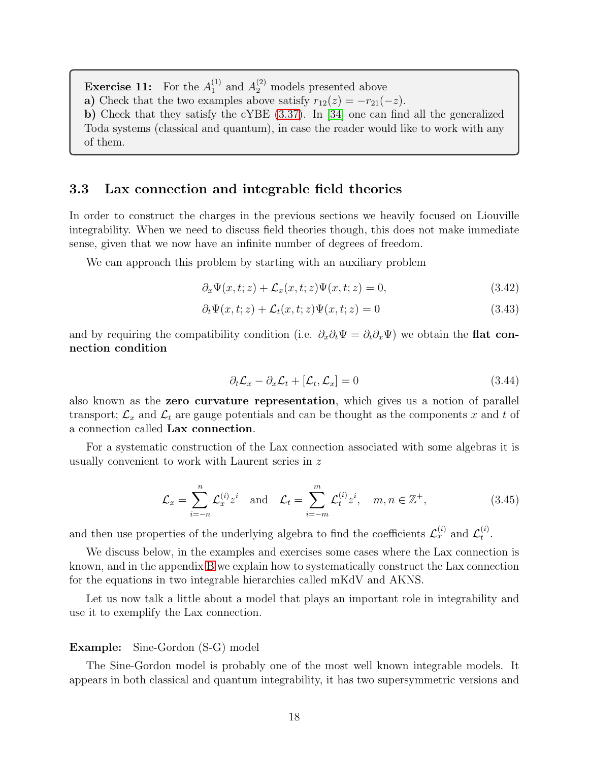**Exercise 11:** For the $A_1^{(1)}$ and $A_2^{(2)}$ models presented above
**a)** Check that the two examples above satisfy $r_{12}(z) = -r_{21}(-z)$.
**b)** Check that they satisfy the cYBE (3.37). In [34] one can find all the generalized Toda systems (classical and quantum), in case the reader would like to work with any of them.

### 3.3 Lax connection and integrable field theories

In order to construct the charges in the previous sections we heavily focused on Liouville integrability. When we need to discuss field theories though, this does not make immediate sense, given that we now have an infinite number of degrees of freedom.

We can approach this problem by starting with an auxiliary problem

$$\partial_x \Psi(x,t;z) + \mathcal{L}_x(x,t;z)\Psi(x,t;z) = 0, \tag{3.42}$$

$$\partial_t \Psi(x,t;z) + \mathcal{L}_t(x,t;z)\Psi(x,t;z) = 0 \tag{3.43}$$

and by requiring the compatibility condition (i.e. $\partial_x\partial_t\Psi = \partial_t\partial_x\Psi$) we obtain the **flat connection condition**

$$\partial_t \mathcal{L}_x - \partial_x \mathcal{L}_t + [\mathcal{L}_t, \mathcal{L}_x] = 0 \tag{3.44}$$

also known as the **zero curvature representation**, which gives us a notion of parallel transport; $\mathcal{L}_x$ and $\mathcal{L}_t$ are gauge potentials and can be thought as the components $x$ and $t$ of a connection called **Lax connection**.

For a systematic construction of the Lax connection associated with some algebras it is usually convenient to work with Laurent series in $z$

$$\mathcal{L}_x = \sum_{i=-n}^{n} \mathcal{L}_x^{(i)} z^i \quad \text{and} \quad \mathcal{L}_t = \sum_{i=-m}^{m} \mathcal{L}_t^{(i)} z^i, \quad m,n \in \mathbb{Z}^+, \tag{3.45}$$

and then use properties of the underlying algebra to find the coefficients $\mathcal{L}_x^{(i)}$ and $\mathcal{L}_t^{(i)}$.

We discuss below, in the examples and exercises some cases where the Lax connection is known, and in the appendix B we explain how to systematically construct the Lax connection for the equations in two integrable hierarchies called mKdV and AKNS.

Let us now talk a little about a model that plays an important role in integrability and use it to exemplify the Lax connection.

**Example:** Sine-Gordon (S-G) model

The Sine-Gordon model is probably one of the most well known integrable models. It appears in both classical and quantum integrability, it has two supersymmetric versions and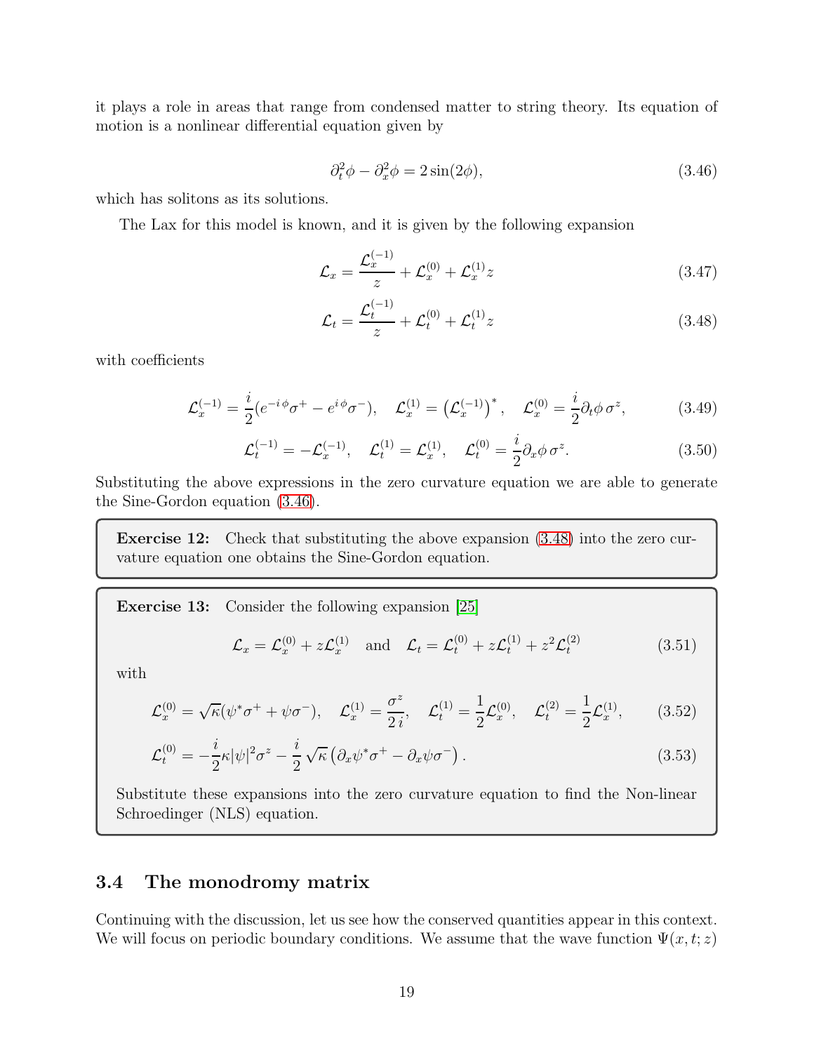it plays a role in areas that range from condensed matter to string theory. Its equation of motion is a nonlinear differential equation given by

$$\partial_t^2\phi - \partial_x^2\phi = 2\sin(2\phi), \tag{3.46}$$

which has solitons as its solutions.

The Lax for this model is known, and it is given by the following expansion

$$\mathcal{L}_x = \frac{\mathcal{L}_x^{(-1)}}{z} + \mathcal{L}_x^{(0)} + \mathcal{L}_x^{(1)} z \tag{3.47}$$

$$\mathcal{L}_t = \frac{\mathcal{L}_t^{(-1)}}{z} + \mathcal{L}_t^{(0)} + \mathcal{L}_t^{(1)} z \tag{3.48}$$

with coefficients

$$\mathcal{L}_x^{(-1)} = \frac{i}{2}(e^{-i\,\phi}\sigma^+ - e^{i\,\phi}\sigma^-), \quad \mathcal{L}_x^{(1)} = \left(\mathcal{L}_x^{(-1)}\right)^*, \quad \mathcal{L}_x^{(0)} = \frac{i}{2}\partial_t\phi\,\sigma^z, \tag{3.49}$$

$$\mathcal{L}_t^{(-1)} = -\mathcal{L}_x^{(-1)}, \quad \mathcal{L}_t^{(1)} = \mathcal{L}_x^{(1)}, \quad \mathcal{L}_t^{(0)} = \frac{i}{2}\partial_x\phi\,\sigma^z. \tag{3.50}$$

Substituting the above expressions in the zero curvature equation we are able to generate the Sine-Gordon equation (3.46).

> **Exercise 12:** Check that substituting the above expansion (3.48) into the zero curvature equation one obtains the Sine-Gordon equation.

> **Exercise 13:** Consider the following expansion [25]
>
> $$\mathcal{L}_x = \mathcal{L}_x^{(0)} + z\mathcal{L}_x^{(1)} \quad \text{and} \quad \mathcal{L}_t = \mathcal{L}_t^{(0)} + z\mathcal{L}_t^{(1)} + z^2\mathcal{L}_t^{(2)} \tag{3.51}$$
>
> with
>
> $$\mathcal{L}_x^{(0)} = \sqrt{\kappa}(\psi^*\sigma^+ + \psi\sigma^-), \quad \mathcal{L}_x^{(1)} = \frac{\sigma^z}{2\,i}, \quad \mathcal{L}_t^{(1)} = \frac{1}{2}\mathcal{L}_x^{(0)}, \quad \mathcal{L}_t^{(2)} = \frac{1}{2}\mathcal{L}_x^{(1)}, \tag{3.52}$$
>
> $$\mathcal{L}_t^{(0)} = -\frac{i}{2}\kappa|\psi|^2\sigma^z - \frac{i}{2}\sqrt{\kappa}\left(\partial_x\psi^*\sigma^+ - \partial_x\psi\sigma^-\right). \tag{3.53}$$
>
> Substitute these expansions into the zero curvature equation to find the Non-linear Schroedinger (NLS) equation.

### 3.4 The monodromy matrix

Continuing with the discussion, let us see how the conserved quantities appear in this context. We will focus on periodic boundary conditions. We assume that the wave function $\Psi(x, t; z)$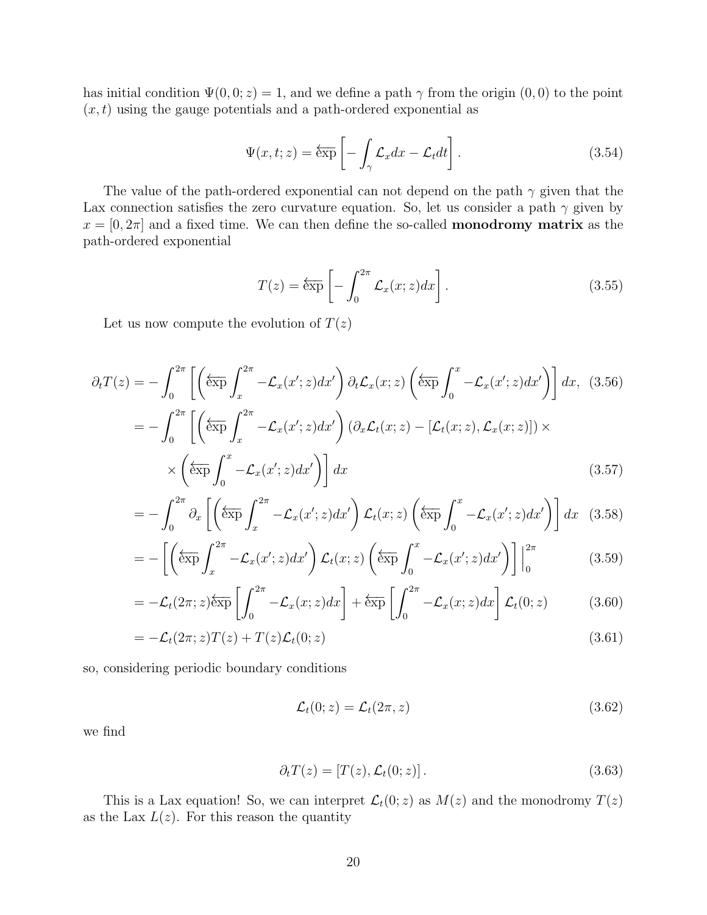has initial condition $\Psi(0, 0; z) = 1$, and we define a path $\gamma$ from the origin $(0, 0)$ to the point $(x, t)$ using the gauge potentials and a path-ordered exponential as

$$\Psi(x, t; z) = \overleftarrow{\exp}\left[-\int_{\gamma} \mathcal{L}_x dx - \mathcal{L}_t dt\right]. \tag{3.54}$$

The value of the path-ordered exponential can not depend on the path $\gamma$ given that the Lax connection satisfies the zero curvature equation. So, let us consider a path $\gamma$ given by $x = [0, 2\pi]$ and a fixed time. We can then define the so-called **monodromy matrix** as the path-ordered exponential

$$T(z) = \overleftarrow{\exp}\left[-\int_0^{2\pi} \mathcal{L}_x(x; z) dx\right]. \tag{3.55}$$

Let us now compute the evolution of $T(z)$

$$\partial_t T(z) = -\int_0^{2\pi}\left[\left(\overleftarrow{\exp}\int_x^{2\pi} -\mathcal{L}_x(x'; z)dx'\right)\partial_t \mathcal{L}_x(x; z)\left(\overleftarrow{\exp}\int_0^x -\mathcal{L}_x(x'; z)dx'\right)\right]dx, \tag{3.56}$$

$$\begin{aligned}
&= -\int_0^{2\pi}\left[\left(\overleftarrow{\exp}\int_x^{2\pi} -\mathcal{L}_x(x'; z)dx'\right)\left(\partial_x \mathcal{L}_t(x; z) - [\mathcal{L}_t(x; z), \mathcal{L}_x(x; z)]\right)\times\right. \\
&\qquad \left.\times\left(\overleftarrow{\exp}\int_0^x -\mathcal{L}_x(x'; z)dx'\right)\right]dx
\end{aligned} \tag{3.57}$$

$$= -\int_0^{2\pi}\partial_x\left[\left(\overleftarrow{\exp}\int_x^{2\pi} -\mathcal{L}_x(x'; z)dx'\right)\mathcal{L}_t(x; z)\left(\overleftarrow{\exp}\int_0^x -\mathcal{L}_x(x'; z)dx'\right)\right]dx \tag{3.58}$$

$$= -\left[\left(\overleftarrow{\exp}\int_x^{2\pi} -\mathcal{L}_x(x'; z)dx'\right)\mathcal{L}_t(x; z)\left(\overleftarrow{\exp}\int_0^x -\mathcal{L}_x(x'; z)dx'\right)\right]\Big|_0^{2\pi} \tag{3.59}$$

$$= -\mathcal{L}_t(2\pi; z)\overleftarrow{\exp}\left[\int_0^{2\pi} -\mathcal{L}_x(x; z)dx\right] + \overleftarrow{\exp}\left[\int_0^{2\pi} -\mathcal{L}_x(x; z)dx\right]\mathcal{L}_t(0; z) \tag{3.60}$$

$$= -\mathcal{L}_t(2\pi; z)T(z) + T(z)\mathcal{L}_t(0; z) \tag{3.61}$$

so, considering periodic boundary conditions

$$\mathcal{L}_t(0; z) = \mathcal{L}_t(2\pi, z) \tag{3.62}$$

we find

$$\partial_t T(z) = [T(z), \mathcal{L}_t(0; z)]. \tag{3.63}$$

This is a Lax equation! So, we can interpret $\mathcal{L}_t(0; z)$ as $M(z)$ and the monodromy $T(z)$ as the Lax $L(z)$. For this reason the quantity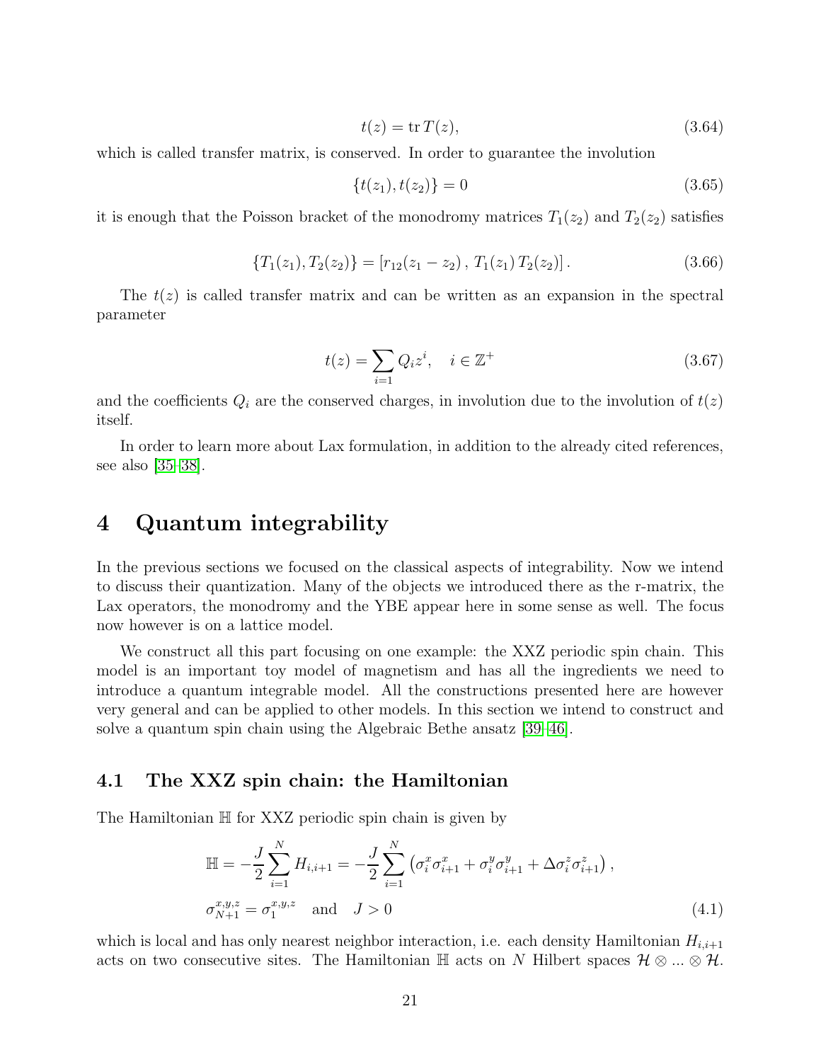$$t(z) = \operatorname{tr} T(z), \tag{3.64}$$

which is called transfer matrix, is conserved. In order to guarantee the involution

$$\{t(z_1), t(z_2)\} = 0 \tag{3.65}$$

it is enough that the Poisson bracket of the monodromy matrices $T_1(z_2)$ and $T_2(z_2)$ satisfies

$$\{T_1(z_1), T_2(z_2)\} = [r_{12}(z_1 - z_2)\,,\, T_1(z_1)\, T_2(z_2)]\,. \tag{3.66}$$

The $t(z)$ is called transfer matrix and can be written as an expansion in the spectral parameter

$$t(z) = \sum_{i=1} Q_i z^i, \quad i \in \mathbb{Z}^+ \tag{3.67}$$

and the coefficients $Q_i$ are the conserved charges, in involution due to the involution of $t(z)$ itself.

In order to learn more about Lax formulation, in addition to the already cited references, see also [35–38].

# 4 Quantum integrability

In the previous sections we focused on the classical aspects of integrability. Now we intend to discuss their quantization. Many of the objects we introduced there as the r-matrix, the Lax operators, the monodromy and the YBE appear here in some sense as well. The focus now however is on a lattice model.

We construct all this part focusing on one example: the XXZ periodic spin chain. This model is an important toy model of magnetism and has all the ingredients we need to introduce a quantum integrable model. All the constructions presented here are however very general and can be applied to other models. In this section we intend to construct and solve a quantum spin chain using the Algebraic Bethe ansatz [39–46].

## 4.1 The XXZ spin chain: the Hamiltonian

The Hamiltonian $\mathbb{H}$ for XXZ periodic spin chain is given by

$$\begin{aligned}
\mathbb{H} &= -\frac{J}{2}\sum_{i=1}^{N} H_{i,i+1} = -\frac{J}{2}\sum_{i=1}^{N}\left(\sigma_i^x\sigma_{i+1}^x + \sigma_i^y\sigma_{i+1}^y + \Delta\sigma_i^z\sigma_{i+1}^z\right), \\
\sigma_{N+1}^{x,y,z} &= \sigma_1^{x,y,z} \quad \text{and} \quad J > 0
\end{aligned} \tag{4.1}$$

which is local and has only nearest neighbor interaction, i.e. each density Hamiltonian $H_{i,i+1}$ acts on two consecutive sites. The Hamiltonian $\mathbb{H}$ acts on $N$ Hilbert spaces $\mathcal{H} \otimes ... \otimes \mathcal{H}$.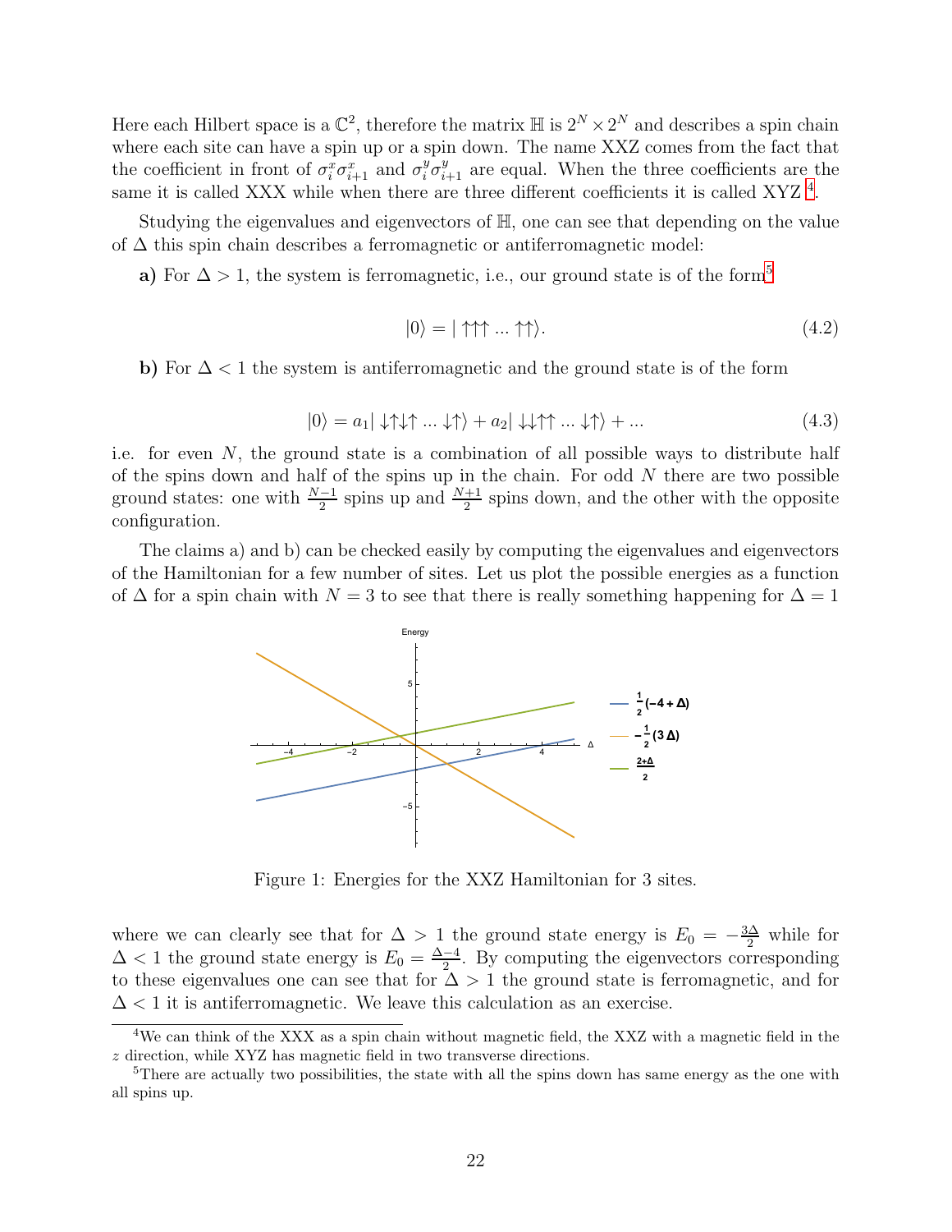Here each Hilbert space is a $\mathbb{C}^2$, therefore the matrix $\mathbb{H}$ is $2^N \times 2^N$ and describes a spin chain where each site can have a spin up or a spin down. The name XXZ comes from the fact that the coefficient in front of $\sigma_i^x \sigma_{i+1}^x$ and $\sigma_i^y \sigma_{i+1}^y$ are equal. When the three coefficients are the same it is called XXX while when there are three different coefficients it is called XYZ [4].

Studying the eigenvalues and eigenvectors of $\mathbb{H}$, one can see that depending on the value of $\Delta$ this spin chain describes a ferromagnetic or antiferromagnetic model:

**a)** For $\Delta > 1$, the system is ferromagnetic, i.e., our ground state is of the form[5]

$$|0\rangle = |\uparrow\uparrow\uparrow \dots \uparrow\uparrow\rangle. \tag{4.2}$$

**b)** For $\Delta < 1$ the system is antiferromagnetic and the ground state is of the form

$$|0\rangle = a_1|\downarrow\uparrow\downarrow\uparrow \dots \downarrow\uparrow\rangle + a_2|\downarrow\downarrow\uparrow\uparrow \dots \downarrow\uparrow\rangle + \dots \tag{4.3}$$

i.e. for even $N$, the ground state is a combination of all possible ways to distribute half of the spins down and half of the spins up in the chain. For odd $N$ there are two possible ground states: one with $\frac{N-1}{2}$ spins up and $\frac{N+1}{2}$ spins down, and the other with the opposite configuration.

The claims a) and b) can be checked easily by computing the eigenvalues and eigenvectors of the Hamiltonian for a few number of sites. Let us plot the possible energies as a function of $\Delta$ for a spin chain with $N = 3$ to see that there is really something happening for $\Delta = 1$

Figure 1: Energies for the XXZ Hamiltonian for 3 sites.

where we can clearly see that for $\Delta > 1$ the ground state energy is $E_0 = -\frac{3\Delta}{2}$ while for $\Delta < 1$ the ground state energy is $E_0 = \frac{\Delta-4}{2}$. By computing the eigenvectors corresponding to these eigenvalues one can see that for $\Delta > 1$ the ground state is ferromagnetic, and for $\Delta < 1$ it is antiferromagnetic. We leave this calculation as an exercise.

---

[4] We can think of the XXX as a spin chain without magnetic field, the XXZ with a magnetic field in the $z$ direction, while XYZ has magnetic field in two transverse directions.

[5] There are actually two possibilities, the state with all the spins down has same energy as the one with all spins up.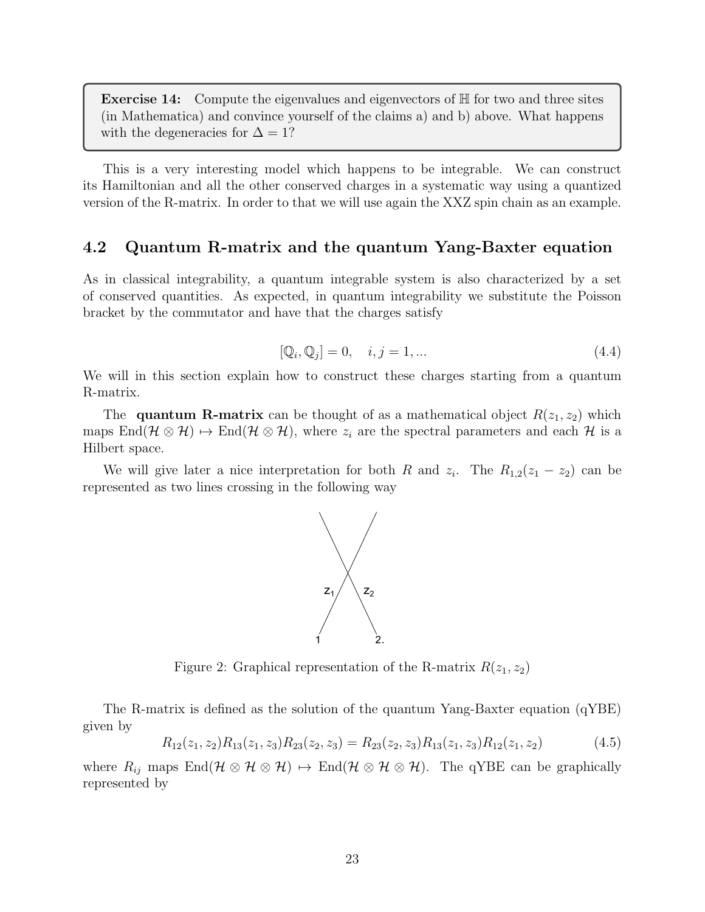> **Exercise 14:** Compute the eigenvalues and eigenvectors of $\mathbb{H}$ for two and three sites (in Mathematica) and convince yourself of the claims a) and b) above. What happens with the degeneracies for $\Delta = 1$?

This is a very interesting model which happens to be integrable. We can construct its Hamiltonian and all the other conserved charges in a systematic way using a quantized version of the R-matrix. In order to that we will use again the XXZ spin chain as an example.

## 4.2 Quantum R-matrix and the quantum Yang-Baxter equation

As in classical integrability, a quantum integrable system is also characterized by a set of conserved quantities. As expected, in quantum integrability we substitute the Poisson bracket by the commutator and have that the charges satisfy

$$[\mathbb{Q}_i, \mathbb{Q}_j] = 0, \quad i, j = 1, ... \tag{4.4}$$

We will in this section explain how to construct these charges starting from a quantum R-matrix.

The **quantum R-matrix** can be thought of as a mathematical object $R(z_1, z_2)$ which maps $\text{End}(\mathcal{H} \otimes \mathcal{H}) \mapsto \text{End}(\mathcal{H} \otimes \mathcal{H})$, where $z_i$ are the spectral parameters and each $\mathcal{H}$ is a Hilbert space.

We will give later a nice interpretation for both $R$ and $z_i$. The $R_{1,2}(z_1 - z_2)$ can be represented as two lines crossing in the following way

Figure 2: Graphical representation of the R-matrix $R(z_1, z_2)$

The R-matrix is defined as the solution of the quantum Yang-Baxter equation (qYBE) given by

$$R_{12}(z_1, z_2)R_{13}(z_1, z_3)R_{23}(z_2, z_3) = R_{23}(z_2, z_3)R_{13}(z_1, z_3)R_{12}(z_1, z_2) \tag{4.5}$$

where $R_{ij}$ maps $\text{End}(\mathcal{H} \otimes \mathcal{H} \otimes \mathcal{H}) \mapsto \text{End}(\mathcal{H} \otimes \mathcal{H} \otimes \mathcal{H})$. The qYBE can be graphically represented by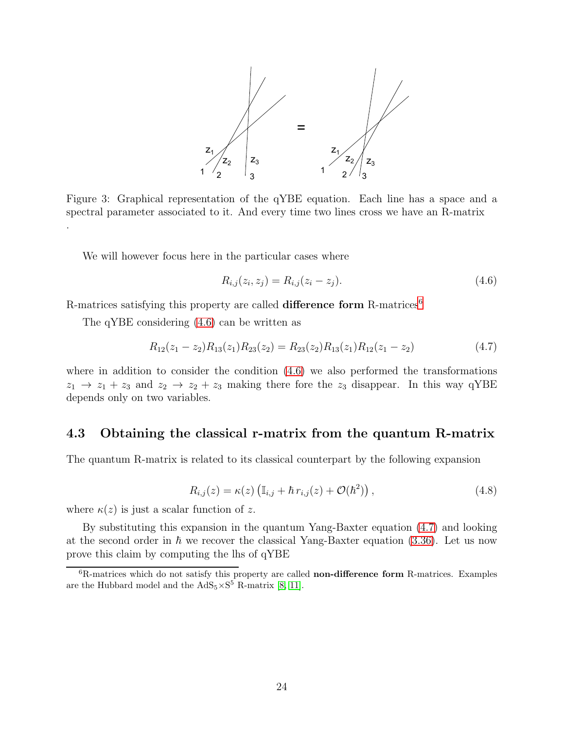Figure 3: Graphical representation of the qYBE equation. Each line has a space and a spectral parameter associated to it. And every time two lines cross we have an R-matrix .

We will however focus here in the particular cases where

$$R_{i,j}(z_i, z_j) = R_{i,j}(z_i - z_j). \tag{4.6}$$

R-matrices satisfying this property are called **difference form** R-matrices[6]

The qYBE considering (4.6) can be written as

$$R_{12}(z_1 - z_2)R_{13}(z_1)R_{23}(z_2) = R_{23}(z_2)R_{13}(z_1)R_{12}(z_1 - z_2) \tag{4.7}$$

where in addition to consider the condition (4.6) we also performed the transformations $z_1 \to z_1 + z_3$ and $z_2 \to z_2 + z_3$ making there fore the $z_3$ disappear. In this way qYBE depends only on two variables.

## 4.3 Obtaining the classical r-matrix from the quantum R-matrix

The quantum R-matrix is related to its classical counterpart by the following expansion

$$R_{i,j}(z) = \kappa(z) \left( \mathbb{I}_{i,j} + \hbar \, r_{i,j}(z) + \mathcal{O}(\hbar^2) \right), \tag{4.8}$$

where $\kappa(z)$ is just a scalar function of $z$.

By substituting this expansion in the quantum Yang-Baxter equation (4.7) and looking at the second order in $\hbar$ we recover the classical Yang-Baxter equation (3.36). Let us now prove this claim by computing the lhs of qYBE

[6] R-matrices which do not satisfy this property are called **non-difference form** R-matrices. Examples are the Hubbard model and the $\mathrm{AdS}_5 \times \mathrm{S}^5$ R-matrix [8, 11].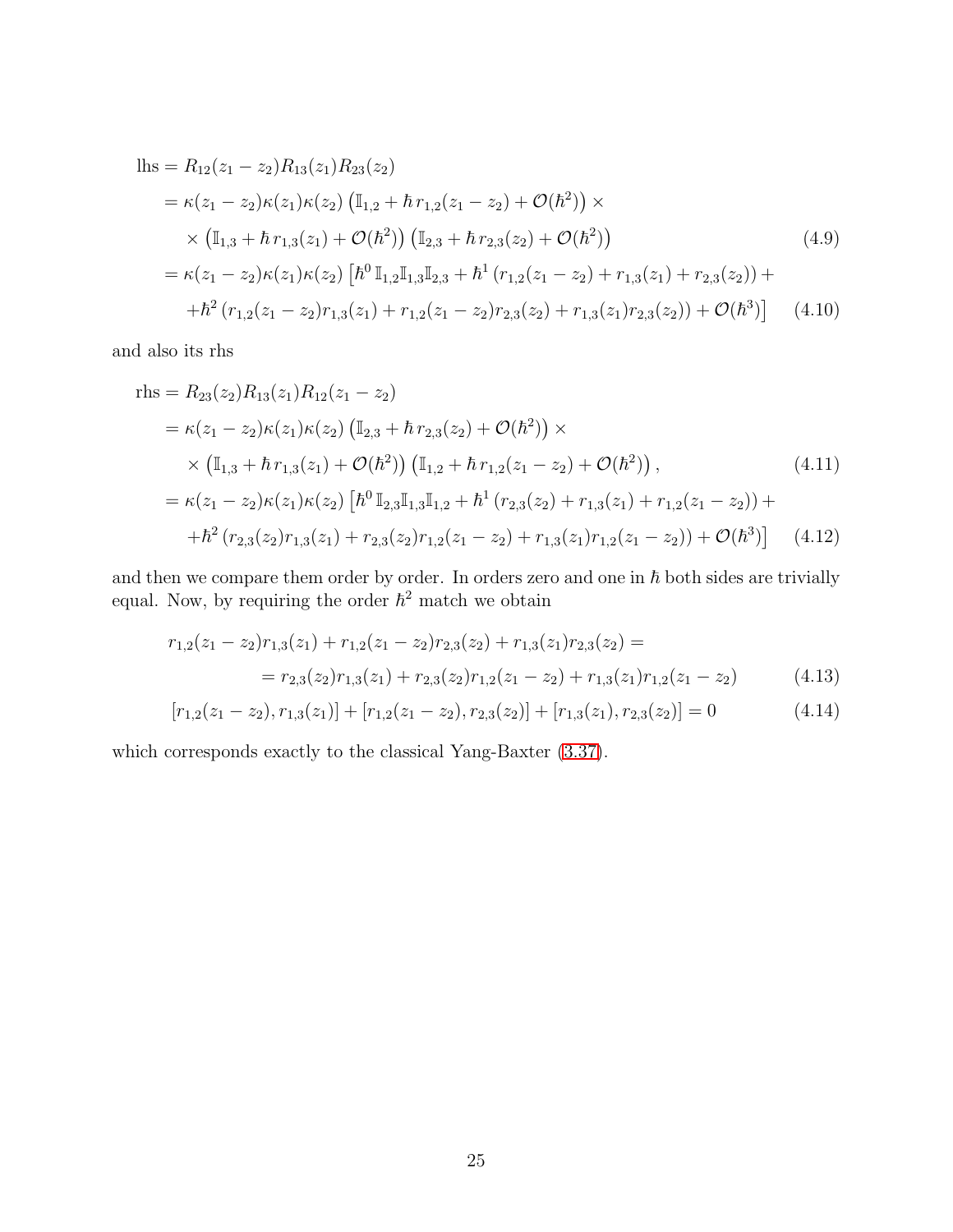$$
\begin{aligned}
\text{lhs} &= R_{12}(z_1 - z_2) R_{13}(z_1) R_{23}(z_2) \\
&= \kappa(z_1 - z_2)\kappa(z_1)\kappa(z_2) \left( \mathbb{I}_{1,2} + \hbar\, r_{1,2}(z_1 - z_2) + \mathcal{O}(\hbar^2) \right) \times \\
&\quad \times \left( \mathbb{I}_{1,3} + \hbar\, r_{1,3}(z_1) + \mathcal{O}(\hbar^2) \right) \left( \mathbb{I}_{2,3} + \hbar\, r_{2,3}(z_2) + \mathcal{O}(\hbar^2) \right) \qquad (4.9) \\
&= \kappa(z_1 - z_2)\kappa(z_1)\kappa(z_2) \left[ \hbar^0\, \mathbb{I}_{1,2}\mathbb{I}_{1,3}\mathbb{I}_{2,3} + \hbar^1 \left( r_{1,2}(z_1 - z_2) + r_{1,3}(z_1) + r_{2,3}(z_2) \right) + \right. \\
&\quad \left. + \hbar^2 \left( r_{1,2}(z_1 - z_2) r_{1,3}(z_1) + r_{1,2}(z_1 - z_2) r_{2,3}(z_2) + r_{1,3}(z_1) r_{2,3}(z_2) \right) + \mathcal{O}(\hbar^3) \right] \qquad (4.10)
\end{aligned}
$$

and also its rhs

$$
\begin{aligned}
\text{rhs} &= R_{23}(z_2) R_{13}(z_1) R_{12}(z_1 - z_2) \\
&= \kappa(z_1 - z_2)\kappa(z_1)\kappa(z_2) \left( \mathbb{I}_{2,3} + \hbar\, r_{2,3}(z_2) + \mathcal{O}(\hbar^2) \right) \times \\
&\quad \times \left( \mathbb{I}_{1,3} + \hbar\, r_{1,3}(z_1) + \mathcal{O}(\hbar^2) \right) \left( \mathbb{I}_{1,2} + \hbar\, r_{1,2}(z_1 - z_2) + \mathcal{O}(\hbar^2) \right), \qquad (4.11) \\
&= \kappa(z_1 - z_2)\kappa(z_1)\kappa(z_2) \left[ \hbar^0\, \mathbb{I}_{2,3}\mathbb{I}_{1,3}\mathbb{I}_{1,2} + \hbar^1 \left( r_{2,3}(z_2) + r_{1,3}(z_1) + r_{1,2}(z_1 - z_2) \right) + \right. \\
&\quad \left. + \hbar^2 \left( r_{2,3}(z_2) r_{1,3}(z_1) + r_{2,3}(z_2) r_{1,2}(z_1 - z_2) + r_{1,3}(z_1) r_{1,2}(z_1 - z_2) \right) + \mathcal{O}(\hbar^3) \right] \qquad (4.12)
\end{aligned}
$$

and then we compare them order by order. In orders zero and one in $\hbar$ both sides are trivially equal. Now, by requiring the order $\hbar^2$ match we obtain

$$
\begin{aligned}
& r_{1,2}(z_1 - z_2) r_{1,3}(z_1) + r_{1,2}(z_1 - z_2) r_{2,3}(z_2) + r_{1,3}(z_1) r_{2,3}(z_2) = \\
&\qquad = r_{2,3}(z_2) r_{1,3}(z_1) + r_{2,3}(z_2) r_{1,2}(z_1 - z_2) + r_{1,3}(z_1) r_{1,2}(z_1 - z_2) \qquad (4.13) \\
& [r_{1,2}(z_1 - z_2), r_{1,3}(z_1)] + [r_{1,2}(z_1 - z_2), r_{2,3}(z_2)] + [r_{1,3}(z_1), r_{2,3}(z_2)] = 0 \qquad (4.14)
\end{aligned}
$$

which corresponds exactly to the classical Yang-Baxter (3.37).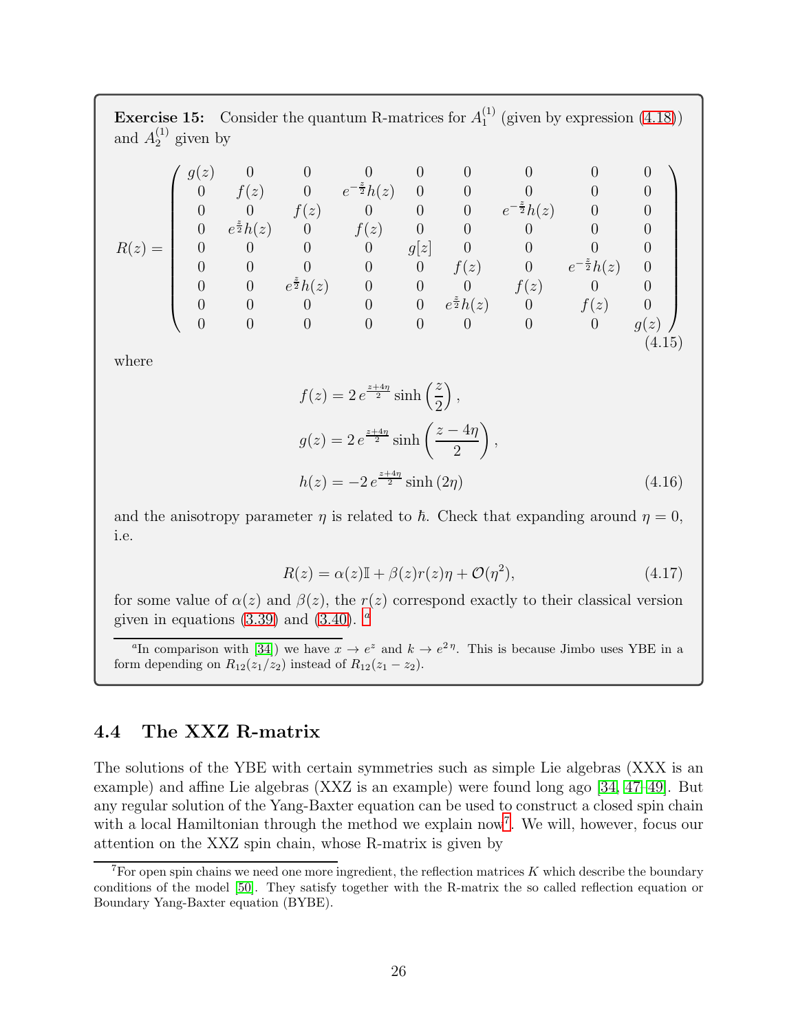**Exercise 15:** Consider the quantum R-matrices for $A_1^{(1)}$ (given by expression (4.18)) and $A_2^{(1)}$ given by

$$R(z) = \begin{pmatrix} g(z) & 0 & 0 & 0 & 0 & 0 & 0 & 0 & 0 \\ 0 & f(z) & 0 & e^{-\frac{z}{2}}h(z) & 0 & 0 & 0 & 0 & 0 \\ 0 & 0 & f(z) & 0 & 0 & 0 & e^{-\frac{z}{2}}h(z) & 0 & 0 \\ 0 & e^{\frac{z}{2}}h(z) & 0 & f(z) & 0 & 0 & 0 & 0 & 0 \\ 0 & 0 & 0 & 0 & g[z] & 0 & 0 & 0 & 0 \\ 0 & 0 & 0 & 0 & 0 & f(z) & 0 & e^{-\frac{z}{2}}h(z) & 0 \\ 0 & 0 & e^{\frac{z}{2}}h(z) & 0 & 0 & 0 & f(z) & 0 & 0 \\ 0 & 0 & 0 & 0 & 0 & e^{\frac{z}{2}}h(z) & 0 & f(z) & 0 \\ 0 & 0 & 0 & 0 & 0 & 0 & 0 & 0 & g(z) \end{pmatrix} \tag{4.15}$$

where

$$f(z) = 2\, e^{\frac{z+4\eta}{2}} \sinh\left(\frac{z}{2}\right),$$

$$g(z) = 2\, e^{\frac{z+4\eta}{2}} \sinh\left(\frac{z-4\eta}{2}\right),$$

$$h(z) = -2\, e^{\frac{z+4\eta}{2}} \sinh\left(2\eta\right) \tag{4.16}$$

and the anisotropy parameter $\eta$ is related to $\hbar$. Check that expanding around $\eta = 0$, i.e.

$$R(z) = \alpha(z)\mathbb{I} + \beta(z) r(z) \eta + \mathcal{O}(\eta^2), \tag{4.17}$$

for some value of $\alpha(z)$ and $\beta(z)$, the $r(z)$ correspond exactly to their classical version given in equations (3.39) and (3.40). [a]

[a] In comparison with [34]) we have $x \to e^z$ and $k \to e^{2\eta}$. This is because Jimbo uses YBE in a form depending on $R_{12}(z_1/z_2)$ instead of $R_{12}(z_1 - z_2)$.

## 4.4 The XXZ R-matrix

The solutions of the YBE with certain symmetries such as simple Lie algebras (XXX is an example) and affine Lie algebras (XXZ is an example) were found long ago [34, 47–49]. But any regular solution of the Yang-Baxter equation can be used to construct a closed spin chain with a local Hamiltonian through the method we explain now[7]. We will, however, focus our attention on the XXZ spin chain, whose R-matrix is given by

[7] For open spin chains we need one more ingredient, the reflection matrices $K$ which describe the boundary conditions of the model [50]. They satisfy together with the R-matrix the so called reflection equation or Boundary Yang-Baxter equation (BYBE).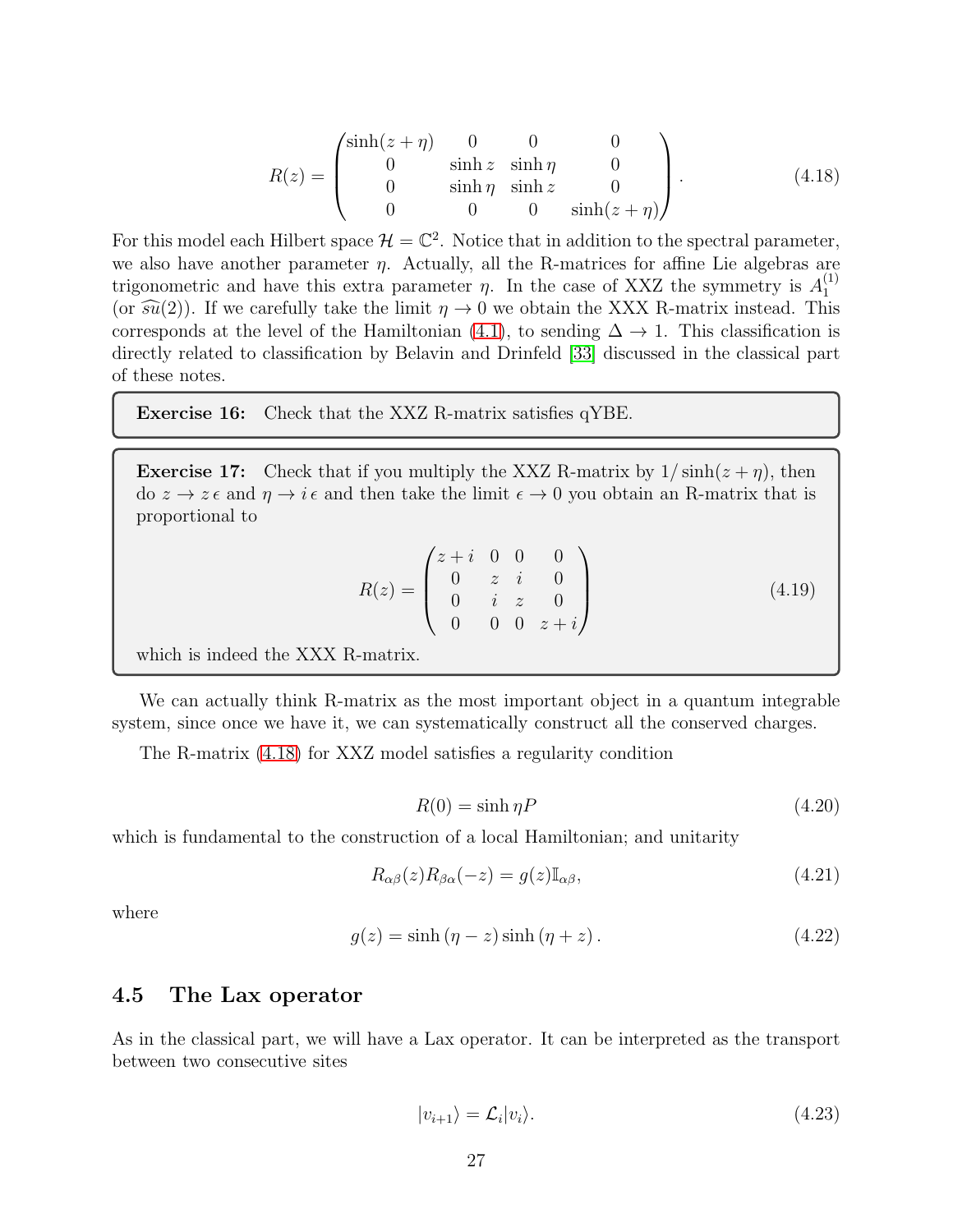$$
R(z) = \begin{pmatrix} \sinh(z+\eta) & 0 & 0 & 0 \\ 0 & \sinh z & \sinh\eta & 0 \\ 0 & \sinh\eta & \sinh z & 0 \\ 0 & 0 & 0 & \sinh(z+\eta) \end{pmatrix}. \tag{4.18}
$$

For this model each Hilbert space $\mathcal{H} = \mathbb{C}^2$. Notice that in addition to the spectral parameter, we also have another parameter $\eta$. Actually, all the R-matrices for affine Lie algebras are trigonometric and have this extra parameter $\eta$. In the case of XXZ the symmetry is $A_1^{(1)}$ (or $\widehat{su}(2)$). If we carefully take the limit $\eta \to 0$ we obtain the XXX R-matrix instead. This corresponds at the level of the Hamiltonian (4.1), to sending $\Delta \to 1$. This classification is directly related to classification by Belavin and Drinfeld [33] discussed in the classical part of these notes.

> **Exercise 16:** Check that the XXZ R-matrix satisfies qYBE.

> **Exercise 17:** Check that if you multiply the XXZ R-matrix by $1/\sinh(z+\eta)$, then do $z \to z\,\epsilon$ and $\eta \to i\,\epsilon$ and then take the limit $\epsilon \to 0$ you obtain an R-matrix that is proportional to
>
> $$
> R(z) = \begin{pmatrix} z+i & 0 & 0 & 0 \\ 0 & z & i & 0 \\ 0 & i & z & 0 \\ 0 & 0 & 0 & z+i \end{pmatrix} \tag{4.19}
> $$
>
> which is indeed the XXX R-matrix.

We can actually think R-matrix as the most important object in a quantum integrable system, since once we have it, we can systematically construct all the conserved charges.

The R-matrix (4.18) for XXZ model satisfies a regularity condition

$$
R(0) = \sinh\eta P \tag{4.20}
$$

which is fundamental to the construction of a local Hamiltonian; and unitarity

$$
R_{\alpha\beta}(z) R_{\beta\alpha}(-z) = g(z)\mathbb{I}_{\alpha\beta}, \tag{4.21}
$$

where

$$
g(z) = \sinh(\eta - z)\sinh(\eta + z). \tag{4.22}
$$

## 4.5 The Lax operator

As in the classical part, we will have a Lax operator. It can be interpreted as the transport between two consecutive sites

$$
|v_{i+1}\rangle = \mathcal{L}_i |v_i\rangle. \tag{4.23}
$$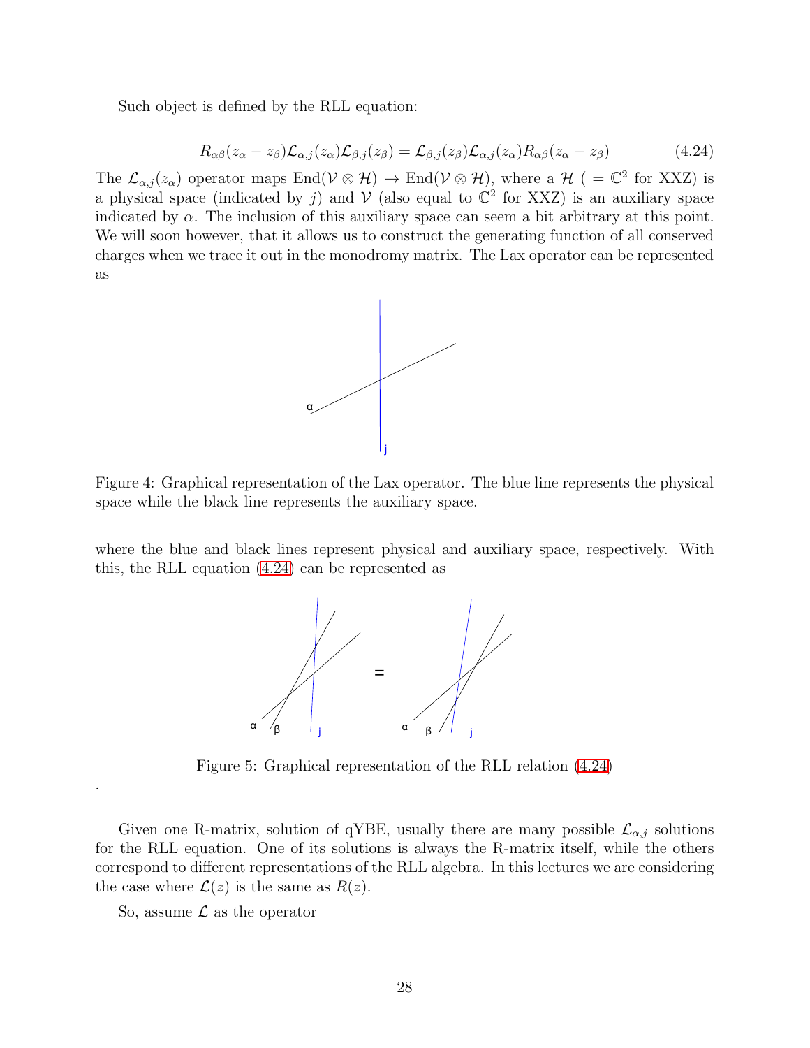Such object is defined by the RLL equation:

$$R_{\alpha\beta}(z_\alpha - z_\beta)\mathcal{L}_{\alpha,j}(z_\alpha)\mathcal{L}_{\beta,j}(z_\beta) = \mathcal{L}_{\beta,j}(z_\beta)\mathcal{L}_{\alpha,j}(z_\alpha)R_{\alpha\beta}(z_\alpha - z_\beta) \tag{4.24}$$

The $\mathcal{L}_{\alpha,j}(z_\alpha)$ operator maps $\text{End}(\mathcal{V} \otimes \mathcal{H}) \mapsto \text{End}(\mathcal{V} \otimes \mathcal{H})$, where a $\mathcal{H}$ ( $= \mathbb{C}^2$ for XXZ) is a physical space (indicated by $j$) and $\mathcal{V}$ (also equal to $\mathbb{C}^2$ for XXZ) is an auxiliary space indicated by $\alpha$. The inclusion of this auxiliary space can seem a bit arbitrary at this point. We will soon however, that it allows us to construct the generating function of all conserved charges when we trace it out in the monodromy matrix. The Lax operator can be represented as

Figure 4: Graphical representation of the Lax operator. The blue line represents the physical space while the black line represents the auxiliary space.

where the blue and black lines represent physical and auxiliary space, respectively. With this, the RLL equation (4.24) can be represented as

Figure 5: Graphical representation of the RLL relation (4.24)

.

Given one R-matrix, solution of qYBE, usually there are many possible $\mathcal{L}_{\alpha,j}$ solutions for the RLL equation. One of its solutions is always the R-matrix itself, while the others correspond to different representations of the RLL algebra. In this lectures we are considering the case where $\mathcal{L}(z)$ is the same as $R(z)$.

So, assume $\mathcal{L}$ as the operator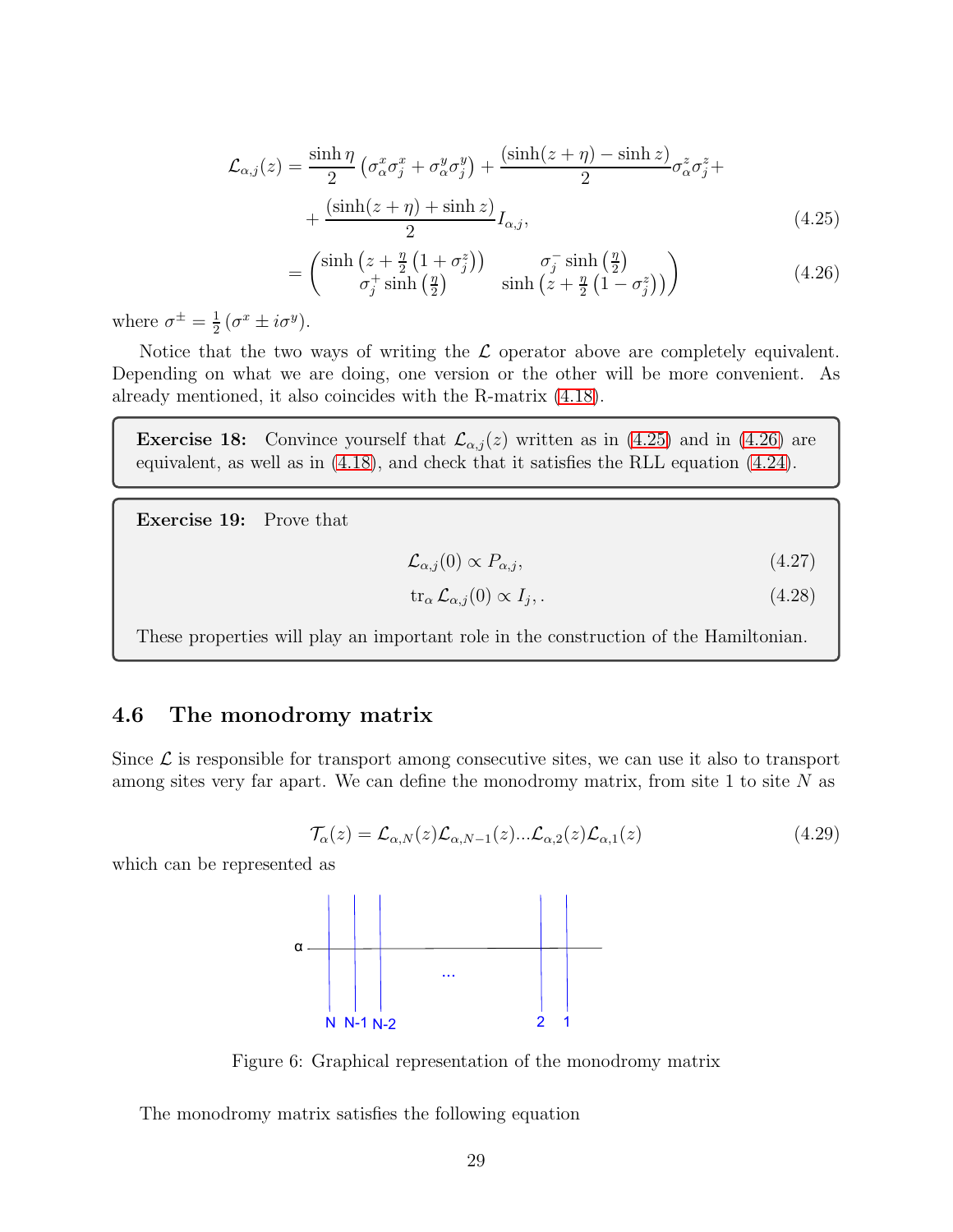$$\mathcal{L}_{\alpha,j}(z) = \frac{\sinh\eta}{2}\left(\sigma_\alpha^x\sigma_j^x + \sigma_\alpha^y\sigma_j^y\right) + \frac{(\sinh(z+\eta) - \sinh z)}{2}\sigma_\alpha^z\sigma_j^z + \\ + \frac{(\sinh(z+\eta)+\sinh z)}{2}I_{\alpha,j}, \tag{4.25}$$

$$= \begin{pmatrix} \sinh\left(z + \frac{\eta}{2}\left(1+\sigma_j^z\right)\right) & \sigma_j^- \sinh\left(\frac{\eta}{2}\right) \\ \sigma_j^+ \sinh\left(\frac{\eta}{2}\right) & \sinh\left(z + \frac{\eta}{2}\left(1-\sigma_j^z\right)\right) \end{pmatrix} \tag{4.26}$$

where $\sigma^\pm = \frac{1}{2}\left(\sigma^x \pm i\sigma^y\right)$.

Notice that the two ways of writing the $\mathcal{L}$ operator above are completely equivalent. Depending on what we are doing, one version or the other will be more convenient. As already mentioned, it also coincides with the R-matrix (4.18).

> **Exercise 18:** Convince yourself that $\mathcal{L}_{\alpha,j}(z)$ written as in (4.25) and in (4.26) are equivalent, as well as in (4.18), and check that it satisfies the RLL equation (4.24).

> **Exercise 19:** Prove that
>
> $$\mathcal{L}_{\alpha,j}(0) \propto P_{\alpha,j}, \tag{4.27}$$
>
> $$\mathrm{tr}_\alpha\, \mathcal{L}_{\alpha,j}(0) \propto I_j, . \tag{4.28}$$
>
> These properties will play an important role in the construction of the Hamiltonian.

## 4.6 The monodromy matrix

Since $\mathcal{L}$ is responsible for transport among consecutive sites, we can use it also to transport among sites very far apart. We can define the monodromy matrix, from site 1 to site $N$ as

$$\mathcal{T}_\alpha(z) = \mathcal{L}_{\alpha,N}(z)\mathcal{L}_{\alpha,N-1}(z)...\mathcal{L}_{\alpha,2}(z)\mathcal{L}_{\alpha,1}(z) \tag{4.29}$$

which can be represented as

Figure 6: Graphical representation of the monodromy matrix

The monodromy matrix satisfies the following equation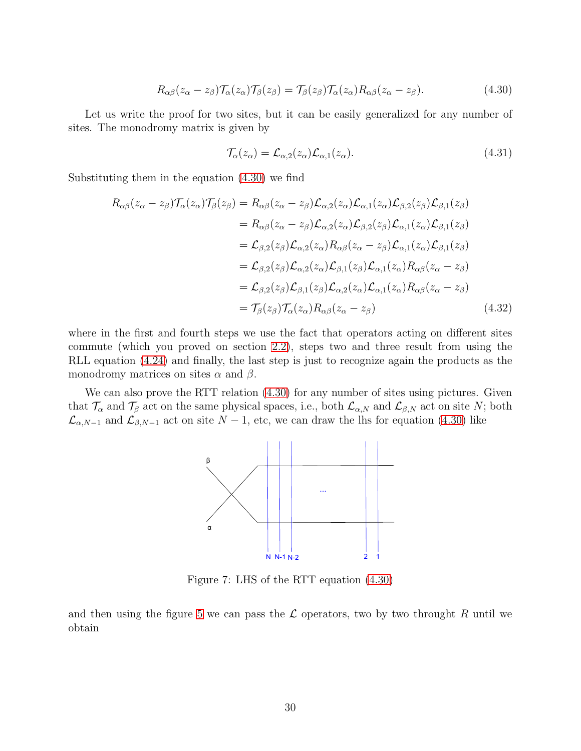$$R_{\alpha\beta}(z_\alpha - z_\beta)\mathcal{T}_\alpha(z_\alpha)\mathcal{T}_\beta(z_\beta) = \mathcal{T}_\beta(z_\beta)\mathcal{T}_\alpha(z_\alpha)R_{\alpha\beta}(z_\alpha - z_\beta). \tag{4.30}$$

Let us write the proof for two sites, but it can be easily generalized for any number of sites. The monodromy matrix is given by

$$\mathcal{T}_\alpha(z_\alpha) = \mathcal{L}_{\alpha,2}(z_\alpha)\mathcal{L}_{\alpha,1}(z_\alpha). \tag{4.31}$$

Substituting them in the equation (4.30) we find

$$\begin{aligned}
R_{\alpha\beta}(z_\alpha - z_\beta)\mathcal{T}_\alpha(z_\alpha)\mathcal{T}_\beta(z_\beta) &= R_{\alpha\beta}(z_\alpha - z_\beta)\mathcal{L}_{\alpha,2}(z_\alpha)\mathcal{L}_{\alpha,1}(z_\alpha)\mathcal{L}_{\beta,2}(z_\beta)\mathcal{L}_{\beta,1}(z_\beta) \\
&= R_{\alpha\beta}(z_\alpha - z_\beta)\mathcal{L}_{\alpha,2}(z_\alpha)\mathcal{L}_{\beta,2}(z_\beta)\mathcal{L}_{\alpha,1}(z_\alpha)\mathcal{L}_{\beta,1}(z_\beta) \\
&= \mathcal{L}_{\beta,2}(z_\beta)\mathcal{L}_{\alpha,2}(z_\alpha)R_{\alpha\beta}(z_\alpha - z_\beta)\mathcal{L}_{\alpha,1}(z_\alpha)\mathcal{L}_{\beta,1}(z_\beta) \\
&= \mathcal{L}_{\beta,2}(z_\beta)\mathcal{L}_{\alpha,2}(z_\alpha)\mathcal{L}_{\beta,1}(z_\beta)\mathcal{L}_{\alpha,1}(z_\alpha)R_{\alpha\beta}(z_\alpha - z_\beta) \\
&= \mathcal{L}_{\beta,2}(z_\beta)\mathcal{L}_{\beta,1}(z_\beta)\mathcal{L}_{\alpha,2}(z_\alpha)\mathcal{L}_{\alpha,1}(z_\alpha)R_{\alpha\beta}(z_\alpha - z_\beta) \\
&= \mathcal{T}_\beta(z_\beta)\mathcal{T}_\alpha(z_\alpha)R_{\alpha\beta}(z_\alpha - z_\beta)
\end{aligned} \tag{4.32}$$

where in the first and fourth steps we use the fact that operators acting on different sites commute (which you proved on section 2.2), steps two and three result from using the RLL equation (4.24) and finally, the last step is just to recognize again the products as the monodromy matrices on sites $\alpha$ and $\beta$.

We can also prove the RTT relation (4.30) for any number of sites using pictures. Given that $\mathcal{T}_\alpha$ and $\mathcal{T}_\beta$ act on the same physical spaces, i.e., both $\mathcal{L}_{\alpha,N}$ and $\mathcal{L}_{\beta,N}$ act on site $N$; both $\mathcal{L}_{\alpha,N-1}$ and $\mathcal{L}_{\beta,N-1}$ act on site $N-1$, etc, we can draw the lhs for equation (4.30) like

Figure 7: LHS of the RTT equation (4.30)

and then using the figure 5 we can pass the $\mathcal{L}$ operators, two by two throught $R$ until we obtain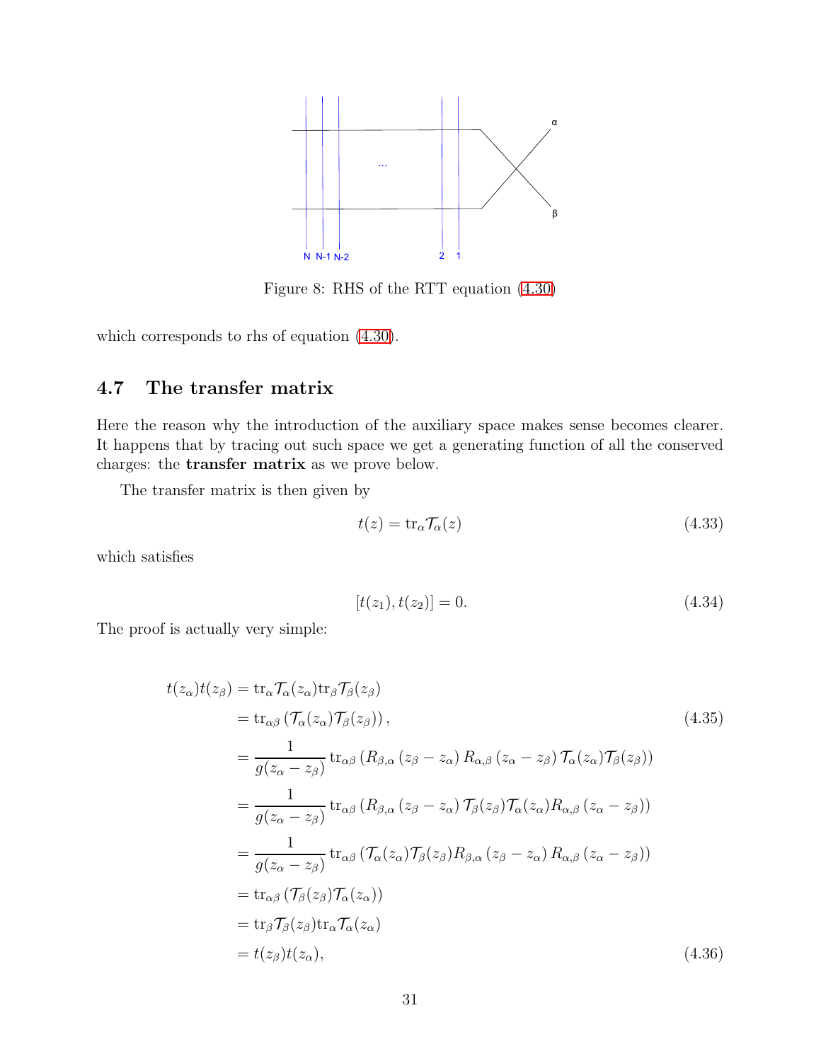Figure 8: RHS of the RTT equation (4.30)

which corresponds to rhs of equation (4.30).

### 4.7 The transfer matrix

Here the reason why the introduction of the auxiliary space makes sense becomes clearer. It happens that by tracing out such space we get a generating function of all the conserved charges: the **transfer matrix** as we prove below.

The transfer matrix is then given by

$$t(z) = \mathrm{tr}_\alpha \mathcal{T}_\alpha(z) \tag{4.33}$$

which satisfies

$$[t(z_1), t(z_2)] = 0. \tag{4.34}$$

The proof is actually very simple:

$$\begin{aligned}
t(z_\alpha)t(z_\beta) &= \mathrm{tr}_\alpha \mathcal{T}_\alpha(z_\alpha)\mathrm{tr}_\beta \mathcal{T}_\beta(z_\beta) \\
&= \mathrm{tr}_{\alpha\beta}\left(\mathcal{T}_\alpha(z_\alpha)\mathcal{T}_\beta(z_\beta)\right), \qquad (4.35)\\
&= \frac{1}{g(z_\alpha - z_\beta)}\mathrm{tr}_{\alpha\beta}\left(R_{\beta,\alpha}\left(z_\beta - z_\alpha\right)R_{\alpha,\beta}\left(z_\alpha - z_\beta\right)\mathcal{T}_\alpha(z_\alpha)\mathcal{T}_\beta(z_\beta)\right) \\
&= \frac{1}{g(z_\alpha - z_\beta)}\mathrm{tr}_{\alpha\beta}\left(R_{\beta,\alpha}\left(z_\beta - z_\alpha\right)\mathcal{T}_\beta(z_\beta)\mathcal{T}_\alpha(z_\alpha)R_{\alpha,\beta}\left(z_\alpha - z_\beta\right)\right) \\
&= \frac{1}{g(z_\alpha - z_\beta)}\mathrm{tr}_{\alpha\beta}\left(\mathcal{T}_\alpha(z_\alpha)\mathcal{T}_\beta(z_\beta)R_{\beta,\alpha}\left(z_\beta - z_\alpha\right)R_{\alpha,\beta}\left(z_\alpha - z_\beta\right)\right) \\
&= \mathrm{tr}_{\alpha\beta}\left(\mathcal{T}_\beta(z_\beta)\mathcal{T}_\alpha(z_\alpha)\right) \\
&= \mathrm{tr}_\beta \mathcal{T}_\beta(z_\beta)\mathrm{tr}_\alpha \mathcal{T}_\alpha(z_\alpha) \\
&= t(z_\beta)t(z_\alpha), \qquad (4.36)
\end{aligned}$$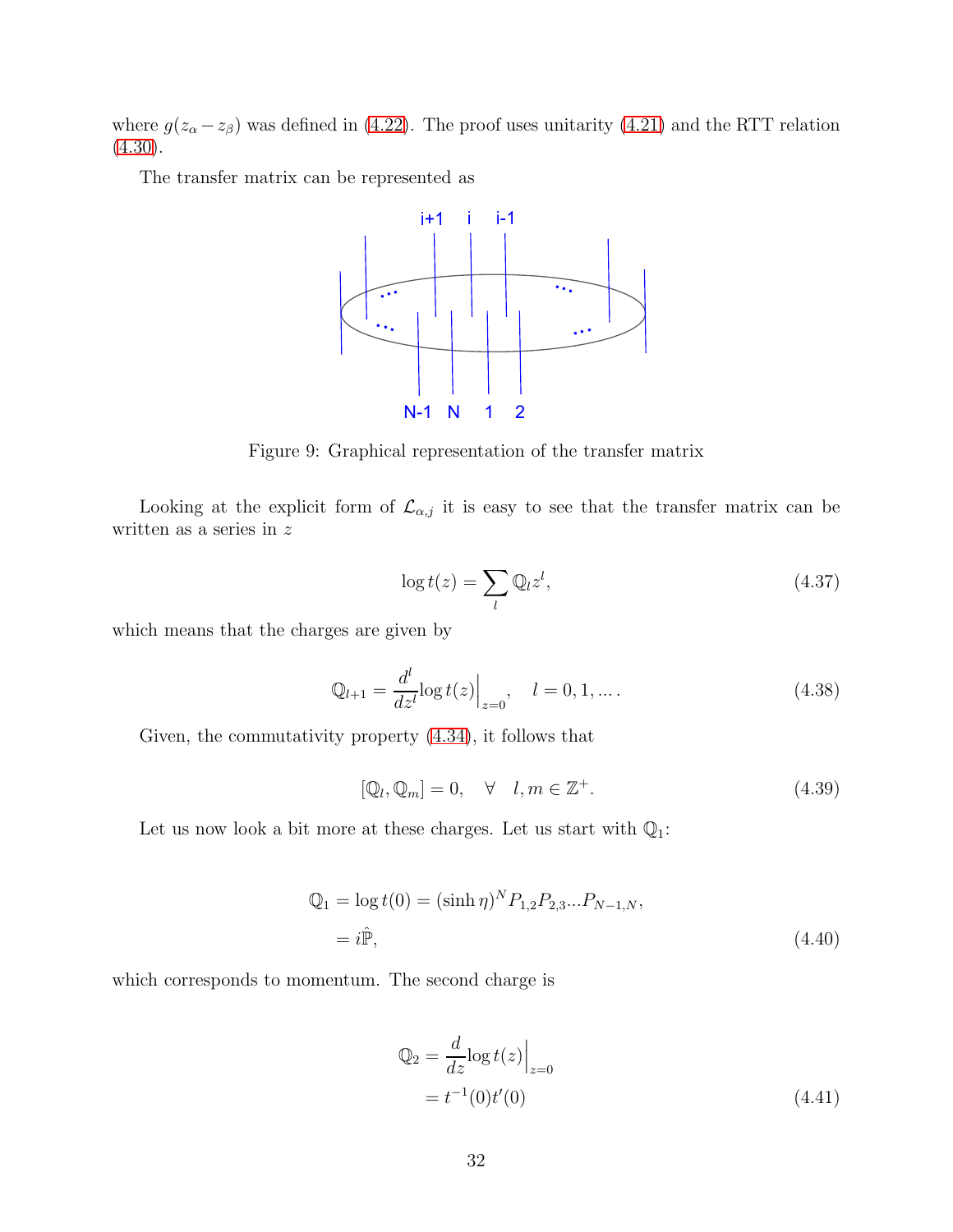where $g(z_\alpha - z_\beta)$ was defined in (4.22). The proof uses unitarity (4.21) and the RTT relation (4.30).

The transfer matrix can be represented as

Figure 9: Graphical representation of the transfer matrix

Looking at the explicit form of $\mathcal{L}_{\alpha,j}$ it is easy to see that the transfer matrix can be written as a series in $z$

$$\log t(z) = \sum_l \mathbb{Q}_l z^l, \tag{4.37}$$

which means that the charges are given by

$$\mathbb{Q}_{l+1} = \frac{d^l}{dz^l} \log t(z)\Big|_{z=0}, \quad l = 0, 1, \dots. \tag{4.38}$$

Given, the commutativity property (4.34), it follows that

$$[\mathbb{Q}_l, \mathbb{Q}_m] = 0, \quad \forall \quad l, m \in \mathbb{Z}^+. \tag{4.39}$$

Let us now look a bit more at these charges. Let us start with $\mathbb{Q}_1$:

$$\begin{aligned} \mathbb{Q}_1 = \log t(0) &= (\sinh \eta)^N P_{1,2} P_{2,3} \dots P_{N-1,N}, \\ &= i\hat{\mathbb{P}}, \end{aligned} \tag{4.40}$$

which corresponds to momentum. The second charge is

$$\begin{aligned} \mathbb{Q}_2 &= \frac{d}{dz} \log t(z)\Big|_{z=0} \\ &= t^{-1}(0) t'(0) \end{aligned} \tag{4.41}$$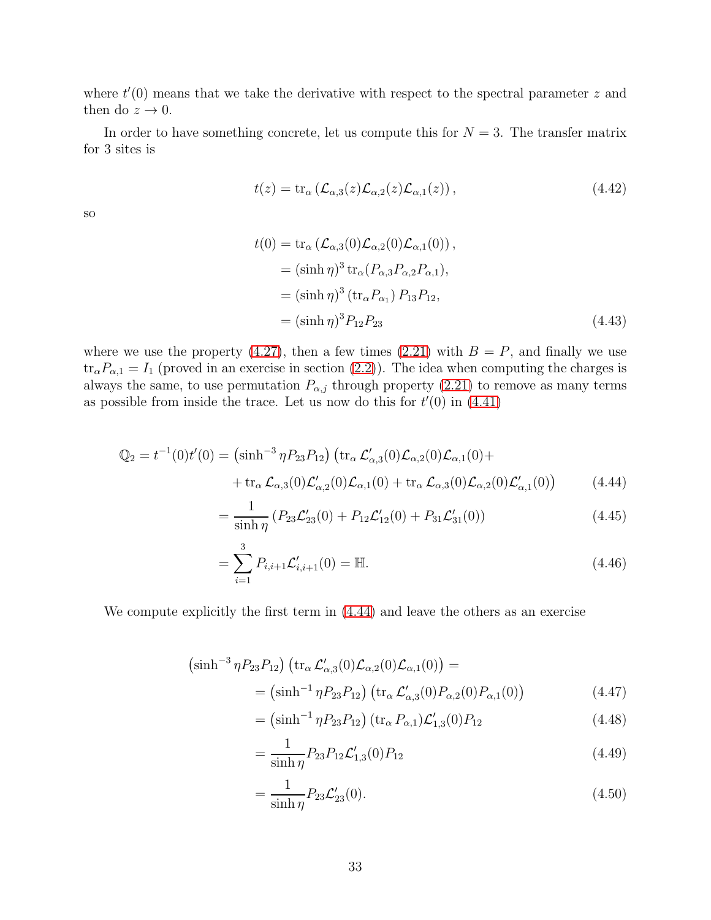where $t'(0)$ means that we take the derivative with respect to the spectral parameter $z$ and then do $z \to 0$.

In order to have something concrete, let us compute this for $N = 3$. The transfer matrix for 3 sites is

$$t(z) = \mathrm{tr}_\alpha \left( \mathcal{L}_{\alpha,3}(z) \mathcal{L}_{\alpha,2}(z) \mathcal{L}_{\alpha,1}(z) \right), \tag{4.42}$$

so

$$\begin{aligned} t(0) &= \mathrm{tr}_\alpha \left( \mathcal{L}_{\alpha,3}(0) \mathcal{L}_{\alpha,2}(0) \mathcal{L}_{\alpha,1}(0) \right), \\ &= (\sinh \eta)^3 \, \mathrm{tr}_\alpha (P_{\alpha,3} P_{\alpha,2} P_{\alpha,1}), \\ &= (\sinh \eta)^3 \left( \mathrm{tr}_\alpha P_{\alpha_1} \right) P_{13} P_{12}, \\ &= (\sinh \eta)^3 P_{12} P_{23} \end{aligned} \tag{4.43}$$

where we use the property (4.27), then a few times (2.21) with $B = P$, and finally we use $\mathrm{tr}_\alpha P_{\alpha,1} = I_1$ (proved in an exercise in section (2.2)). The idea when computing the charges is always the same, to use permutation $P_{\alpha,j}$ through property (2.21) to remove as many terms as possible from inside the trace. Let us now do this for $t'(0)$ in (4.41)

$$\begin{aligned} \mathbb{Q}_2 = t^{-1}(0) t'(0) = \left( \sinh^{-3} \eta P_{23} P_{12} \right) \big( &\mathrm{tr}_\alpha \, \mathcal{L}'_{\alpha,3}(0) \mathcal{L}_{\alpha,2}(0) \mathcal{L}_{\alpha,1}(0) + \\ &+ \mathrm{tr}_\alpha \, \mathcal{L}_{\alpha,3}(0) \mathcal{L}'_{\alpha,2}(0) \mathcal{L}_{\alpha,1}(0) + \mathrm{tr}_\alpha \, \mathcal{L}_{\alpha,3}(0) \mathcal{L}_{\alpha,2}(0) \mathcal{L}'_{\alpha,1}(0) \big) \end{aligned} \tag{4.44}$$

$$= \frac{1}{\sinh \eta} \left( P_{23} \mathcal{L}'_{23}(0) + P_{12} \mathcal{L}'_{12}(0) + P_{31} \mathcal{L}'_{31}(0) \right) \tag{4.45}$$

$$= \sum_{i=1}^{3} P_{i,i+1} \mathcal{L}'_{i,i+1}(0) = \mathbb{H}. \tag{4.46}$$

We compute explicitly the first term in (4.44) and leave the others as an exercise

$$\begin{aligned} &\left( \sinh^{-3} \eta P_{23} P_{12} \right) \left( \mathrm{tr}_\alpha \, \mathcal{L}'_{\alpha,3}(0) \mathcal{L}_{\alpha,2}(0) \mathcal{L}_{\alpha,1}(0) \right) = \\ &\qquad = \left( \sinh^{-1} \eta P_{23} P_{12} \right) \left( \mathrm{tr}_\alpha \, \mathcal{L}'_{\alpha,3}(0) P_{\alpha,2}(0) P_{\alpha,1}(0) \right) \end{aligned} \tag{4.47}$$

$$= \left( \sinh^{-1} \eta P_{23} P_{12} \right) \left( \mathrm{tr}_\alpha \, P_{\alpha,1} \right) \mathcal{L}'_{1,3}(0) P_{12} \tag{4.48}$$

$$= \frac{1}{\sinh \eta} P_{23} P_{12} \mathcal{L}'_{1,3}(0) P_{12} \tag{4.49}$$

$$= \frac{1}{\sinh \eta} P_{23} \mathcal{L}'_{23}(0). \tag{4.50}$$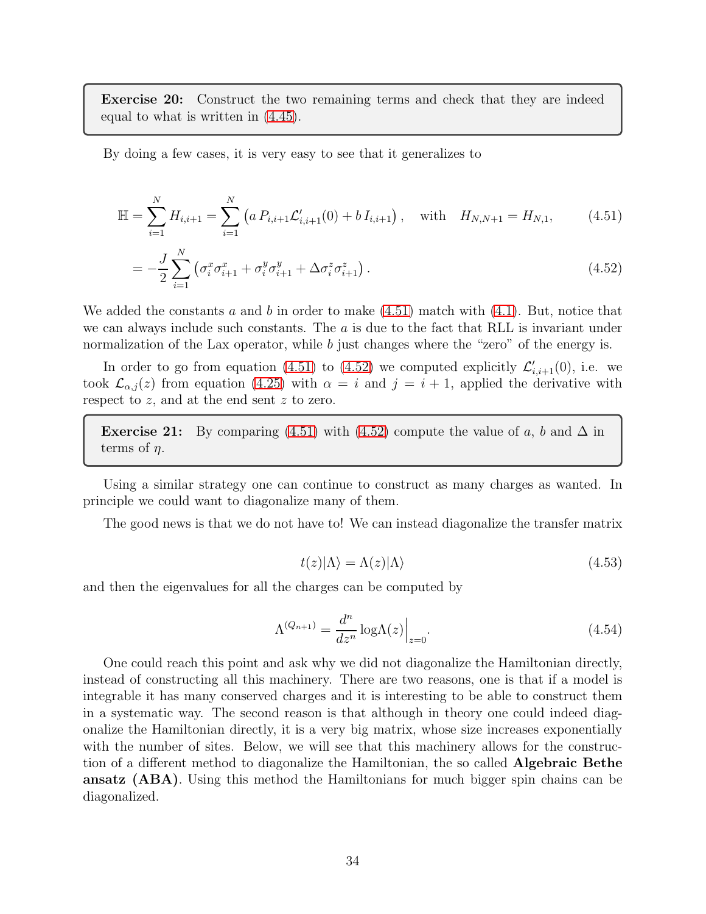> **Exercise 20:** Construct the two remaining terms and check that they are indeed equal to what is written in (4.45).

By doing a few cases, it is very easy to see that it generalizes to

$$\mathbb{H} = \sum_{i=1}^{N} H_{i,i+1} = \sum_{i=1}^{N} \left( a\, P_{i,i+1} \mathcal{L}'_{i,i+1}(0) + b\, I_{i,i+1} \right), \quad \text{with} \quad H_{N,N+1} = H_{N,1}, \tag{4.51}$$

$$= -\frac{J}{2} \sum_{i=1}^{N} \left( \sigma_i^x \sigma_{i+1}^x + \sigma_i^y \sigma_{i+1}^y + \Delta \sigma_i^z \sigma_{i+1}^z \right). \tag{4.52}$$

We added the constants $a$ and $b$ in order to make (4.51) match with (4.1). But, notice that we can always include such constants. The $a$ is due to the fact that RLL is invariant under normalization of the Lax operator, while $b$ just changes where the "zero" of the energy is.

In order to go from equation (4.51) to (4.52) we computed explicitly $\mathcal{L}'_{i,i+1}(0)$, i.e. we took $\mathcal{L}_{\alpha,j}(z)$ from equation (4.25) with $\alpha = i$ and $j = i+1$, applied the derivative with respect to $z$, and at the end sent $z$ to zero.

> **Exercise 21:** By comparing (4.51) with (4.52) compute the value of $a$, $b$ and $\Delta$ in terms of $\eta$.

Using a similar strategy one can continue to construct as many charges as wanted. In principle we could want to diagonalize many of them.

The good news is that we do not have to! We can instead diagonalize the transfer matrix

$$t(z)|\Lambda\rangle = \Lambda(z)|\Lambda\rangle \tag{4.53}$$

and then the eigenvalues for all the charges can be computed by

$$\Lambda^{(Q_{n+1})} = \frac{d^n}{dz^n} \log\Lambda(z)\Big|_{z=0}. \tag{4.54}$$

One could reach this point and ask why we did not diagonalize the Hamiltonian directly, instead of constructing all this machinery. There are two reasons, one is that if a model is integrable it has many conserved charges and it is interesting to be able to construct them in a systematic way. The second reason is that although in theory one could indeed diagonalize the Hamiltonian directly, it is a very big matrix, whose size increases exponentially with the number of sites. Below, we will see that this machinery allows for the construction of a different method to diagonalize the Hamiltonian, the so called **Algebraic Bethe ansatz (ABA)**. Using this method the Hamiltonians for much bigger spin chains can be diagonalized.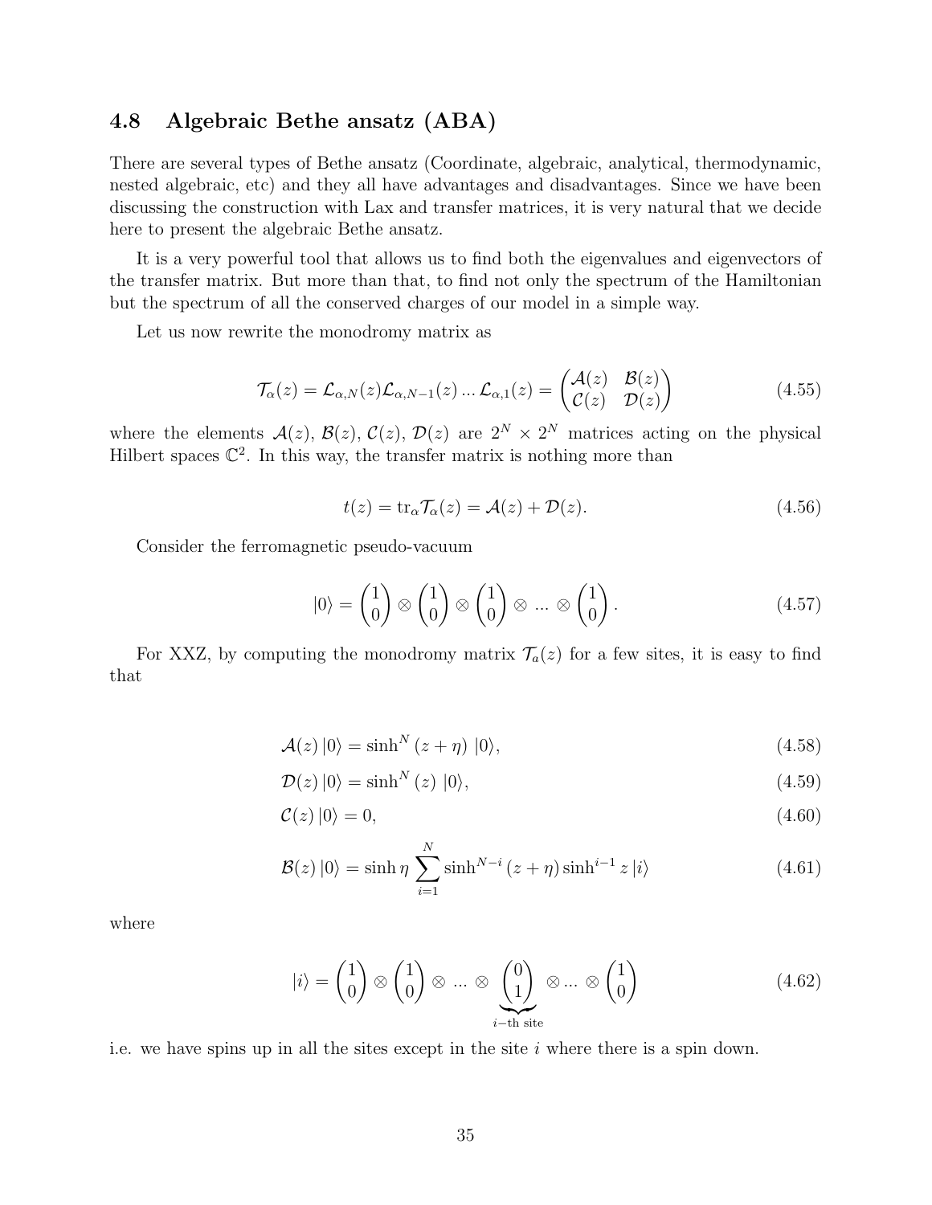### 4.8 Algebraic Bethe ansatz (ABA)

There are several types of Bethe ansatz (Coordinate, algebraic, analytical, thermodynamic, nested algebraic, etc) and they all have advantages and disadvantages. Since we have been discussing the construction with Lax and transfer matrices, it is very natural that we decide here to present the algebraic Bethe ansatz.

It is a very powerful tool that allows us to find both the eigenvalues and eigenvectors of the transfer matrix. But more than that, to find not only the spectrum of the Hamiltonian but the spectrum of all the conserved charges of our model in a simple way.

Let us now rewrite the monodromy matrix as

$$\mathcal{T}_{\alpha}(z) = \mathcal{L}_{\alpha,N}(z)\mathcal{L}_{\alpha,N-1}(z)\ldots\mathcal{L}_{\alpha,1}(z) = \begin{pmatrix} \mathcal{A}(z) & \mathcal{B}(z) \\ \mathcal{C}(z) & \mathcal{D}(z) \end{pmatrix} \tag{4.55}$$

where the elements $\mathcal{A}(z)$, $\mathcal{B}(z)$, $\mathcal{C}(z)$, $\mathcal{D}(z)$ are $2^N \times 2^N$ matrices acting on the physical Hilbert spaces $\mathbb{C}^2$. In this way, the transfer matrix is nothing more than

$$t(z) = \mathrm{tr}_{\alpha}\mathcal{T}_{\alpha}(z) = \mathcal{A}(z) + \mathcal{D}(z). \tag{4.56}$$

Consider the ferromagnetic pseudo-vacuum

$$|0\rangle = \begin{pmatrix} 1 \\ 0 \end{pmatrix} \otimes \begin{pmatrix} 1 \\ 0 \end{pmatrix} \otimes \begin{pmatrix} 1 \\ 0 \end{pmatrix} \otimes \ldots \otimes \begin{pmatrix} 1 \\ 0 \end{pmatrix}. \tag{4.57}$$

For XXZ, by computing the monodromy matrix $\mathcal{T}_a(z)$ for a few sites, it is easy to find that

$$\mathcal{A}(z)\,|0\rangle = \sinh^N(z+\eta)\;|0\rangle, \tag{4.58}$$

$$\mathcal{D}(z)\,|0\rangle = \sinh^N(z)\;|0\rangle, \tag{4.59}$$

$$\mathcal{C}(z)\,|0\rangle = 0, \tag{4.60}$$

$$\mathcal{B}(z)\,|0\rangle = \sinh\eta \sum_{i=1}^{N} \sinh^{N-i}(z+\eta)\sinh^{i-1} z\,|i\rangle \tag{4.61}$$

where

$$|i\rangle = \begin{pmatrix} 1 \\ 0 \end{pmatrix} \otimes \begin{pmatrix} 1 \\ 0 \end{pmatrix} \otimes \ldots \otimes \underbrace{\begin{pmatrix} 0 \\ 1 \end{pmatrix}}_{i-\text{th site}} \otimes \ldots \otimes \begin{pmatrix} 1 \\ 0 \end{pmatrix} \tag{4.62}$$

i.e. we have spins up in all the sites except in the site $i$ where there is a spin down.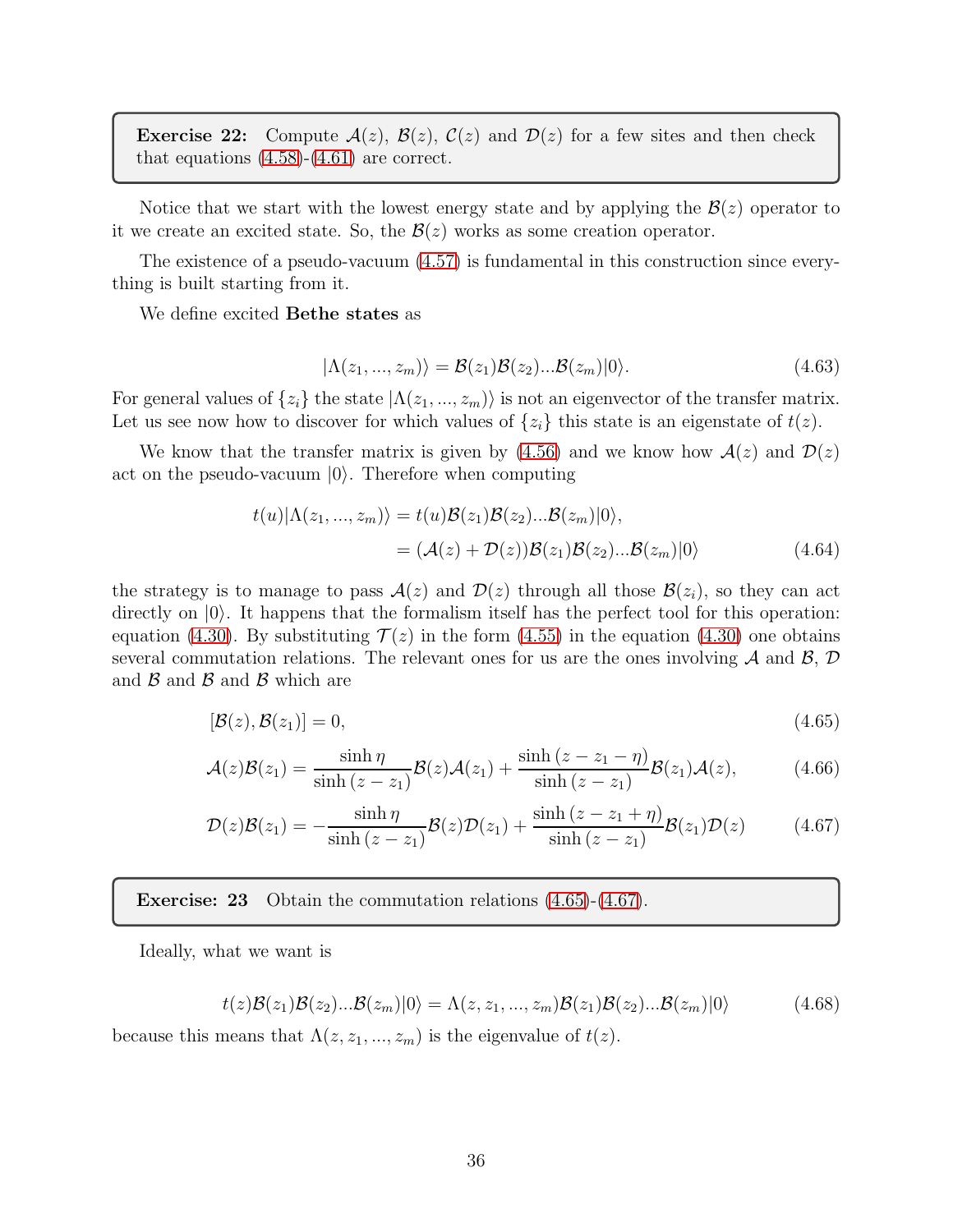> **Exercise 22:** Compute $\mathcal{A}(z)$, $\mathcal{B}(z)$, $\mathcal{C}(z)$ and $\mathcal{D}(z)$ for a few sites and then check that equations (4.58)-(4.61) are correct.

Notice that we start with the lowest energy state and by applying the $\mathcal{B}(z)$ operator to it we create an excited state. So, the $\mathcal{B}(z)$ works as some creation operator.

The existence of a pseudo-vacuum (4.57) is fundamental in this construction since everything is built starting from it.

We define excited **Bethe states** as

$$|\Lambda(z_1, ..., z_m)\rangle = \mathcal{B}(z_1)\mathcal{B}(z_2)...\mathcal{B}(z_m)|0\rangle. \tag{4.63}$$

For general values of $\{z_i\}$ the state $|\Lambda(z_1, ..., z_m)\rangle$ is not an eigenvector of the transfer matrix. Let us see now how to discover for which values of $\{z_i\}$ this state is an eigenstate of $t(z)$.

We know that the transfer matrix is given by (4.56) and we know how $\mathcal{A}(z)$ and $\mathcal{D}(z)$ act on the pseudo-vacuum $|0\rangle$. Therefore when computing

$$\begin{aligned} t(u)|\Lambda(z_1, ..., z_m)\rangle &= t(u)\mathcal{B}(z_1)\mathcal{B}(z_2)...\mathcal{B}(z_m)|0\rangle, \\ &= (\mathcal{A}(z) + \mathcal{D}(z))\mathcal{B}(z_1)\mathcal{B}(z_2)...\mathcal{B}(z_m)|0\rangle \end{aligned} \tag{4.64}$$

the strategy is to manage to pass $\mathcal{A}(z)$ and $\mathcal{D}(z)$ through all those $\mathcal{B}(z_i)$, so they can act directly on $|0\rangle$. It happens that the formalism itself has the perfect tool for this operation: equation (4.30). By substituting $\mathcal{T}(z)$ in the form (4.55) in the equation (4.30) one obtains several commutation relations. The relevant ones for us are the ones involving $\mathcal{A}$ and $\mathcal{B}$, $\mathcal{D}$ and $\mathcal{B}$ and $\mathcal{B}$ and $\mathcal{B}$ which are

$$[\mathcal{B}(z), \mathcal{B}(z_1)] = 0, \tag{4.65}$$

$$\mathcal{A}(z)\mathcal{B}(z_1) = \frac{\sinh \eta}{\sinh (z - z_1)}\mathcal{B}(z)\mathcal{A}(z_1) + \frac{\sinh (z - z_1 - \eta)}{\sinh (z - z_1)}\mathcal{B}(z_1)\mathcal{A}(z), \tag{4.66}$$

$$\mathcal{D}(z)\mathcal{B}(z_1) = -\frac{\sinh \eta}{\sinh (z - z_1)}\mathcal{B}(z)\mathcal{D}(z_1) + \frac{\sinh (z - z_1 + \eta)}{\sinh (z - z_1)}\mathcal{B}(z_1)\mathcal{D}(z) \tag{4.67}$$

> **Exercise: 23** Obtain the commutation relations (4.65)-(4.67).

Ideally, what we want is

$$t(z)\mathcal{B}(z_1)\mathcal{B}(z_2)...\mathcal{B}(z_m)|0\rangle = \Lambda(z, z_1, ..., z_m)\mathcal{B}(z_1)\mathcal{B}(z_2)...\mathcal{B}(z_m)|0\rangle \tag{4.68}$$

because this means that $\Lambda(z, z_1, ..., z_m)$ is the eigenvalue of $t(z)$.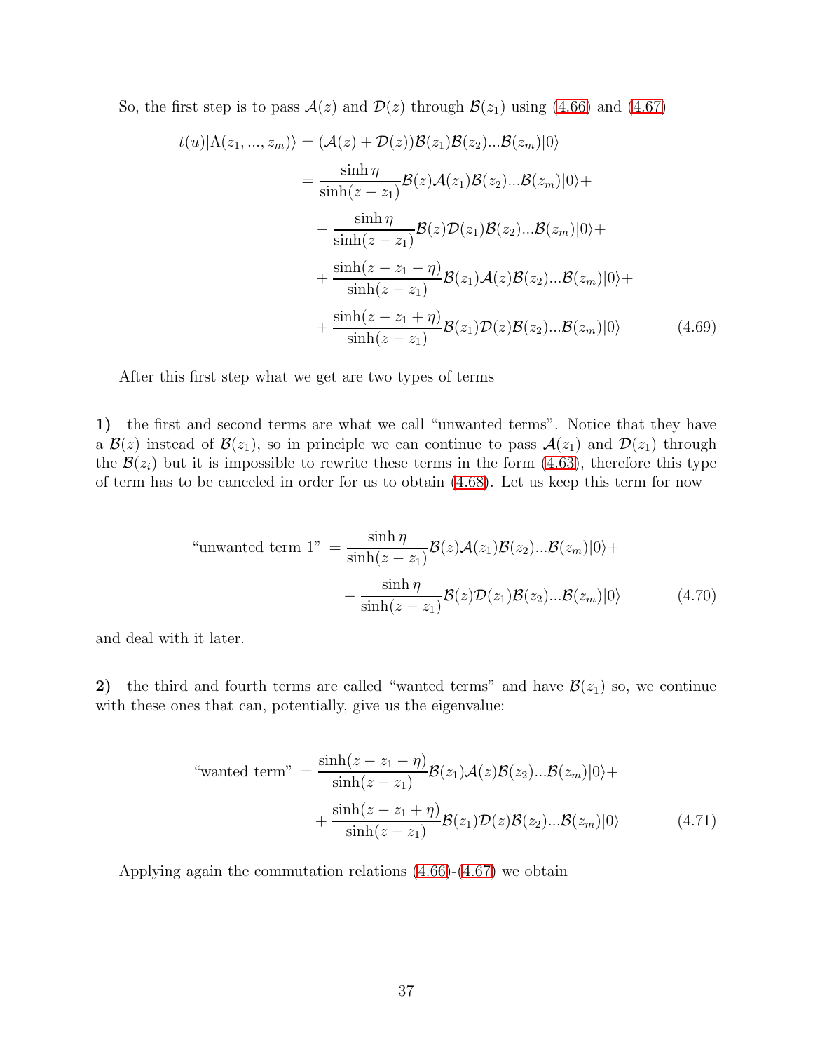So, the first step is to pass $\mathcal{A}(z)$ and $\mathcal{D}(z)$ through $\mathcal{B}(z_1)$ using (4.66) and (4.67)

$$
\begin{aligned}
t(u)|\Lambda(z_1,...,z_m)\rangle &= (\mathcal{A}(z)+\mathcal{D}(z))\mathcal{B}(z_1)\mathcal{B}(z_2)...\mathcal{B}(z_m)|0\rangle \\
&= \frac{\sinh\eta}{\sinh(z-z_1)}\mathcal{B}(z)\mathcal{A}(z_1)\mathcal{B}(z_2)...\mathcal{B}(z_m)|0\rangle + \\
&\quad - \frac{\sinh\eta}{\sinh(z-z_1)}\mathcal{B}(z)\mathcal{D}(z_1)\mathcal{B}(z_2)...\mathcal{B}(z_m)|0\rangle + \\
&\quad + \frac{\sinh(z-z_1-\eta)}{\sinh(z-z_1)}\mathcal{B}(z_1)\mathcal{A}(z)\mathcal{B}(z_2)...\mathcal{B}(z_m)|0\rangle + \\
&\quad + \frac{\sinh(z-z_1+\eta)}{\sinh(z-z_1)}\mathcal{B}(z_1)\mathcal{D}(z)\mathcal{B}(z_2)...\mathcal{B}(z_m)|0\rangle
\end{aligned}
\tag{4.69}
$$

After this first step what we get are two types of terms

**1)** the first and second terms are what we call "unwanted terms". Notice that they have a $\mathcal{B}(z)$ instead of $\mathcal{B}(z_1)$, so in principle we can continue to pass $\mathcal{A}(z_1)$ and $\mathcal{D}(z_1)$ through the $\mathcal{B}(z_i)$ but it is impossible to rewrite these terms in the form (4.63), therefore this type of term has to be canceled in order for us to obtain (4.68). Let us keep this term for now

$$
\begin{aligned}
\text{"unwanted term 1"} &= \frac{\sinh\eta}{\sinh(z-z_1)}\mathcal{B}(z)\mathcal{A}(z_1)\mathcal{B}(z_2)...\mathcal{B}(z_m)|0\rangle + \\
&\quad - \frac{\sinh\eta}{\sinh(z-z_1)}\mathcal{B}(z)\mathcal{D}(z_1)\mathcal{B}(z_2)...\mathcal{B}(z_m)|0\rangle
\end{aligned}
\tag{4.70}
$$

and deal with it later.

**2)** the third and fourth terms are called "wanted terms" and have $\mathcal{B}(z_1)$ so, we continue with these ones that can, potentially, give us the eigenvalue:

$$
\begin{aligned}
\text{"wanted term"} &= \frac{\sinh(z-z_1-\eta)}{\sinh(z-z_1)}\mathcal{B}(z_1)\mathcal{A}(z)\mathcal{B}(z_2)...\mathcal{B}(z_m)|0\rangle + \\
&\quad + \frac{\sinh(z-z_1+\eta)}{\sinh(z-z_1)}\mathcal{B}(z_1)\mathcal{D}(z)\mathcal{B}(z_2)...\mathcal{B}(z_m)|0\rangle
\end{aligned}
\tag{4.71}
$$

Applying again the commutation relations (4.66)-(4.67) we obtain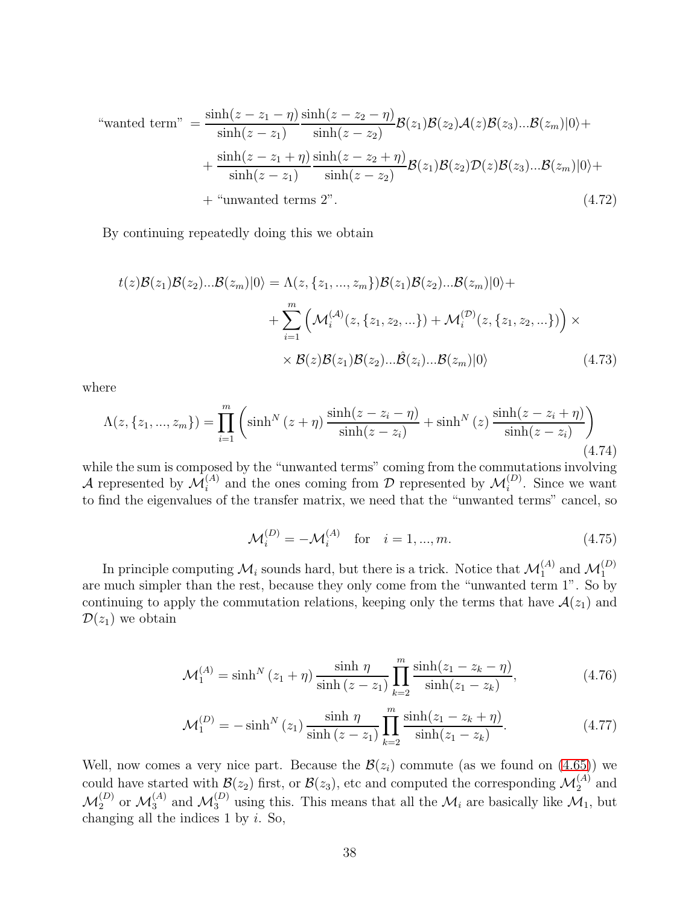$$
\begin{aligned}
\text{“wanted term”} \;=\; & \frac{\sinh(z-z_1-\eta)}{\sinh(z-z_1)}\frac{\sinh(z-z_2-\eta)}{\sinh(z-z_2)}\mathcal{B}(z_1)\mathcal{B}(z_2)\mathcal{A}(z)\mathcal{B}(z_3)...\mathcal{B}(z_m)|0\rangle+ \\
& + \frac{\sinh(z-z_1+\eta)}{\sinh(z-z_1)}\frac{\sinh(z-z_2+\eta)}{\sinh(z-z_2)}\mathcal{B}(z_1)\mathcal{B}(z_2)\mathcal{D}(z)\mathcal{B}(z_3)...\mathcal{B}(z_m)|0\rangle+ \\
& + \text{“unwanted terms 2”}.
\end{aligned} \tag{4.72}
$$

By continuing repeatedly doing this we obtain

$$
\begin{aligned}
t(z)\mathcal{B}(z_1)\mathcal{B}(z_2)...\mathcal{B}(z_m)|0\rangle = \; & \Lambda(z,\{z_1,...,z_m\})\mathcal{B}(z_1)\mathcal{B}(z_2)...\mathcal{B}(z_m)|0\rangle+ \\
& + \sum_{i=1}^{m}\left(\mathcal{M}_i^{(\mathcal{A})}(z,\{z_1,z_2,...\})+\mathcal{M}_i^{(\mathcal{D})}(z,\{z_1,z_2,...\})\right)\times \\
& \times \mathcal{B}(z)\mathcal{B}(z_1)\mathcal{B}(z_2)...\hat{\mathcal{B}}(z_i)...\mathcal{B}(z_m)|0\rangle
\end{aligned} \tag{4.73}
$$

where

$$
\Lambda(z,\{z_1,...,z_m\}) = \prod_{i=1}^{m}\left(\sinh^N(z+\eta)\frac{\sinh(z-z_i-\eta)}{\sinh(z-z_i)}+\sinh^N(z)\frac{\sinh(z-z_i+\eta)}{\sinh(z-z_i)}\right) \tag{4.74}
$$

while the sum is composed by the “unwanted terms” coming from the commutations involving $\mathcal{A}$ represented by $\mathcal{M}_i^{(A)}$ and the ones coming from $\mathcal{D}$ represented by $\mathcal{M}_i^{(D)}$. Since we want to find the eigenvalues of the transfer matrix, we need that the “unwanted terms” cancel, so

$$
\mathcal{M}_i^{(D)} = -\mathcal{M}_i^{(A)} \quad \text{for} \quad i=1,...,m. \tag{4.75}
$$

In principle computing $\mathcal{M}_i$ sounds hard, but there is a trick. Notice that $\mathcal{M}_1^{(A)}$ and $\mathcal{M}_1^{(D)}$ are much simpler than the rest, because they only come from the “unwanted term 1”. So by continuing to apply the commutation relations, keeping only the terms that have $\mathcal{A}(z_1)$ and $\mathcal{D}(z_1)$ we obtain

$$
\mathcal{M}_1^{(A)} = \sinh^N(z_1+\eta)\frac{\sinh\,\eta}{\sinh(z-z_1)}\prod_{k=2}^{m}\frac{\sinh(z_1-z_k-\eta)}{\sinh(z_1-z_k)}, \tag{4.76}
$$

$$
\mathcal{M}_1^{(D)} = -\sinh^N(z_1)\frac{\sinh\,\eta}{\sinh(z-z_1)}\prod_{k=2}^{m}\frac{\sinh(z_1-z_k+\eta)}{\sinh(z_1-z_k)}. \tag{4.77}
$$

Well, now comes a very nice part. Because the $\mathcal{B}(z_i)$ commute (as we found on (4.65)) we could have started with $\mathcal{B}(z_2)$ first, or $\mathcal{B}(z_3)$, etc and computed the corresponding $\mathcal{M}_2^{(A)}$ and $\mathcal{M}_2^{(D)}$ or $\mathcal{M}_3^{(A)}$ and $\mathcal{M}_3^{(D)}$ using this. This means that all the $\mathcal{M}_i$ are basically like $\mathcal{M}_1$, but changing all the indices 1 by $i$. So,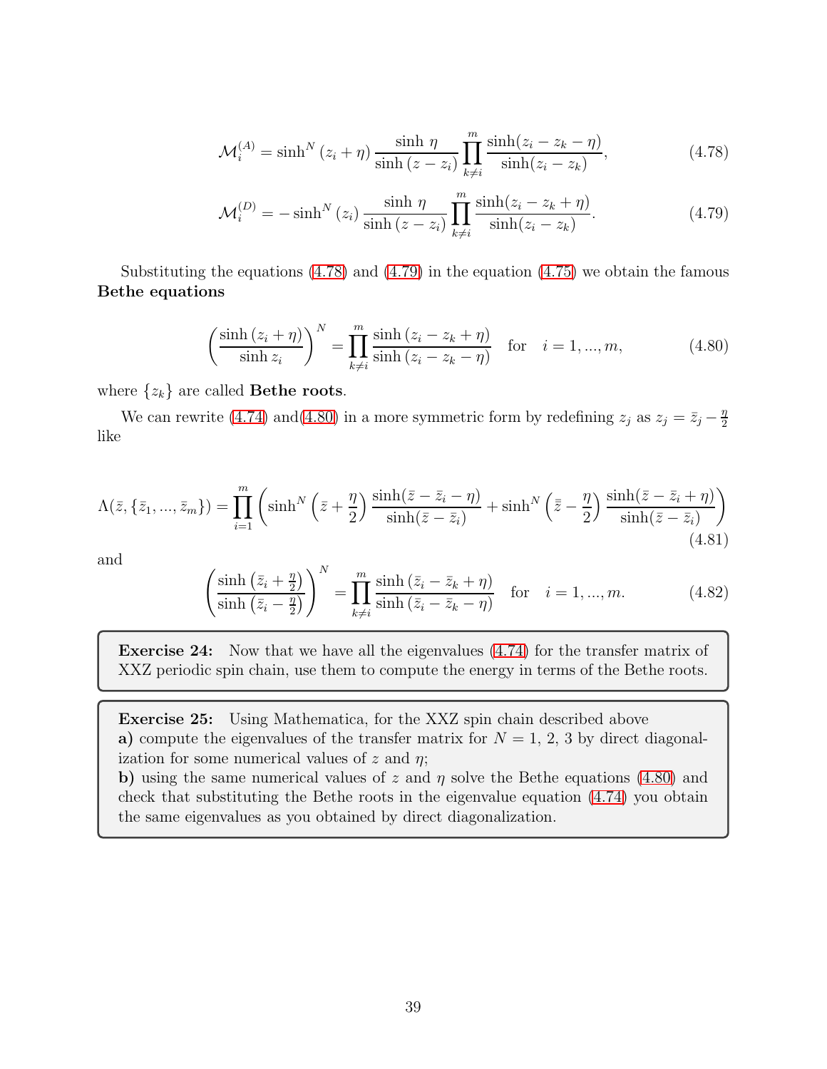$$\mathcal{M}_i^{(A)} = \sinh^N(z_i + \eta) \frac{\sinh \eta}{\sinh(z - z_i)} \prod_{k \neq i}^{m} \frac{\sinh(z_i - z_k - \eta)}{\sinh(z_i - z_k)}, \tag{4.78}$$

$$\mathcal{M}_i^{(D)} = -\sinh^N(z_i) \frac{\sinh \eta}{\sinh(z - z_i)} \prod_{k \neq i}^{m} \frac{\sinh(z_i - z_k + \eta)}{\sinh(z_i - z_k)}. \tag{4.79}$$

Substituting the equations (4.78) and (4.79) in the equation (4.75) we obtain the famous **Bethe equations**

$$\left( \frac{\sinh(z_i + \eta)}{\sinh z_i} \right)^N = \prod_{k \neq i}^{m} \frac{\sinh(z_i - z_k + \eta)}{\sinh(z_i - z_k - \eta)} \quad \text{for} \quad i = 1, ..., m, \tag{4.80}$$

where $\{z_k\}$ are called **Bethe roots**.

We can rewrite (4.74) and(4.80) in a more symmetric form by redefining $z_j$ as $z_j = \bar{z}_j - \frac{\eta}{2}$ like

$$\Lambda(\bar{z}, \{\bar{z}_1, ..., \bar{z}_m\}) = \prod_{i=1}^{m} \left( \sinh^N\left(\bar{z} + \frac{\eta}{2}\right) \frac{\sinh(\bar{z} - \bar{z}_i - \eta)}{\sinh(\bar{z} - \bar{z}_i)} + \sinh^N\left(\bar{\bar{z}} - \frac{\eta}{2}\right) \frac{\sinh(\bar{z} - \bar{z}_i + \eta)}{\sinh(\bar{z} - \bar{z}_i)} \right) \tag{4.81}$$

and

$$\left( \frac{\sinh\left(\bar{z}_i + \frac{\eta}{2}\right)}{\sinh\left(\bar{z}_i - \frac{\eta}{2}\right)} \right)^N = \prod_{k \neq i}^{m} \frac{\sinh(\bar{z}_i - \bar{z}_k + \eta)}{\sinh(\bar{z}_i - \bar{z}_k - \eta)} \quad \text{for} \quad i = 1, ..., m. \tag{4.82}$$

**Exercise 24:** Now that we have all the eigenvalues (4.74) for the transfer matrix of XXZ periodic spin chain, use them to compute the energy in terms of the Bethe roots.

**Exercise 25:** Using Mathematica, for the XXZ spin chain described above
**a)** compute the eigenvalues of the transfer matrix for $N = 1, 2, 3$ by direct diagonalization for some numerical values of $z$ and $\eta$;
**b)** using the same numerical values of $z$ and $\eta$ solve the Bethe equations (4.80) and check that substituting the Bethe roots in the eigenvalue equation (4.74) you obtain the same eigenvalues as you obtained by direct diagonalization.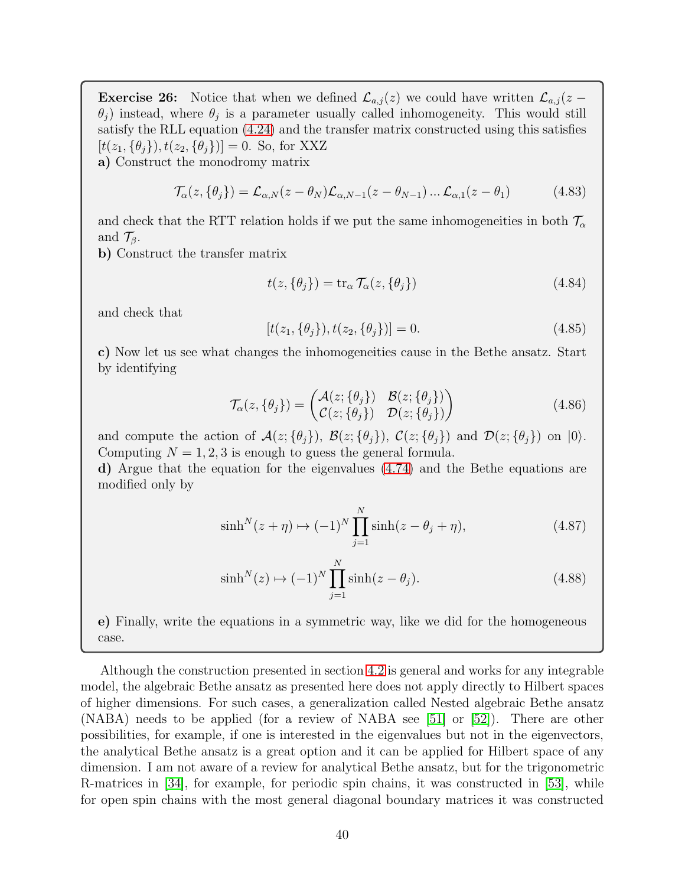**Exercise 26:** Notice that when we defined $\mathcal{L}_{a,j}(z)$ we could have written $\mathcal{L}_{a,j}(z-\theta_j)$ instead, where $\theta_j$ is a parameter usually called inhomogeneity. This would still satisfy the RLL equation (4.24) and the transfer matrix constructed using this satisfies $[t(z_1,\{\theta_j\}), t(z_2,\{\theta_j\})] = 0$. So, for XXZ

**a)** Construct the monodromy matrix

$$\mathcal{T}_\alpha(z,\{\theta_j\}) = \mathcal{L}_{\alpha,N}(z-\theta_N)\mathcal{L}_{\alpha,N-1}(z-\theta_{N-1})\ldots\mathcal{L}_{\alpha,1}(z-\theta_1) \tag{4.83}$$

and check that the RTT relation holds if we put the same inhomogeneities in both $\mathcal{T}_\alpha$ and $\mathcal{T}_\beta$.

**b)** Construct the transfer matrix

$$t(z,\{\theta_j\}) = \operatorname{tr}_\alpha \mathcal{T}_\alpha(z,\{\theta_j\}) \tag{4.84}$$

and check that

$$[t(z_1,\{\theta_j\}), t(z_2,\{\theta_j\})] = 0. \tag{4.85}$$

**c)** Now let us see what changes the inhomogeneities cause in the Bethe ansatz. Start by identifying

$$\mathcal{T}_\alpha(z,\{\theta_j\}) = \begin{pmatrix} \mathcal{A}(z;\{\theta_j\}) & \mathcal{B}(z;\{\theta_j\}) \\ \mathcal{C}(z;\{\theta_j\}) & \mathcal{D}(z;\{\theta_j\}) \end{pmatrix} \tag{4.86}$$

and compute the action of $\mathcal{A}(z;\{\theta_j\})$, $\mathcal{B}(z;\{\theta_j\})$, $\mathcal{C}(z;\{\theta_j\})$ and $\mathcal{D}(z;\{\theta_j\})$ on $|0\rangle$. Computing $N = 1,2,3$ is enough to guess the general formula.

**d)** Argue that the equation for the eigenvalues (4.74) and the Bethe equations are modified only by

$$\sinh^N(z+\eta) \mapsto (-1)^N \prod_{j=1}^{N} \sinh(z-\theta_j+\eta), \tag{4.87}$$

$$\sinh^N(z) \mapsto (-1)^N \prod_{j=1}^{N} \sinh(z-\theta_j). \tag{4.88}$$

**e)** Finally, write the equations in a symmetric way, like we did for the homogeneous case.

Although the construction presented in section 4.2 is general and works for any integrable model, the algebraic Bethe ansatz as presented here does not apply directly to Hilbert spaces of higher dimensions. For such cases, a generalization called Nested algebraic Bethe ansatz (NABA) needs to be applied (for a review of NABA see [51] or [52]). There are other possibilities, for example, if one is interested in the eigenvalues but not in the eigenvectors, the analytical Bethe ansatz is a great option and it can be applied for Hilbert space of any dimension. I am not aware of a review for analytical Bethe ansatz, but for the trigonometric R-matrices in [34], for example, for periodic spin chains, it was constructed in [53], while for open spin chains with the most general diagonal boundary matrices it was constructed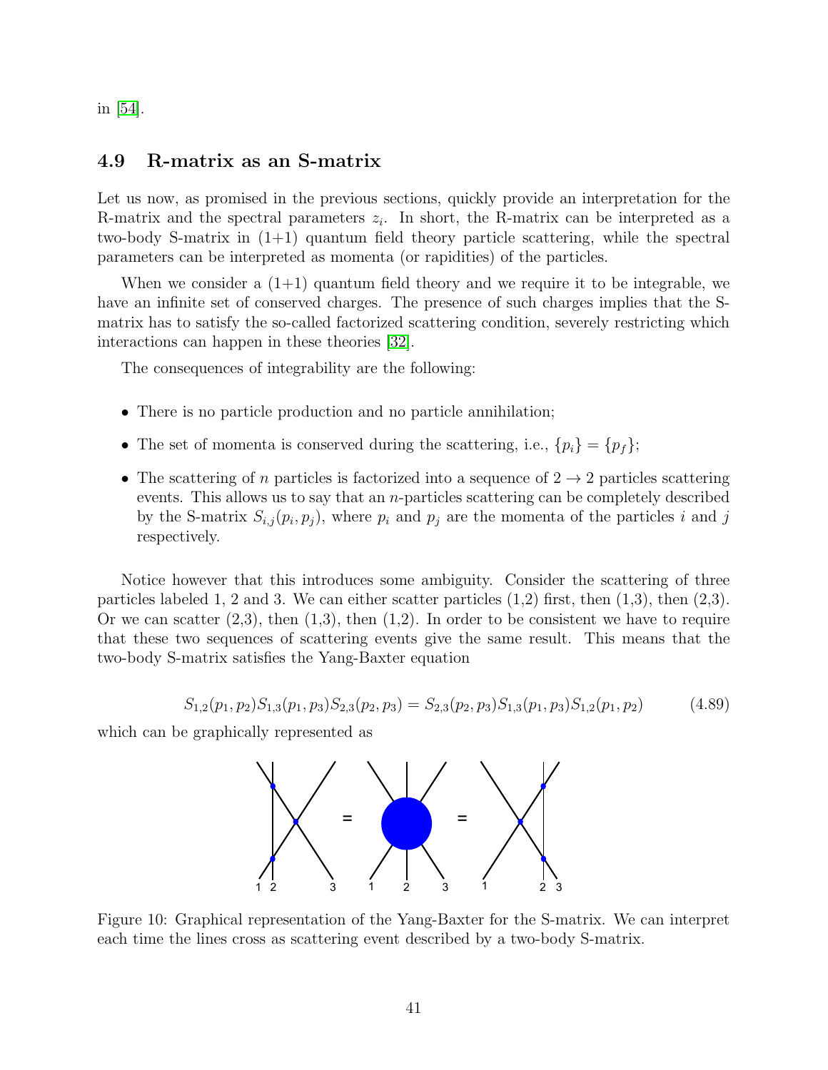in [54].

## 4.9 R-matrix as an S-matrix

Let us now, as promised in the previous sections, quickly provide an interpretation for the R-matrix and the spectral parameters $z_i$. In short, the R-matrix can be interpreted as a two-body S-matrix in (1+1) quantum field theory particle scattering, while the spectral parameters can be interpreted as momenta (or rapidities) of the particles.

When we consider a (1+1) quantum field theory and we require it to be integrable, we have an infinite set of conserved charges. The presence of such charges implies that the S-matrix has to satisfy the so-called factorized scattering condition, severely restricting which interactions can happen in these theories [32].

The consequences of integrability are the following:

- There is no particle production and no particle annihilation;
- The set of momenta is conserved during the scattering, i.e., $\{p_i\} = \{p_f\}$;
- The scattering of $n$ particles is factorized into a sequence of $2 \to 2$ particles scattering events. This allows us to say that an $n$-particles scattering can be completely described by the S-matrix $S_{i,j}(p_i, p_j)$, where $p_i$ and $p_j$ are the momenta of the particles $i$ and $j$ respectively.

Notice however that this introduces some ambiguity. Consider the scattering of three particles labeled 1, 2 and 3. We can either scatter particles (1,2) first, then (1,3), then (2,3). Or we can scatter (2,3), then (1,3), then (1,2). In order to be consistent we have to require that these two sequences of scattering events give the same result. This means that the two-body S-matrix satisfies the Yang-Baxter equation

$$S_{1,2}(p_1, p_2)S_{1,3}(p_1, p_3)S_{2,3}(p_2, p_3) = S_{2,3}(p_2, p_3)S_{1,3}(p_1, p_3)S_{1,2}(p_1, p_2) \tag{4.89}$$

which can be graphically represented as

Figure 10: Graphical representation of the Yang-Baxter for the S-matrix. We can interpret each time the lines cross as scattering event described by a two-body S-matrix.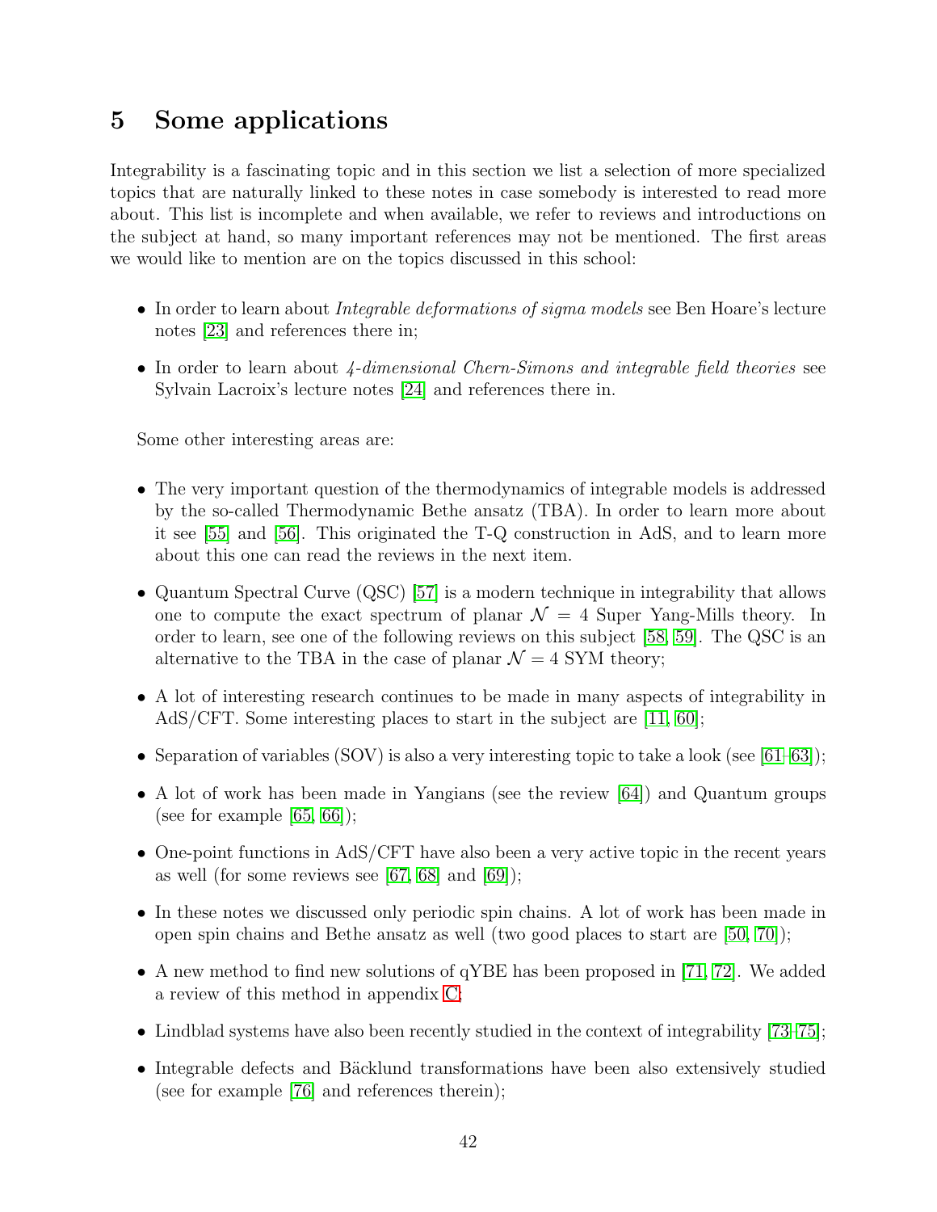# 5 Some applications

Integrability is a fascinating topic and in this section we list a selection of more specialized topics that are naturally linked to these notes in case somebody is interested to read more about. This list is incomplete and when available, we refer to reviews and introductions on the subject at hand, so many important references may not be mentioned. The first areas we would like to mention are on the topics discussed in this school:

- In order to learn about *Integrable deformations of sigma models* see Ben Hoare's lecture notes [23] and references there in;
- In order to learn about *4-dimensional Chern-Simons and integrable field theories* see Sylvain Lacroix's lecture notes [24] and references there in.

Some other interesting areas are:

- The very important question of the thermodynamics of integrable models is addressed by the so-called Thermodynamic Bethe ansatz (TBA). In order to learn more about it see [55] and [56]. This originated the T-Q construction in AdS, and to learn more about this one can read the reviews in the next item.
- Quantum Spectral Curve (QSC) [57] is a modern technique in integrability that allows one to compute the exact spectrum of planar $\mathcal{N} = 4$ Super Yang-Mills theory. In order to learn, see one of the following reviews on this subject [58, 59]. The QSC is an alternative to the TBA in the case of planar $\mathcal{N} = 4$ SYM theory;
- A lot of interesting research continues to be made in many aspects of integrability in AdS/CFT. Some interesting places to start in the subject are [11, 60];
- Separation of variables (SOV) is also a very interesting topic to take a look (see [61–63]);
- A lot of work has been made in Yangians (see the review [64]) and Quantum groups (see for example [65, 66]);
- One-point functions in AdS/CFT have also been a very active topic in the recent years as well (for some reviews see [67, 68] and [69]);
- In these notes we discussed only periodic spin chains. A lot of work has been made in open spin chains and Bethe ansatz as well (two good places to start are [50, 70]);
- A new method to find new solutions of qYBE has been proposed in [71, 72]. We added a review of this method in appendix C;
- Lindblad systems have also been recently studied in the context of integrability [73–75];
- Integrable defects and Bäcklund transformations have been also extensively studied (see for example [76] and references therein);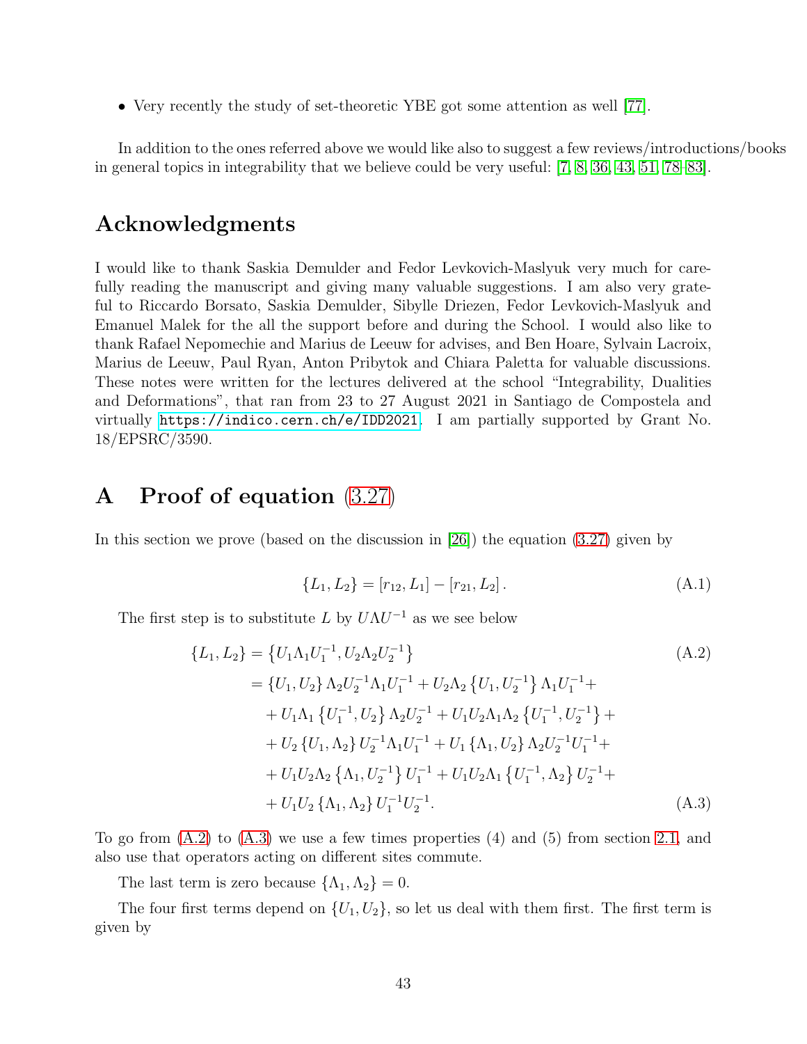- Very recently the study of set-theoretic YBE got some attention as well [77].

In addition to the ones referred above we would like also to suggest a few reviews/introductions/books in general topics in integrability that we believe could be very useful: [7, 8, 36, 43, 51, 78–83].

## Acknowledgments

I would like to thank Saskia Demulder and Fedor Levkovich-Maslyuk very much for carefully reading the manuscript and giving many valuable suggestions. I am also very grateful to Riccardo Borsato, Saskia Demulder, Sibylle Driezen, Fedor Levkovich-Maslyuk and Emanuel Malek for the all the support before and during the School. I would also like to thank Rafael Nepomechie and Marius de Leeuw for advises, and Ben Hoare, Sylvain Lacroix, Marius de Leeuw, Paul Ryan, Anton Pribytok and Chiara Paletta for valuable discussions. These notes were written for the lectures delivered at the school "Integrability, Dualities and Deformations", that ran from 23 to 27 August 2021 in Santiago de Compostela and virtually https://indico.cern.ch/e/IDD2021. I am partially supported by Grant No. 18/EPSRC/3590.

## A Proof of equation (3.27)

In this section we prove (based on the discussion in [26]) the equation (3.27) given by

$$\{L_1, L_2\} = [r_{12}, L_1] - [r_{21}, L_2]\,. \tag{A.1}$$

The first step is to substitute $L$ by $U\Lambda U^{-1}$ as we see below

$$\begin{aligned}
\{L_1, L_2\} &= \left\{U_1\Lambda_1 U_1^{-1}, U_2\Lambda_2 U_2^{-1}\right\} &\text{(A.2)}\\
&= \{U_1, U_2\}\,\Lambda_2 U_2^{-1}\Lambda_1 U_1^{-1} + U_2\Lambda_2\left\{U_1, U_2^{-1}\right\}\Lambda_1 U_1^{-1} + \\
&\quad + U_1\Lambda_1\left\{U_1^{-1}, U_2\right\}\Lambda_2 U_2^{-1} + U_1 U_2\Lambda_1\Lambda_2\left\{U_1^{-1}, U_2^{-1}\right\} + \\
&\quad + U_2\{U_1, \Lambda_2\}\,U_2^{-1}\Lambda_1 U_1^{-1} + U_1\{\Lambda_1, U_2\}\,\Lambda_2 U_2^{-1}U_1^{-1} + \\
&\quad + U_1 U_2\Lambda_2\left\{\Lambda_1, U_2^{-1}\right\}U_1^{-1} + U_1 U_2\Lambda_1\left\{U_1^{-1}, \Lambda_2\right\}U_2^{-1} + \\
&\quad + U_1 U_2\{\Lambda_1, \Lambda_2\}\,U_1^{-1}U_2^{-1}. &\text{(A.3)}
\end{aligned}$$

To go from (A.2) to (A.3) we use a few times properties (4) and (5) from section 2.1, and also use that operators acting on different sites commute.

The last term is zero because $\{\Lambda_1, \Lambda_2\} = 0$.

The four first terms depend on $\{U_1, U_2\}$, so let us deal with them first. The first term is given by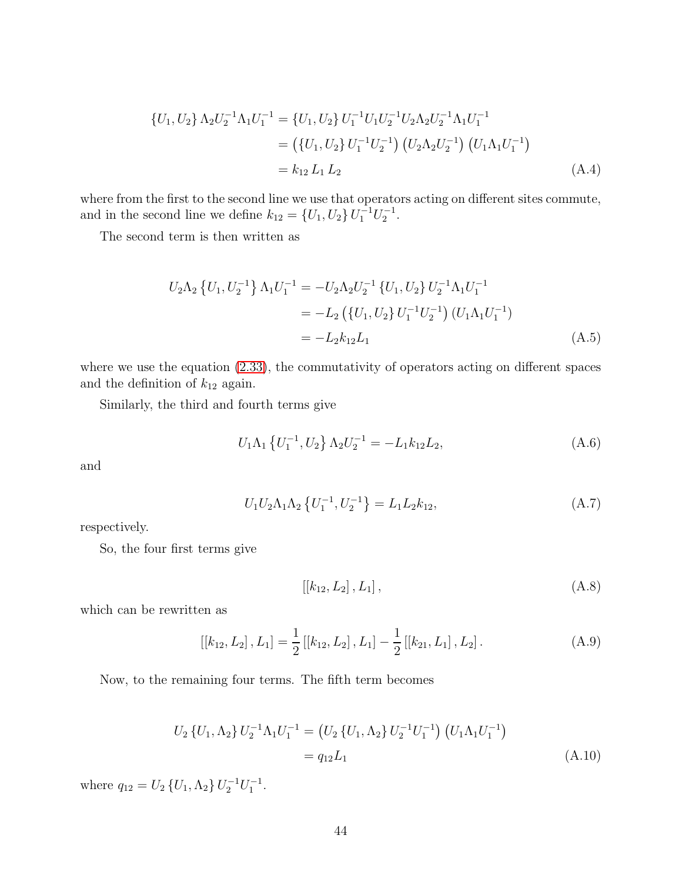$$
\begin{aligned}
\{U_1, U_2\} \Lambda_2 U_2^{-1} \Lambda_1 U_1^{-1} &= \{U_1, U_2\} U_1^{-1} U_1 U_2^{-1} U_2 \Lambda_2 U_2^{-1} \Lambda_1 U_1^{-1} \\
&= \left(\{U_1, U_2\} U_1^{-1} U_2^{-1}\right) \left(U_2 \Lambda_2 U_2^{-1}\right) \left(U_1 \Lambda_1 U_1^{-1}\right) \\
&= k_{12}\, L_1\, L_2
\end{aligned}
\tag{A.4}
$$

where from the first to the second line we use that operators acting on different sites commute, and in the second line we define $k_{12} = \{U_1, U_2\} U_1^{-1} U_2^{-1}$.

The second term is then written as

$$
\begin{aligned}
U_2 \Lambda_2 \left\{U_1, U_2^{-1}\right\} \Lambda_1 U_1^{-1} &= -U_2 \Lambda_2 U_2^{-1} \{U_1, U_2\} U_2^{-1} \Lambda_1 U_1^{-1} \\
&= -L_2 \left(\{U_1, U_2\} U_1^{-1} U_2^{-1}\right) \left(U_1 \Lambda_1 U_1^{-1}\right) \\
&= -L_2 k_{12} L_1
\end{aligned}
\tag{A.5}
$$

where we use the equation (2.33), the commutativity of operators acting on different spaces and the definition of $k_{12}$ again.

Similarly, the third and fourth terms give

$$
U_1 \Lambda_1 \left\{U_1^{-1}, U_2\right\} \Lambda_2 U_2^{-1} = -L_1 k_{12} L_2,
\tag{A.6}
$$

and

$$
U_1 U_2 \Lambda_1 \Lambda_2 \left\{U_1^{-1}, U_2^{-1}\right\} = L_1 L_2 k_{12},
\tag{A.7}
$$

respectively.

So, the four first terms give

$$
\left[\left[k_{12}, L_2\right], L_1\right],
\tag{A.8}
$$

which can be rewritten as

$$
\left[\left[k_{12}, L_2\right], L_1\right] = \frac{1}{2}\left[\left[k_{12}, L_2\right], L_1\right] - \frac{1}{2}\left[\left[k_{21}, L_1\right], L_2\right].
\tag{A.9}
$$

Now, to the remaining four terms. The fifth term becomes

$$
\begin{aligned}
U_2 \{U_1, \Lambda_2\} U_2^{-1} \Lambda_1 U_1^{-1} &= \left(U_2 \{U_1, \Lambda_2\} U_2^{-1} U_1^{-1}\right) \left(U_1 \Lambda_1 U_1^{-1}\right) \\
&= q_{12} L_1
\end{aligned}
\tag{A.10}
$$

where $q_{12} = U_2 \{U_1, \Lambda_2\} U_2^{-1} U_1^{-1}$.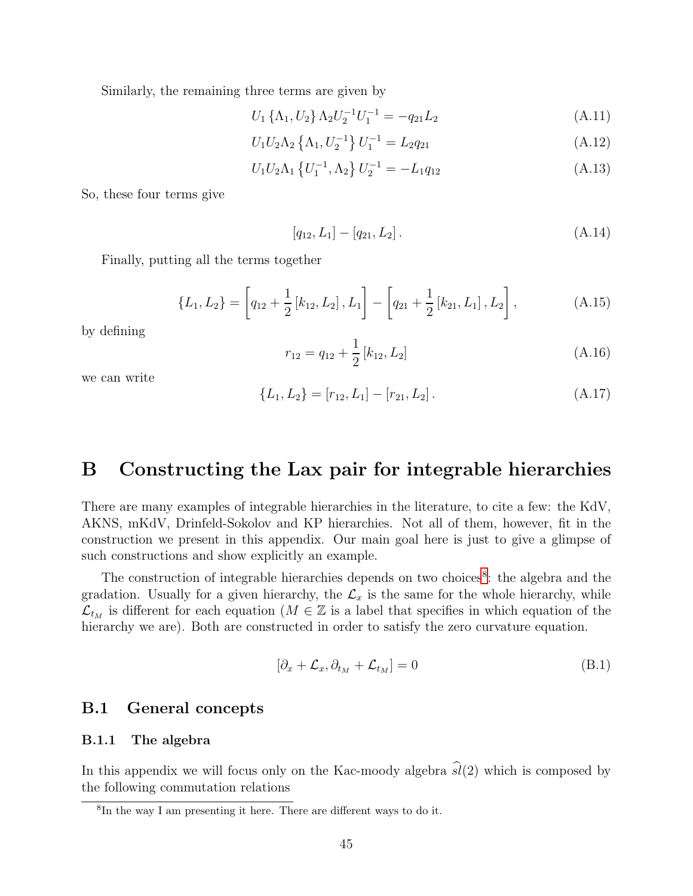Similarly, the remaining three terms are given by

$$U_1 \{\Lambda_1, U_2\} \Lambda_2 U_2^{-1} U_1^{-1} = -q_{21} L_2 \tag{A.11}$$

$$U_1 U_2 \Lambda_2 \{\Lambda_1, U_2^{-1}\} U_1^{-1} = L_2 q_{21} \tag{A.12}$$

$$U_1 U_2 \Lambda_1 \{U_1^{-1}, \Lambda_2\} U_2^{-1} = -L_1 q_{12} \tag{A.13}$$

So, these four terms give

$$[q_{12}, L_1] - [q_{21}, L_2]. \tag{A.14}$$

Finally, putting all the terms together

$$\{L_1, L_2\} = \left[q_{12} + \frac{1}{2}[k_{12}, L_2], L_1\right] - \left[q_{21} + \frac{1}{2}[k_{21}, L_1], L_2\right], \tag{A.15}$$

by defining

$$r_{12} = q_{12} + \frac{1}{2}[k_{12}, L_2] \tag{A.16}$$

we can write

$$\{L_1, L_2\} = [r_{12}, L_1] - [r_{21}, L_2]. \tag{A.17}$$

# B Constructing the Lax pair for integrable hierarchies

There are many examples of integrable hierarchies in the literature, to cite a few: the KdV, AKNS, mKdV, Drinfeld-Sokolov and KP hierarchies. Not all of them, however, fit in the construction we present in this appendix. Our main goal here is just to give a glimpse of such constructions and show explicitly an example.

The construction of integrable hierarchies depends on two choices[8]: the algebra and the gradation. Usually for a given hierarchy, the $\mathcal{L}_x$ is the same for the whole hierarchy, while $\mathcal{L}_{t_M}$ is different for each equation ($M \in \mathbb{Z}$ is a label that specifies in which equation of the hierarchy we are). Both are constructed in order to satisfy the zero curvature equation.

$$[\partial_x + \mathcal{L}_x, \partial_{t_M} + \mathcal{L}_{t_M}] = 0 \tag{B.1}$$

## B.1 General concepts

### B.1.1 The algebra

In this appendix we will focus only on the Kac-moody algebra $\widehat{sl}(2)$ which is composed by the following commutation relations

[8] In the way I am presenting it here. There are different ways to do it.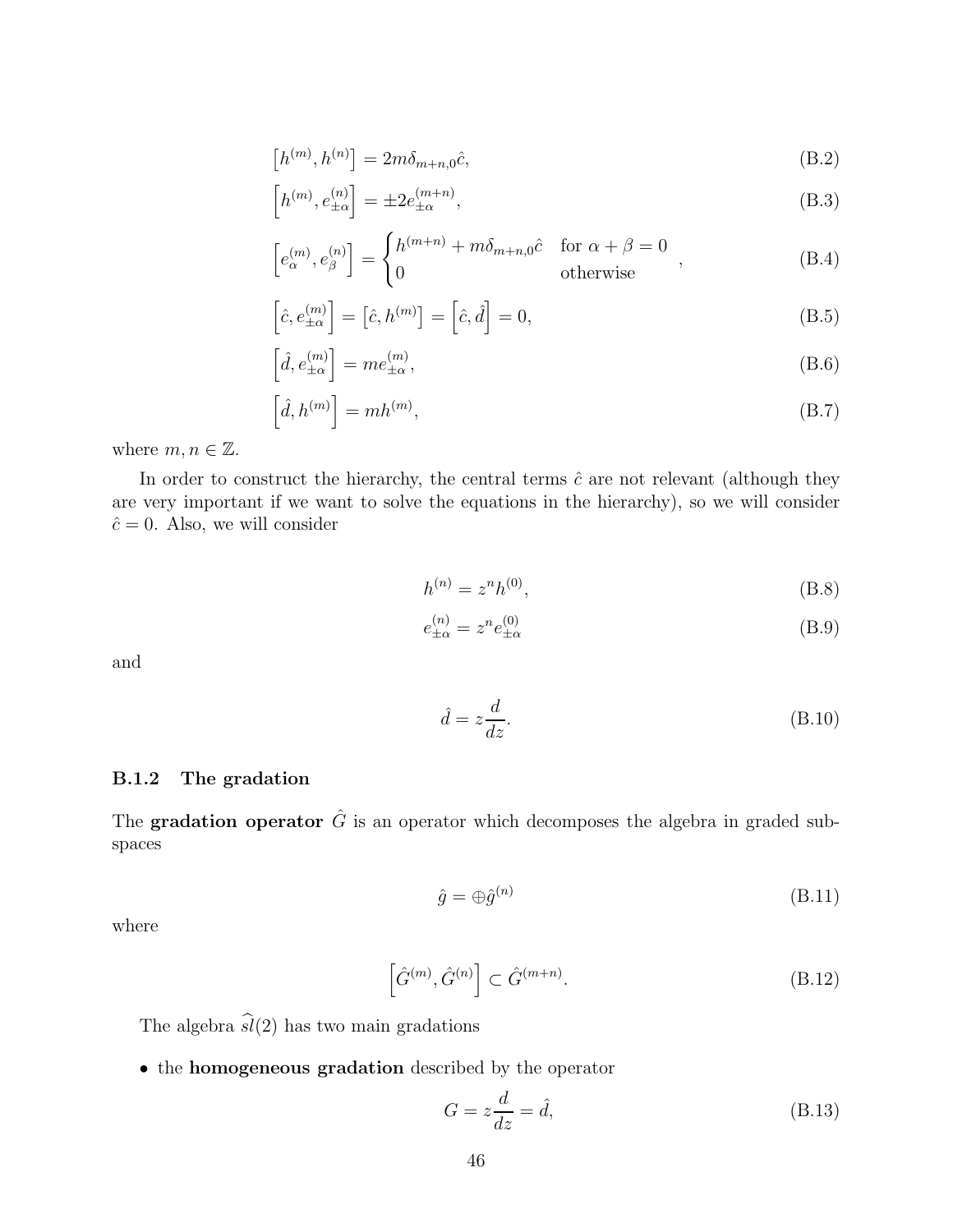$$\left[h^{(m)}, h^{(n)}\right] = 2m\delta_{m+n,0}\hat{c}, \tag{B.2}$$

$$\left[h^{(m)}, e_{\pm\alpha}^{(n)}\right] = \pm 2e_{\pm\alpha}^{(m+n)}, \tag{B.3}$$

$$\left[e_{\alpha}^{(m)}, e_{\beta}^{(n)}\right] = \begin{cases} h^{(m+n)} + m\delta_{m+n,0}\hat{c} & \text{for } \alpha+\beta=0 \\ 0 & \text{otherwise} \end{cases}, \tag{B.4}$$

$$\left[\hat{c}, e_{\pm\alpha}^{(m)}\right] = \left[\hat{c}, h^{(m)}\right] = \left[\hat{c}, \hat{d}\right] = 0, \tag{B.5}$$

$$\left[\hat{d}, e_{\pm\alpha}^{(m)}\right] = me_{\pm\alpha}^{(m)}, \tag{B.6}$$

$$\left[\hat{d}, h^{(m)}\right] = mh^{(m)}, \tag{B.7}$$

where $m, n \in \mathbb{Z}$.

In order to construct the hierarchy, the central terms $\hat{c}$ are not relevant (although they are very important if we want to solve the equations in the hierarchy), so we will consider $\hat{c} = 0$. Also, we will consider

$$h^{(n)} = z^n h^{(0)}, \tag{B.8}$$

$$e_{\pm\alpha}^{(n)} = z^n e_{\pm\alpha}^{(0)} \tag{B.9}$$

and

$$\hat{d} = z\frac{d}{dz}. \tag{B.10}$$

### B.1.2 The gradation

The **gradation operator** $\hat{G}$ is an operator which decomposes the algebra in graded subspaces

$$\hat{g} = \oplus \hat{g}^{(n)} \tag{B.11}$$

where

$$\left[\hat{G}^{(m)}, \hat{G}^{(n)}\right] \subset \hat{G}^{(m+n)}. \tag{B.12}$$

The algebra $\widehat{sl}(2)$ has two main gradations

- the **homogeneous gradation** described by the operator

$$G = z\frac{d}{dz} = \hat{d}, \tag{B.13}$$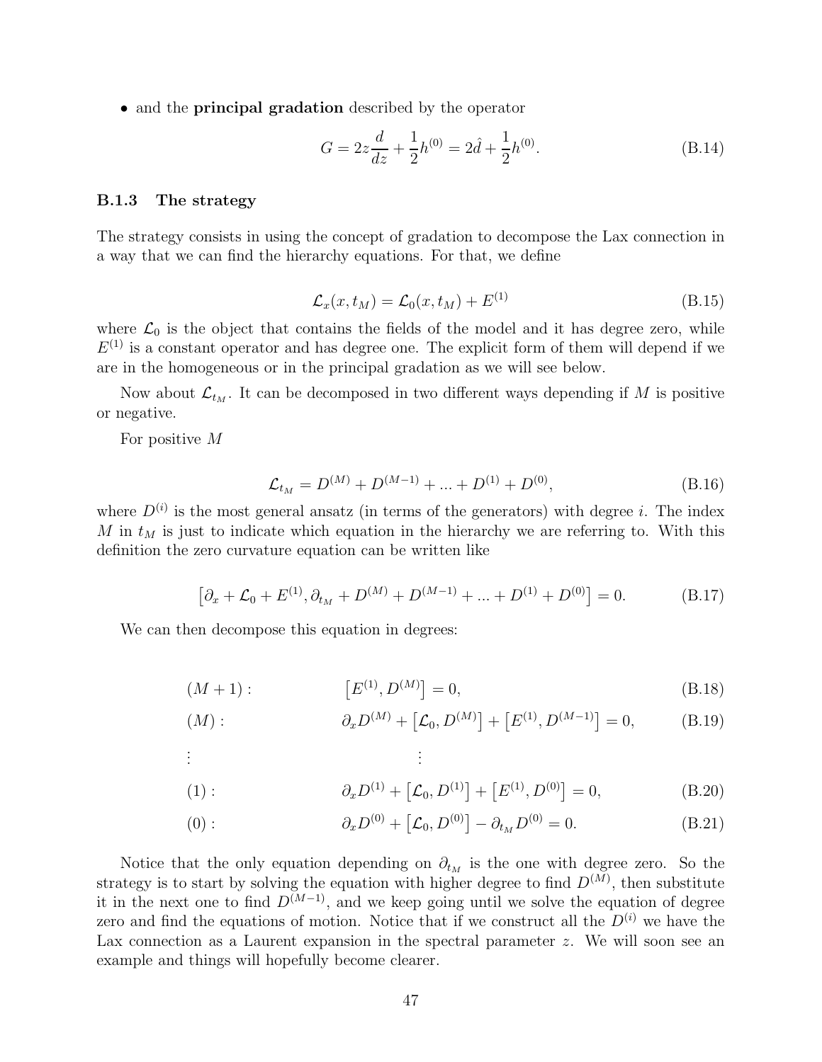- and the **principal gradation** described by the operator

$$G = 2z\frac{d}{dz} + \frac{1}{2}h^{(0)} = 2\hat{d} + \frac{1}{2}h^{(0)}. \tag{B.14}$$

### B.1.3 The strategy

The strategy consists in using the concept of gradation to decompose the Lax connection in a way that we can find the hierarchy equations. For that, we define

$$\mathcal{L}_x(x, t_M) = \mathcal{L}_0(x, t_M) + E^{(1)} \tag{B.15}$$

where $\mathcal{L}_0$ is the object that contains the fields of the model and it has degree zero, while $E^{(1)}$ is a constant operator and has degree one. The explicit form of them will depend if we are in the homogeneous or in the principal gradation as we will see below.

Now about $\mathcal{L}_{t_M}$. It can be decomposed in two different ways depending if $M$ is positive or negative.

For positive $M$

$$\mathcal{L}_{t_M} = D^{(M)} + D^{(M-1)} + ... + D^{(1)} + D^{(0)}, \tag{B.16}$$

where $D^{(i)}$ is the most general ansatz (in terms of the generators) with degree $i$. The index $M$ in $t_M$ is just to indicate which equation in the hierarchy we are referring to. With this definition the zero curvature equation can be written like

$$\left[\partial_x + \mathcal{L}_0 + E^{(1)}, \partial_{t_M} + D^{(M)} + D^{(M-1)} + ... + D^{(1)} + D^{(0)}\right] = 0. \tag{B.17}$$

We can then decompose this equation in degrees:

$$(M+1): \qquad \left[E^{(1)}, D^{(M)}\right] = 0, \tag{B.18}$$

$$(M): \qquad \partial_x D^{(M)} + \left[\mathcal{L}_0, D^{(M)}\right] + \left[E^{(1)}, D^{(M-1)}\right] = 0, \tag{B.19}$$

$$\vdots \qquad \qquad \vdots$$

$$(1): \qquad \partial_x D^{(1)} + \left[\mathcal{L}_0, D^{(1)}\right] + \left[E^{(1)}, D^{(0)}\right] = 0, \tag{B.20}$$

$$(0): \qquad \partial_x D^{(0)} + \left[\mathcal{L}_0, D^{(0)}\right] - \partial_{t_M} D^{(0)} = 0. \tag{B.21}$$

Notice that the only equation depending on $\partial_{t_M}$ is the one with degree zero. So the strategy is to start by solving the equation with higher degree to find $D^{(M)}$, then substitute it in the next one to find $D^{(M-1)}$, and we keep going until we solve the equation of degree zero and find the equations of motion. Notice that if we construct all the $D^{(i)}$ we have the Lax connection as a Laurent expansion in the spectral parameter $z$. We will soon see an example and things will hopefully become clearer.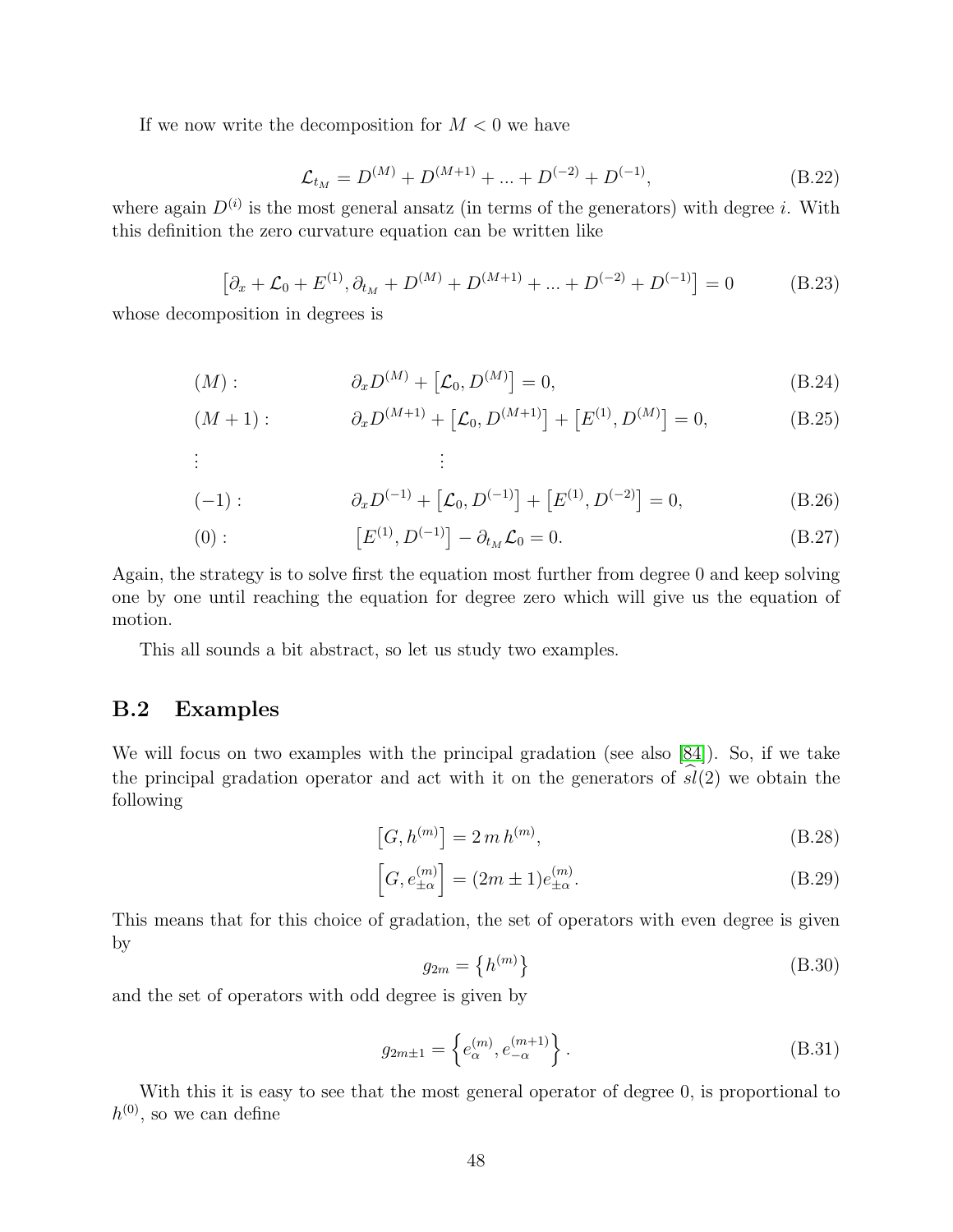If we now write the decomposition for $M < 0$ we have

$$\mathcal{L}_{t_M} = D^{(M)} + D^{(M+1)} + ... + D^{(-2)} + D^{(-1)}, \tag{B.22}$$

where again $D^{(i)}$ is the most general ansatz (in terms of the generators) with degree $i$. With this definition the zero curvature equation can be written like

$$\left[\partial_x + \mathcal{L}_0 + E^{(1)}, \partial_{t_M} + D^{(M)} + D^{(M+1)} + ... + D^{(-2)} + D^{(-1)}\right] = 0 \tag{B.23}$$

whose decomposition in degrees is

$$(M): \qquad \partial_x D^{(M)} + \left[\mathcal{L}_0, D^{(M)}\right] = 0, \tag{B.24}$$

$$(M+1): \qquad \partial_x D^{(M+1)} + \left[\mathcal{L}_0, D^{(M+1)}\right] + \left[E^{(1)}, D^{(M)}\right] = 0, \tag{B.25}$$

$$\vdots \qquad \qquad \vdots$$

$$(-1): \qquad \partial_x D^{(-1)} + \left[\mathcal{L}_0, D^{(-1)}\right] + \left[E^{(1)}, D^{(-2)}\right] = 0, \tag{B.26}$$

$$(0): \qquad \left[E^{(1)}, D^{(-1)}\right] - \partial_{t_M}\mathcal{L}_0 = 0. \tag{B.27}$$

Again, the strategy is to solve first the equation most further from degree 0 and keep solving one by one until reaching the equation for degree zero which will give us the equation of motion.

This all sounds a bit abstract, so let us study two examples.

## B.2 Examples

We will focus on two examples with the principal gradation (see also [84]). So, if we take the principal gradation operator and act with it on the generators of $\widehat{sl}(2)$ we obtain the following

$$\left[G, h^{(m)}\right] = 2\, m\, h^{(m)}, \tag{B.28}$$

$$\left[G, e_{\pm\alpha}^{(m)}\right] = (2m \pm 1) e_{\pm\alpha}^{(m)}. \tag{B.29}$$

This means that for this choice of gradation, the set of operators with even degree is given by

$$g_{2m} = \left\{h^{(m)}\right\} \tag{B.30}$$

and the set of operators with odd degree is given by

$$g_{2m\pm 1} = \left\{e_{\alpha}^{(m)}, e_{-\alpha}^{(m+1)}\right\}. \tag{B.31}$$

With this it is easy to see that the most general operator of degree 0, is proportional to $h^{(0)}$, so we can define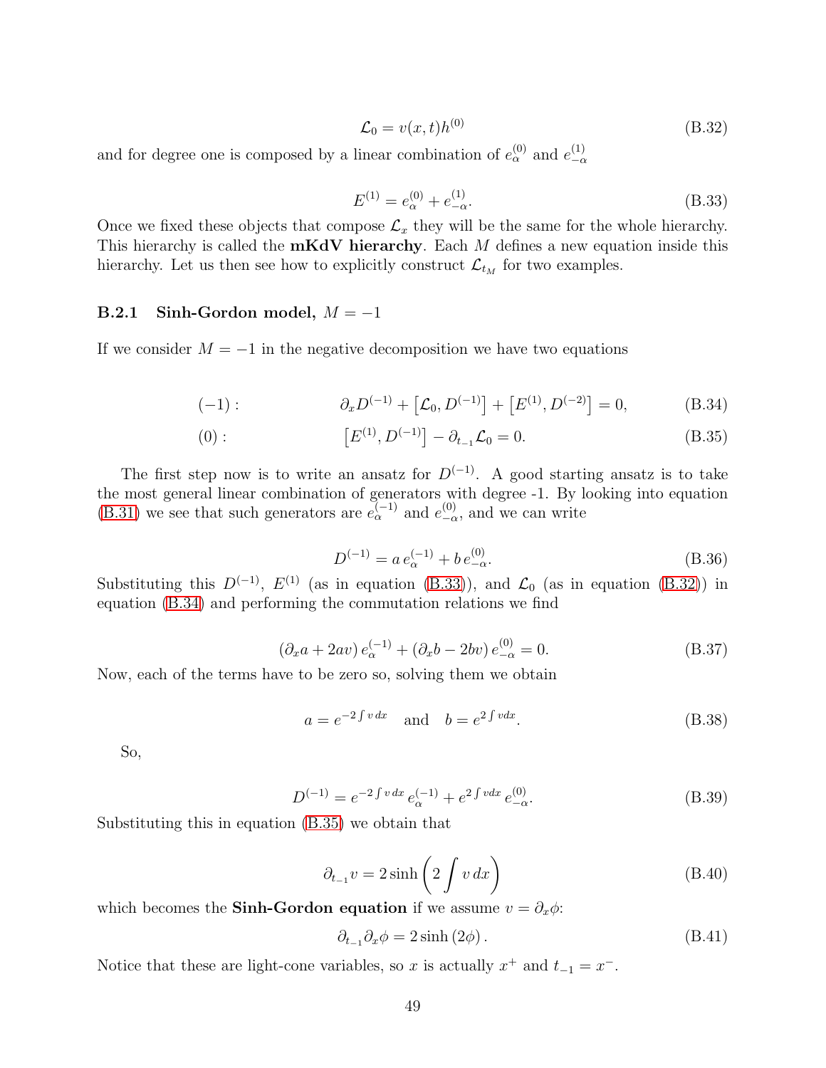$$\mathcal{L}_0 = v(x,t)h^{(0)} \tag{B.32}$$

and for degree one is composed by a linear combination of $e_{\alpha}^{(0)}$ and $e_{-\alpha}^{(1)}$

$$E^{(1)} = e_{\alpha}^{(0)} + e_{-\alpha}^{(1)}. \tag{B.33}$$

Once we fixed these objects that compose $\mathcal{L}_x$ they will be the same for the whole hierarchy. This hierarchy is called the **mKdV hierarchy**. Each $M$ defines a new equation inside this hierarchy. Let us then see how to explicitly construct $\mathcal{L}_{t_M}$ for two examples.

### B.2.1 Sinh-Gordon model, $M = -1$

If we consider $M = -1$ in the negative decomposition we have two equations

$$(-1): \qquad \partial_x D^{(-1)} + \left[\mathcal{L}_0, D^{(-1)}\right] + \left[E^{(1)}, D^{(-2)}\right] = 0, \tag{B.34}$$

$$(0): \qquad \left[E^{(1)}, D^{(-1)}\right] - \partial_{t_{-1}}\mathcal{L}_0 = 0. \tag{B.35}$$

The first step now is to write an ansatz for $D^{(-1)}$. A good starting ansatz is to take the most general linear combination of generators with degree -1. By looking into equation (B.31) we see that such generators are $e_{\alpha}^{(-1)}$ and $e_{-\alpha}^{(0)}$, and we can write

$$D^{(-1)} = a\, e_{\alpha}^{(-1)} + b\, e_{-\alpha}^{(0)}. \tag{B.36}$$

Substituting this $D^{(-1)}$, $E^{(1)}$ (as in equation (B.33)), and $\mathcal{L}_0$ (as in equation (B.32)) in equation (B.34) and performing the commutation relations we find

$$\left(\partial_x a + 2av\right) e_{\alpha}^{(-1)} + \left(\partial_x b - 2bv\right) e_{-\alpha}^{(0)} = 0. \tag{B.37}$$

Now, each of the terms have to be zero so, solving them we obtain

$$a = e^{-2\int v\, dx} \quad \text{and} \quad b = e^{2\int v dx}. \tag{B.38}$$

So,

$$D^{(-1)} = e^{-2\int v\, dx}\, e_{\alpha}^{(-1)} + e^{2\int v dx}\, e_{-\alpha}^{(0)}. \tag{B.39}$$

Substituting this in equation (B.35) we obtain that

$$\partial_{t_{-1}} v = 2\sinh\left(2\int v\, dx\right) \tag{B.40}$$

which becomes the **Sinh-Gordon equation** if we assume $v = \partial_x \phi$:

$$\partial_{t_{-1}}\partial_x \phi = 2\sinh\left(2\phi\right). \tag{B.41}$$

Notice that these are light-cone variables, so $x$ is actually $x^+$ and $t_{-1} = x^-$.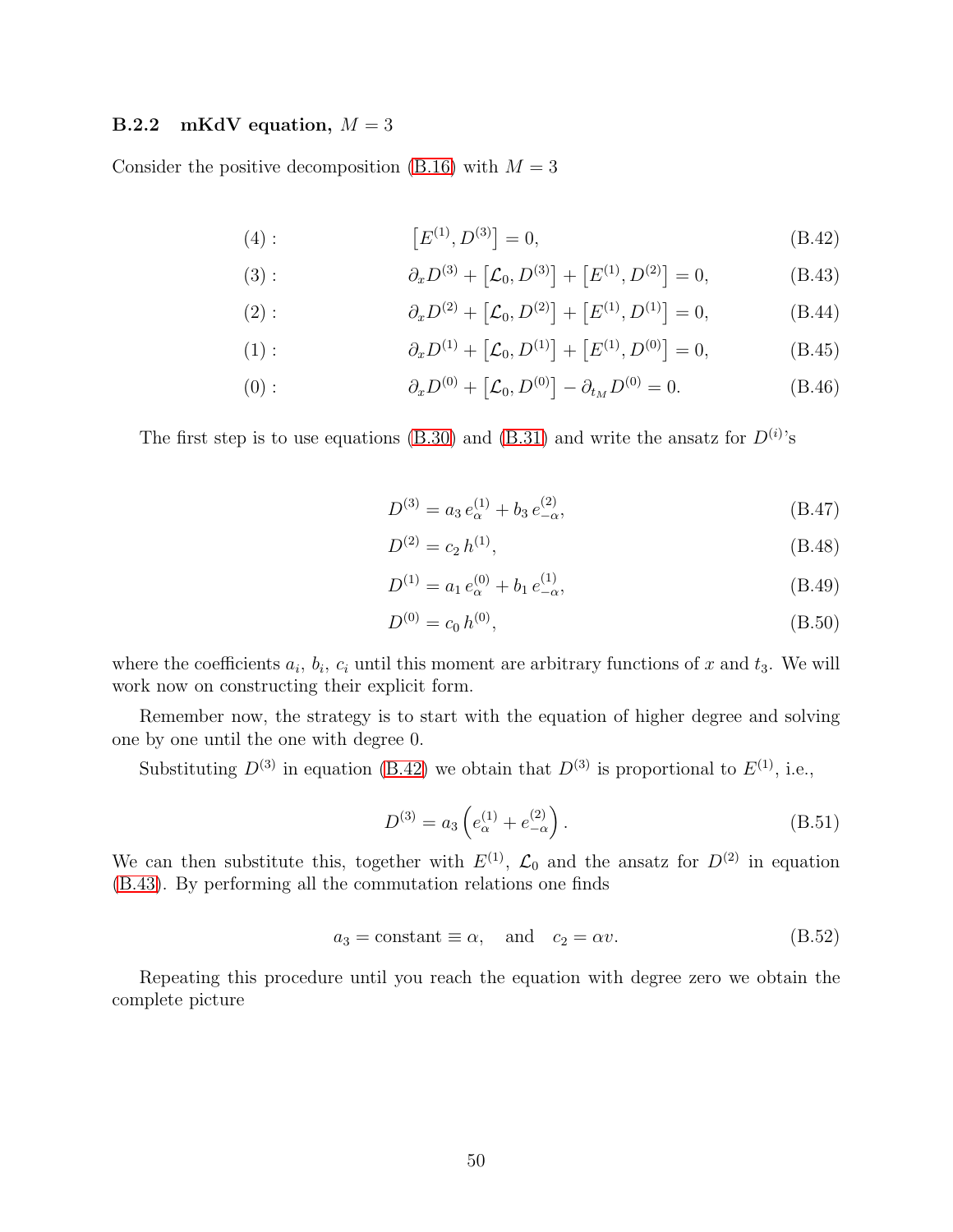### B.2.2 mKdV equation, $M = 3$

Consider the positive decomposition (B.16) with $M = 3$

$$(4): \qquad \left[E^{(1)}, D^{(3)}\right] = 0, \tag{B.42}$$

$$(3): \qquad \partial_x D^{(3)} + \left[\mathcal{L}_0, D^{(3)}\right] + \left[E^{(1)}, D^{(2)}\right] = 0, \tag{B.43}$$

$$(2): \qquad \partial_x D^{(2)} + \left[\mathcal{L}_0, D^{(2)}\right] + \left[E^{(1)}, D^{(1)}\right] = 0, \tag{B.44}$$

$$(1): \qquad \partial_x D^{(1)} + \left[\mathcal{L}_0, D^{(1)}\right] + \left[E^{(1)}, D^{(0)}\right] = 0, \tag{B.45}$$

$$(0): \qquad \partial_x D^{(0)} + \left[\mathcal{L}_0, D^{(0)}\right] - \partial_{t_M} D^{(0)} = 0. \tag{B.46}$$

The first step is to use equations (B.30) and (B.31) and write the ansatz for $D^{(i)}$'s

$$D^{(3)} = a_3\, e_{\alpha}^{(1)} + b_3\, e_{-\alpha}^{(2)}, \tag{B.47}$$

$$D^{(2)} = c_2\, h^{(1)}, \tag{B.48}$$

$$D^{(1)} = a_1\, e_{\alpha}^{(0)} + b_1\, e_{-\alpha}^{(1)}, \tag{B.49}$$

$$D^{(0)} = c_0\, h^{(0)}, \tag{B.50}$$

where the coefficients $a_i$, $b_i$, $c_i$ until this moment are arbitrary functions of $x$ and $t_3$. We will work now on constructing their explicit form.

Remember now, the strategy is to start with the equation of higher degree and solving one by one until the one with degree 0.

Substituting $D^{(3)}$ in equation (B.42) we obtain that $D^{(3)}$ is proportional to $E^{(1)}$, i.e.,

$$D^{(3)} = a_3 \left(e_{\alpha}^{(1)} + e_{-\alpha}^{(2)}\right). \tag{B.51}$$

We can then substitute this, together with $E^{(1)}$, $\mathcal{L}_0$ and the ansatz for $D^{(2)}$ in equation (B.43). By performing all the commutation relations one finds

$$a_3 = \text{constant} \equiv \alpha, \quad \text{and} \quad c_2 = \alpha v. \tag{B.52}$$

Repeating this procedure until you reach the equation with degree zero we obtain the complete picture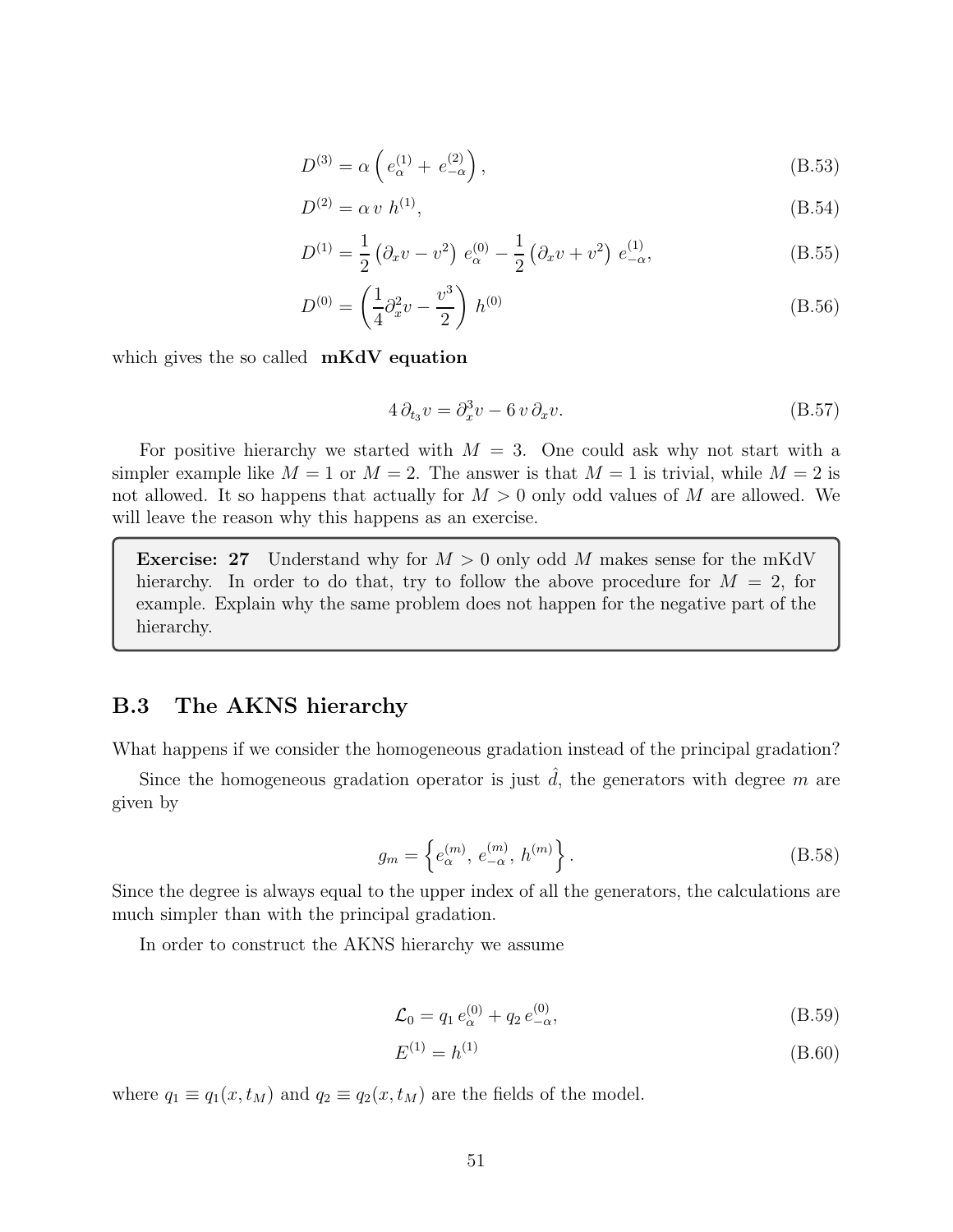$$D^{(3)} = \alpha \left( e_{\alpha}^{(1)} + e_{-\alpha}^{(2)} \right), \tag{B.53}$$

$$D^{(2)} = \alpha \, v \; h^{(1)}, \tag{B.54}$$

$$D^{(1)} = \frac{1}{2} \left( \partial_x v - v^2 \right) e_{\alpha}^{(0)} - \frac{1}{2} \left( \partial_x v + v^2 \right) e_{-\alpha}^{(1)}, \tag{B.55}$$

$$D^{(0)} = \left( \frac{1}{4} \partial_x^2 v - \frac{v^3}{2} \right) h^{(0)} \tag{B.56}$$

which gives the so called **mKdV equation**

$$4 \, \partial_{t_3} v = \partial_x^3 v - 6 \, v \, \partial_x v. \tag{B.57}$$

For positive hierarchy we started with $M = 3$. One could ask why not start with a simpler example like $M = 1$ or $M = 2$. The answer is that $M = 1$ is trivial, while $M = 2$ is not allowed. It so happens that actually for $M > 0$ only odd values of $M$ are allowed. We will leave the reason why this happens as an exercise.

> **Exercise: 27** Understand why for $M > 0$ only odd $M$ makes sense for the mKdV hierarchy. In order to do that, try to follow the above procedure for $M = 2$, for example. Explain why the same problem does not happen for the negative part of the hierarchy.

## B.3 The AKNS hierarchy

What happens if we consider the homogeneous gradation instead of the principal gradation?

Since the homogeneous gradation operator is just $\hat{d}$, the generators with degree $m$ are given by

$$g_m = \left\{ e_{\alpha}^{(m)}, \, e_{-\alpha}^{(m)}, \, h^{(m)} \right\}. \tag{B.58}$$

Since the degree is always equal to the upper index of all the generators, the calculations are much simpler than with the principal gradation.

In order to construct the AKNS hierarchy we assume

$$\mathcal{L}_0 = q_1 \, e_{\alpha}^{(0)} + q_2 \, e_{-\alpha}^{(0)}, \tag{B.59}$$

$$E^{(1)} = h^{(1)} \tag{B.60}$$

where $q_1 \equiv q_1(x, t_M)$ and $q_2 \equiv q_2(x, t_M)$ are the fields of the model.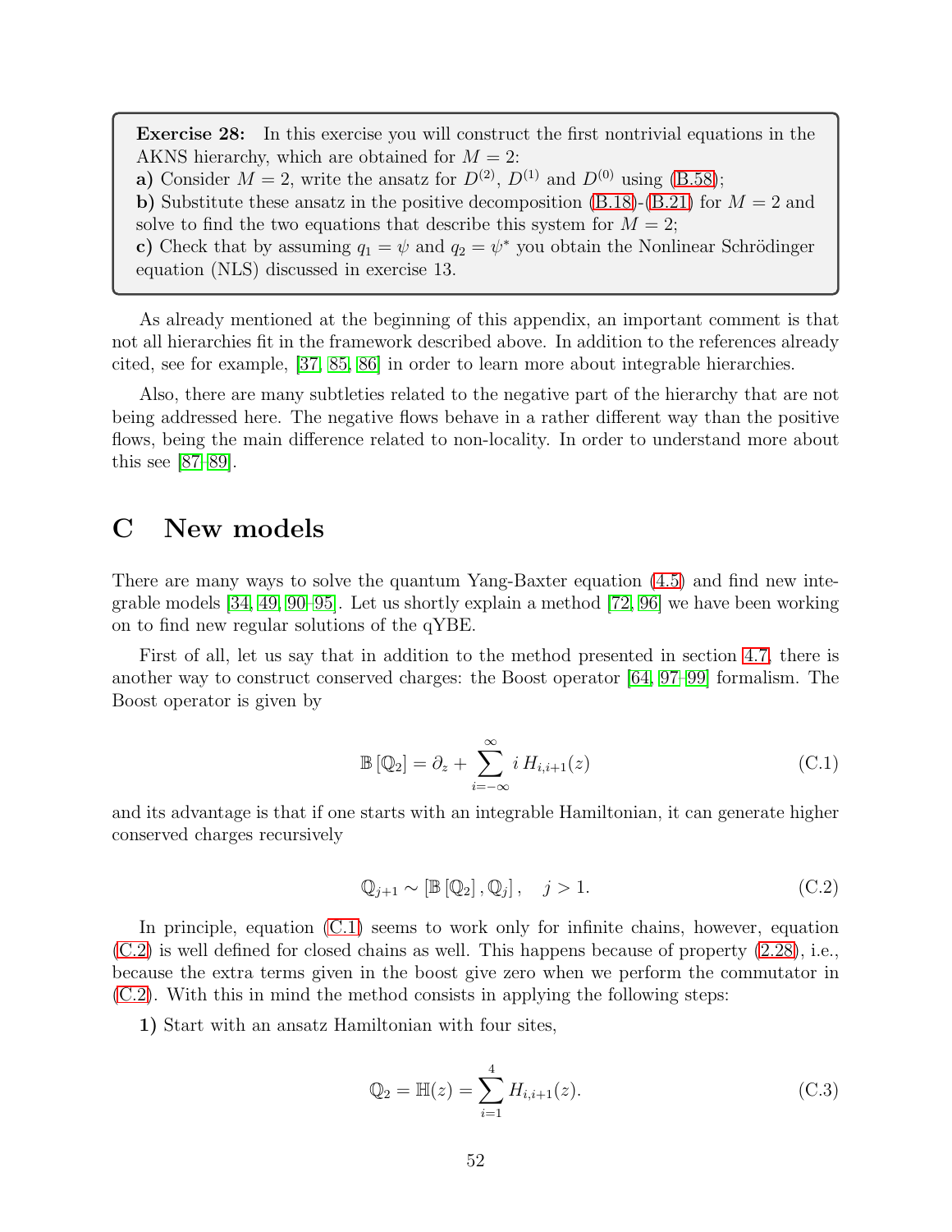**Exercise 28:** In this exercise you will construct the first nontrivial equations in the AKNS hierarchy, which are obtained for $M = 2$:
**a)** Consider $M = 2$, write the ansatz for $D^{(2)}$, $D^{(1)}$ and $D^{(0)}$ using (B.58);
**b)** Substitute these ansatz in the positive decomposition (B.18)-(B.21) for $M = 2$ and solve to find the two equations that describe this system for $M = 2$;
**c)** Check that by assuming $q_1 = \psi$ and $q_2 = \psi^*$ you obtain the Nonlinear Schrödinger equation (NLS) discussed in exercise 13.

As already mentioned at the beginning of this appendix, an important comment is that not all hierarchies fit in the framework described above. In addition to the references already cited, see for example, [37, 85, 86] in order to learn more about integrable hierarchies.

Also, there are many subtleties related to the negative part of the hierarchy that are not being addressed here. The negative flows behave in a rather different way than the positive flows, being the main difference related to non-locality. In order to understand more about this see [87–89].

# C New models

There are many ways to solve the quantum Yang-Baxter equation (4.5) and find new integrable models [34, 49, 90–95]. Let us shortly explain a method [72, 96] we have been working on to find new regular solutions of the qYBE.

First of all, let us say that in addition to the method presented in section 4.7, there is another way to construct conserved charges: the Boost operator [64, 97–99] formalism. The Boost operator is given by

$$\mathbb{B}\left[\mathbb{Q}_2\right] = \partial_z + \sum_{i=-\infty}^{\infty} i\, H_{i,i+1}(z) \tag{C.1}$$

and its advantage is that if one starts with an integrable Hamiltonian, it can generate higher conserved charges recursively

$$\mathbb{Q}_{j+1} \sim \left[\mathbb{B}\left[\mathbb{Q}_2\right], \mathbb{Q}_j\right], \quad j > 1. \tag{C.2}$$

In principle, equation (C.1) seems to work only for infinite chains, however, equation (C.2) is well defined for closed chains as well. This happens because of property (2.28), i.e., because the extra terms given in the boost give zero when we perform the commutator in (C.2). With this in mind the method consists in applying the following steps:

**1)** Start with an ansatz Hamiltonian with four sites,

$$\mathbb{Q}_2 = \mathbb{H}(z) = \sum_{i=1}^{4} H_{i,i+1}(z). \tag{C.3}$$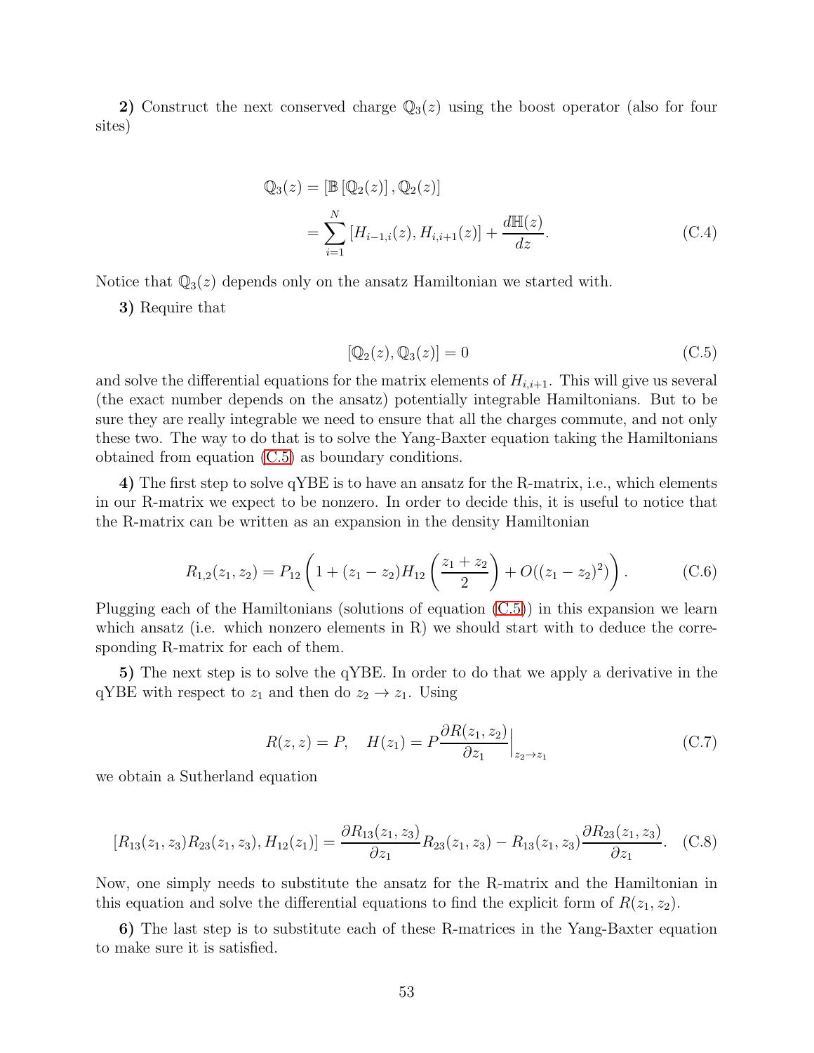**2)** Construct the next conserved charge $\mathbb{Q}_3(z)$ using the boost operator (also for four sites)

$$
\begin{aligned}
\mathbb{Q}_3(z) &= [\mathbb{B}[\mathbb{Q}_2(z)], \mathbb{Q}_2(z)] \\
&= \sum_{i=1}^{N} [H_{i-1,i}(z), H_{i,i+1}(z)] + \frac{d\mathbb{H}(z)}{dz}.
\end{aligned} \tag{C.4}
$$

Notice that $\mathbb{Q}_3(z)$ depends only on the ansatz Hamiltonian we started with.

**3)** Require that

$$
[\mathbb{Q}_2(z), \mathbb{Q}_3(z)] = 0 \tag{C.5}
$$

and solve the differential equations for the matrix elements of $H_{i,i+1}$. This will give us several (the exact number depends on the ansatz) potentially integrable Hamiltonians. But to be sure they are really integrable we need to ensure that all the charges commute, and not only these two. The way to do that is to solve the Yang-Baxter equation taking the Hamiltonians obtained from equation (C.5) as boundary conditions.

**4)** The first step to solve qYBE is to have an ansatz for the R-matrix, i.e., which elements in our R-matrix we expect to be nonzero. In order to decide this, it is useful to notice that the R-matrix can be written as an expansion in the density Hamiltonian

$$
R_{1,2}(z_1, z_2) = P_{12}\left(1 + (z_1 - z_2)H_{12}\left(\frac{z_1 + z_2}{2}\right) + O((z_1 - z_2)^2)\right). \tag{C.6}
$$

Plugging each of the Hamiltonians (solutions of equation (C.5)) in this expansion we learn which ansatz (i.e. which nonzero elements in R) we should start with to deduce the corresponding R-matrix for each of them.

**5)** The next step is to solve the qYBE. In order to do that we apply a derivative in the qYBE with respect to $z_1$ and then do $z_2 \to z_1$. Using

$$
R(z, z) = P, \quad H(z_1) = P\frac{\partial R(z_1, z_2)}{\partial z_1}\Big|_{z_2 \to z_1} \tag{C.7}
$$

we obtain a Sutherland equation

$$
[R_{13}(z_1, z_3)R_{23}(z_1, z_3), H_{12}(z_1)] = \frac{\partial R_{13}(z_1, z_3)}{\partial z_1}R_{23}(z_1, z_3) - R_{13}(z_1, z_3)\frac{\partial R_{23}(z_1, z_3)}{\partial z_1}. \tag{C.8}
$$

Now, one simply needs to substitute the ansatz for the R-matrix and the Hamiltonian in this equation and solve the differential equations to find the explicit form of $R(z_1, z_2)$.

**6)** The last step is to substitute each of these R-matrices in the Yang-Baxter equation to make sure it is satisfied.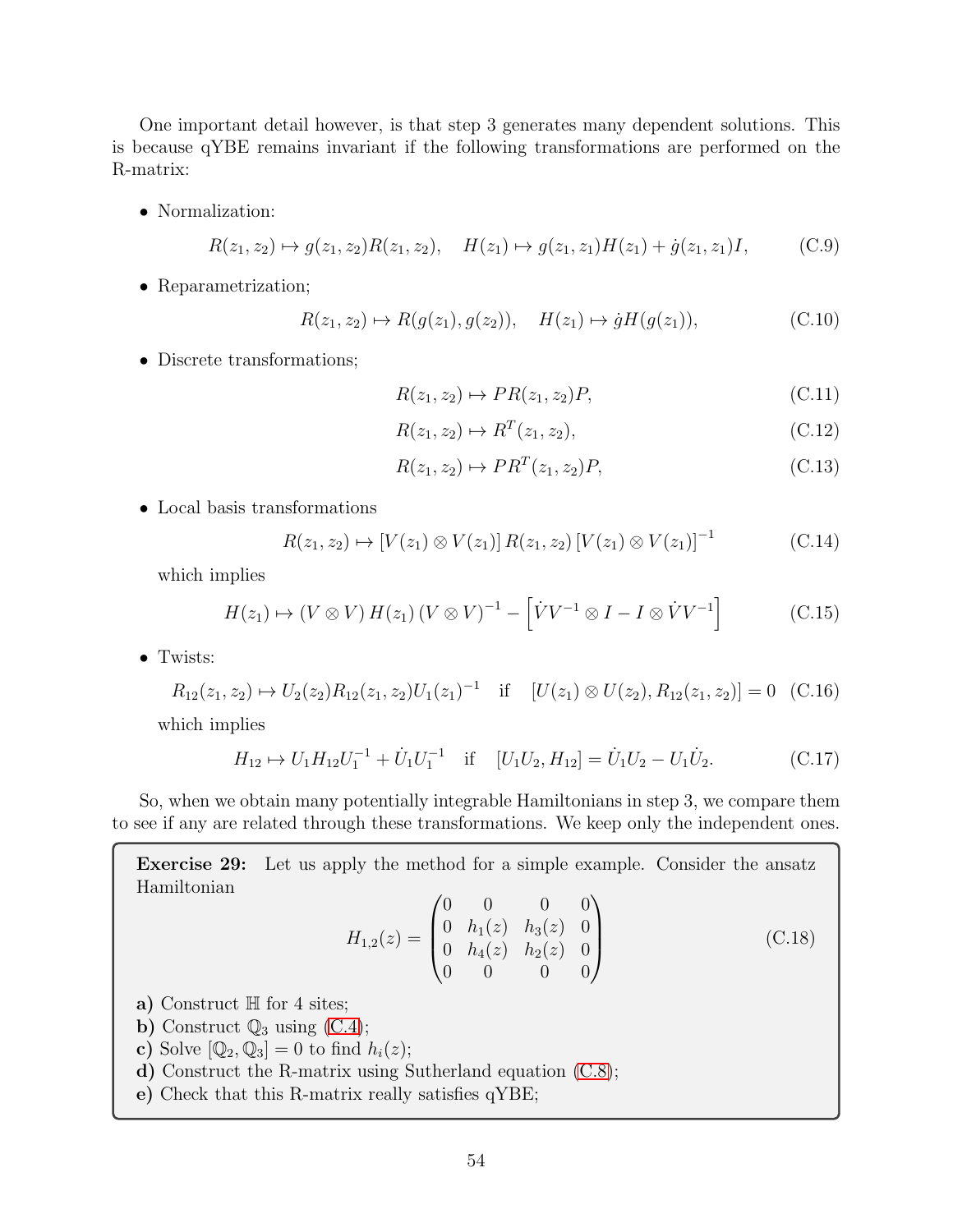One important detail however, is that step 3 generates many dependent solutions. This is because qYBE remains invariant if the following transformations are performed on the R-matrix:

- Normalization:

$$R(z_1, z_2) \mapsto g(z_1, z_2) R(z_1, z_2), \quad H(z_1) \mapsto g(z_1, z_1) H(z_1) + \dot{g}(z_1, z_1) I, \tag{C.9}$$

- Reparametrization;

$$R(z_1, z_2) \mapsto R(g(z_1), g(z_2)), \quad H(z_1) \mapsto \dot{g} H(g(z_1)), \tag{C.10}$$

- Discrete transformations;

$$R(z_1, z_2) \mapsto P R(z_1, z_2) P, \tag{C.11}$$

$$R(z_1, z_2) \mapsto R^T(z_1, z_2), \tag{C.12}$$

$$R(z_1, z_2) \mapsto P R^T(z_1, z_2) P, \tag{C.13}$$

- Local basis transformations

$$R(z_1, z_2) \mapsto \left[V(z_1) \otimes V(z_1)\right] R(z_1, z_2) \left[V(z_1) \otimes V(z_1)\right]^{-1} \tag{C.14}$$

which implies

$$H(z_1) \mapsto (V \otimes V)\, H(z_1)\, (V \otimes V)^{-1} - \left[\dot{V} V^{-1} \otimes I - I \otimes \dot{V} V^{-1}\right] \tag{C.15}$$

- Twists:

$$R_{12}(z_1, z_2) \mapsto U_2(z_2) R_{12}(z_1, z_2) U_1(z_1)^{-1} \quad \text{if} \quad [U(z_1) \otimes U(z_2), R_{12}(z_1, z_2)] = 0 \tag{C.16}$$

which implies

$$H_{12} \mapsto U_1 H_{12} U_1^{-1} + \dot{U}_1 U_1^{-1} \quad \text{if} \quad [U_1 U_2, H_{12}] = \dot{U}_1 U_2 - U_1 \dot{U}_2. \tag{C.17}$$

So, when we obtain many potentially integrable Hamiltonians in step 3, we compare them to see if any are related through these transformations. We keep only the independent ones.

> **Exercise 29:** Let us apply the method for a simple example. Consider the ansatz Hamiltonian
>
> $$H_{1,2}(z) = \begin{pmatrix} 0 & 0 & 0 & 0 \\ 0 & h_1(z) & h_3(z) & 0 \\ 0 & h_4(z) & h_2(z) & 0 \\ 0 & 0 & 0 & 0 \end{pmatrix} \tag{C.18}$$
>
> **a)** Construct $\mathbb{H}$ for 4 sites;
> **b)** Construct $\mathbb{Q}_3$ using (C.4);
> **c)** Solve $[\mathbb{Q}_2, \mathbb{Q}_3] = 0$ to find $h_i(z)$;
> **d)** Construct the R-matrix using Sutherland equation (C.8);
> **e)** Check that this R-matrix really satisfies qYBE;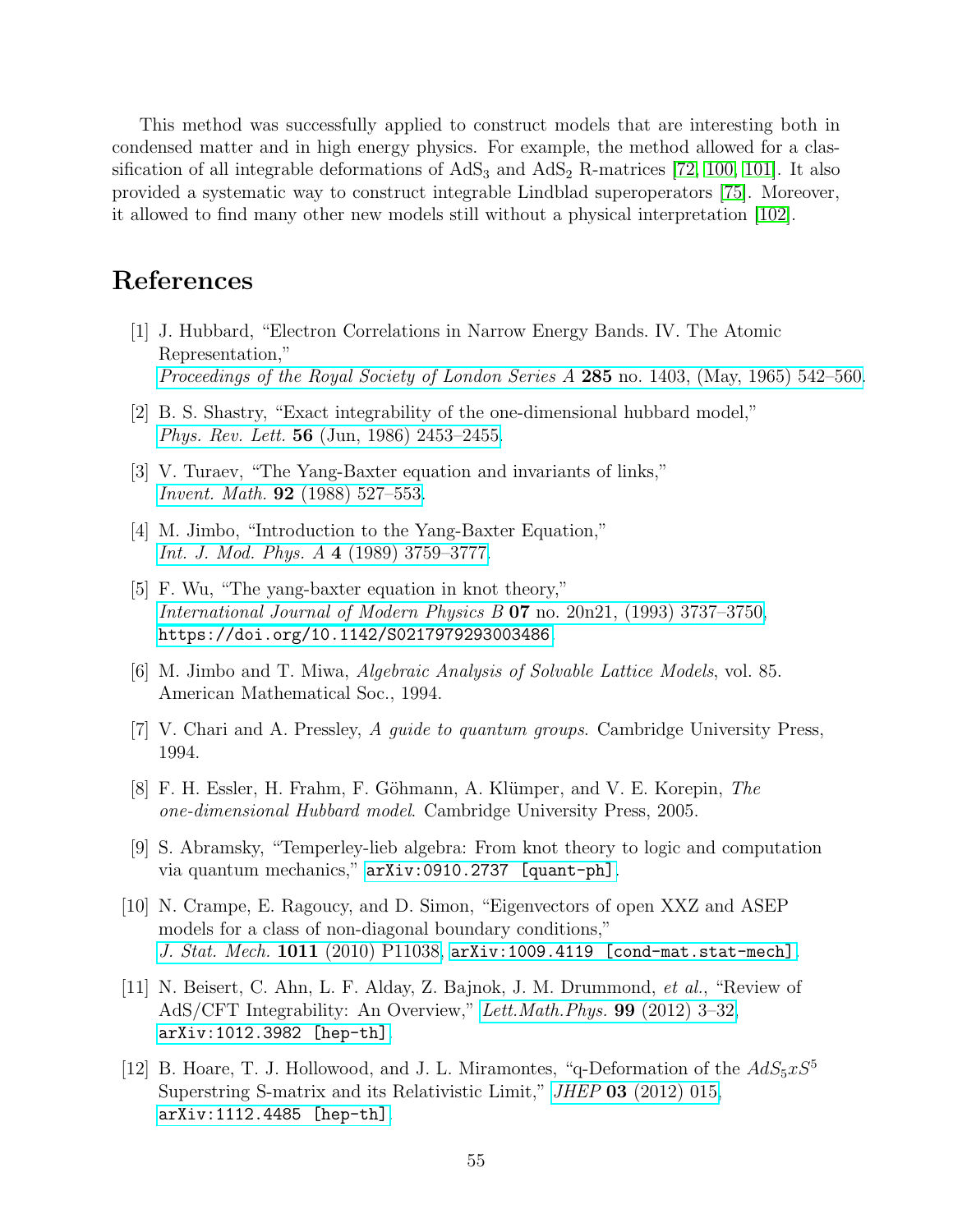This method was successfully applied to construct models that are interesting both in condensed matter and in high energy physics. For example, the method allowed for a classification of all integrable deformations of $\mathrm{AdS}_3$ and $\mathrm{AdS}_2$ R-matrices [72, 100, 101]. It also provided a systematic way to construct integrable Lindblad superoperators [75]. Moreover, it allowed to find many other new models still without a physical interpretation [102].

# References

[1] J. Hubbard, "Electron Correlations in Narrow Energy Bands. IV. The Atomic Representation," *Proceedings of the Royal Society of London Series A* **285** no. 1403, (May, 1965) 542–560.

[2] B. S. Shastry, "Exact integrability of the one-dimensional hubbard model," *Phys. Rev. Lett.* **56** (Jun, 1986) 2453–2455.

[3] V. Turaev, "The Yang-Baxter equation and invariants of links," *Invent. Math.* **92** (1988) 527–553.

[4] M. Jimbo, "Introduction to the Yang-Baxter Equation," *Int. J. Mod. Phys. A* **4** (1989) 3759–3777.

[5] F. Wu, "The yang-baxter equation in knot theory," *International Journal of Modern Physics B* **07** no. 20n21, (1993) 3737–3750, `https://doi.org/10.1142/S0217979293003486`.

[6] M. Jimbo and T. Miwa, *Algebraic Analysis of Solvable Lattice Models*, vol. 85. American Mathematical Soc., 1994.

[7] V. Chari and A. Pressley, *A guide to quantum groups*. Cambridge University Press, 1994.

[8] F. H. Essler, H. Frahm, F. Göhmann, A. Klümper, and V. E. Korepin, *The one-dimensional Hubbard model*. Cambridge University Press, 2005.

[9] S. Abramsky, "Temperley-lieb algebra: From knot theory to logic and computation via quantum mechanics," `arXiv:0910.2737 [quant-ph]`.

[10] N. Crampe, E. Ragoucy, and D. Simon, "Eigenvectors of open XXZ and ASEP models for a class of non-diagonal boundary conditions," *J. Stat. Mech.* **1011** (2010) P11038, `arXiv:1009.4119 [cond-mat.stat-mech]`.

[11] N. Beisert, C. Ahn, L. F. Alday, Z. Bajnok, J. M. Drummond, *et al.*, "Review of AdS/CFT Integrability: An Overview," *Lett.Math.Phys.* **99** (2012) 3–32, `arXiv:1012.3982 [hep-th]`.

[12] B. Hoare, T. J. Hollowood, and J. L. Miramontes, "q-Deformation of the $AdS_5xS^5$ Superstring S-matrix and its Relativistic Limit," *JHEP* **03** (2012) 015, `arXiv:1112.4485 [hep-th]`.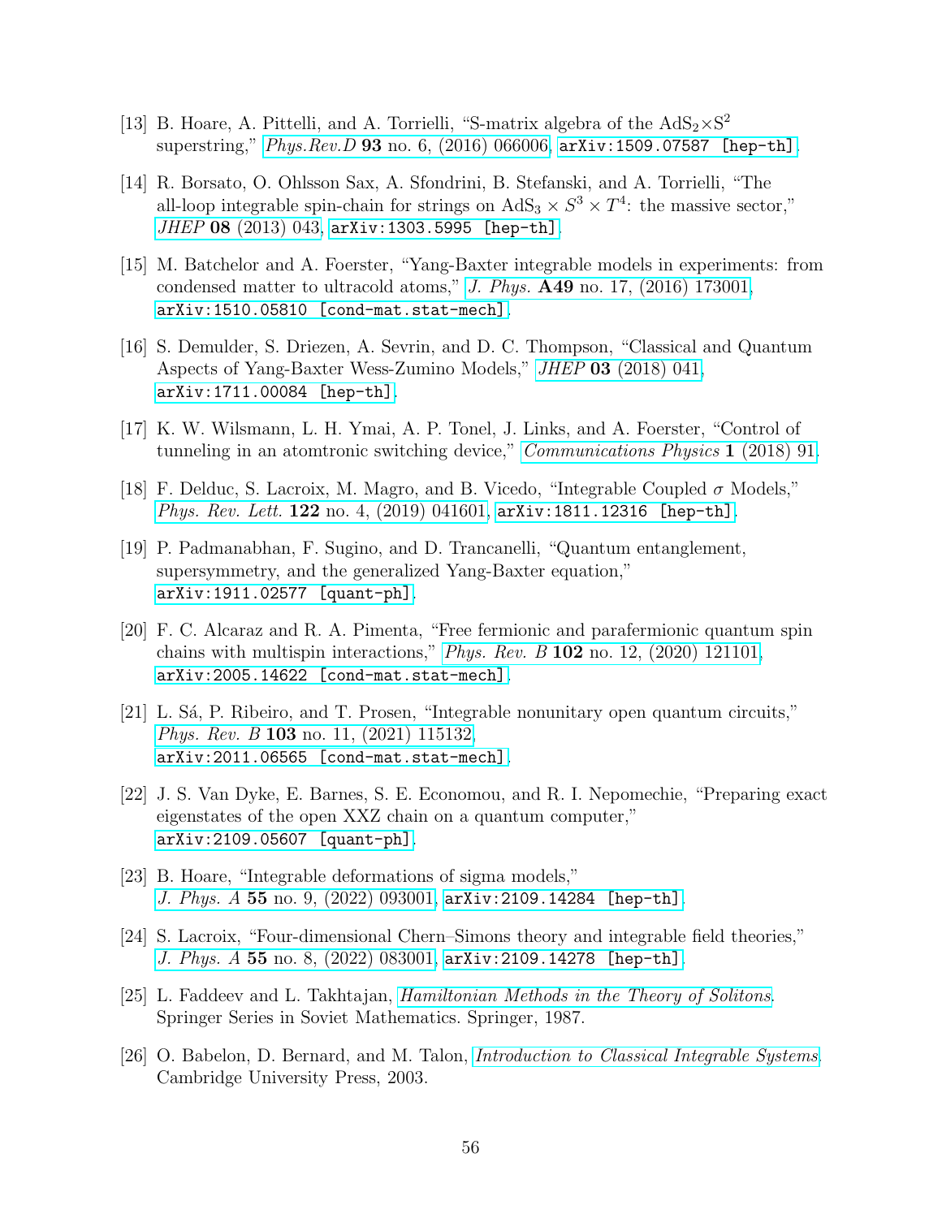[13] B. Hoare, A. Pittelli, and A. Torrielli, "S-matrix algebra of the $AdS_2 \times S^2$ superstring," *Phys.Rev.D* **93** no. 6, (2016) 066006, arXiv:1509.07587 [hep-th].

[14] R. Borsato, O. Ohlsson Sax, A. Sfondrini, B. Stefanski, and A. Torrielli, "The all-loop integrable spin-chain for strings on $AdS_3 \times S^3 \times T^4$: the massive sector," *JHEP* **08** (2013) 043, arXiv:1303.5995 [hep-th].

[15] M. Batchelor and A. Foerster, "Yang-Baxter integrable models in experiments: from condensed matter to ultracold atoms," *J. Phys.* **A49** no. 17, (2016) 173001, arXiv:1510.05810 [cond-mat.stat-mech].

[16] S. Demulder, S. Driezen, A. Sevrin, and D. C. Thompson, "Classical and Quantum Aspects of Yang-Baxter Wess-Zumino Models," *JHEP* **03** (2018) 041, arXiv:1711.00084 [hep-th].

[17] K. W. Wilsmann, L. H. Ymai, A. P. Tonel, J. Links, and A. Foerster, "Control of tunneling in an atomtronic switching device," *Communications Physics* **1** (2018) 91.

[18] F. Delduc, S. Lacroix, M. Magro, and B. Vicedo, "Integrable Coupled $\sigma$ Models," *Phys. Rev. Lett.* **122** no. 4, (2019) 041601, arXiv:1811.12316 [hep-th].

[19] P. Padmanabhan, F. Sugino, and D. Trancanelli, "Quantum entanglement, supersymmetry, and the generalized Yang-Baxter equation," arXiv:1911.02577 [quant-ph].

[20] F. C. Alcaraz and R. A. Pimenta, "Free fermionic and parafermionic quantum spin chains with multispin interactions," *Phys. Rev. B* **102** no. 12, (2020) 121101, arXiv:2005.14622 [cond-mat.stat-mech].

[21] L. Sá, P. Ribeiro, and T. Prosen, "Integrable nonunitary open quantum circuits," *Phys. Rev. B* **103** no. 11, (2021) 115132, arXiv:2011.06565 [cond-mat.stat-mech].

[22] J. S. Van Dyke, E. Barnes, S. E. Economou, and R. I. Nepomechie, "Preparing exact eigenstates of the open XXZ chain on a quantum computer," arXiv:2109.05607 [quant-ph].

[23] B. Hoare, "Integrable deformations of sigma models," *J. Phys. A* **55** no. 9, (2022) 093001, arXiv:2109.14284 [hep-th].

[24] S. Lacroix, "Four-dimensional Chern–Simons theory and integrable field theories," *J. Phys. A* **55** no. 8, (2022) 083001, arXiv:2109.14278 [hep-th].

[25] L. Faddeev and L. Takhtajan, *Hamiltonian Methods in the Theory of Solitons*. Springer Series in Soviet Mathematics. Springer, 1987.

[26] O. Babelon, D. Bernard, and M. Talon, *Introduction to Classical Integrable Systems*. Cambridge University Press, 2003.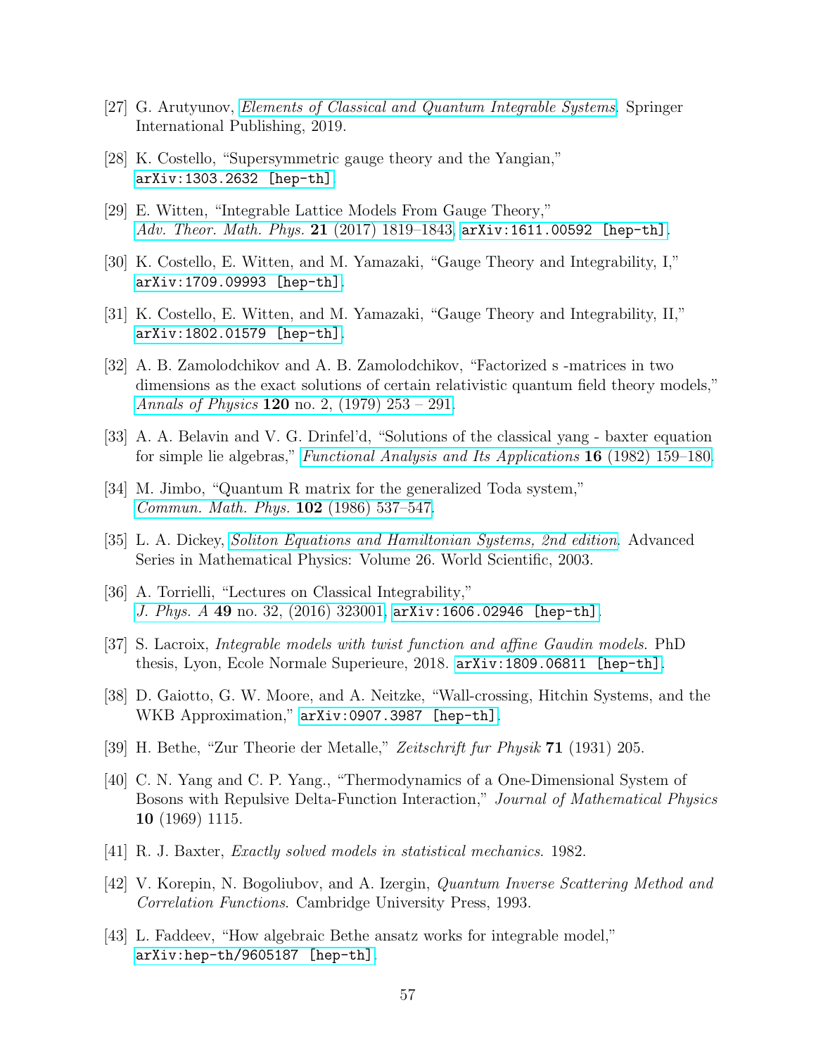[27] G. Arutyunov, *Elements of Classical and Quantum Integrable Systems*. Springer International Publishing, 2019.

[28] K. Costello, "Supersymmetric gauge theory and the Yangian," `arXiv:1303.2632 [hep-th]`.

[29] E. Witten, "Integrable Lattice Models From Gauge Theory," *Adv. Theor. Math. Phys.* **21** (2017) 1819–1843, `arXiv:1611.00592 [hep-th]`.

[30] K. Costello, E. Witten, and M. Yamazaki, "Gauge Theory and Integrability, I," `arXiv:1709.09993 [hep-th]`.

[31] K. Costello, E. Witten, and M. Yamazaki, "Gauge Theory and Integrability, II," `arXiv:1802.01579 [hep-th]`.

[32] A. B. Zamolodchikov and A. B. Zamolodchikov, "Factorized s -matrices in two dimensions as the exact solutions of certain relativistic quantum field theory models," *Annals of Physics* **120** no. 2, (1979) 253 – 291.

[33] A. A. Belavin and V. G. Drinfel'd, "Solutions of the classical yang - baxter equation for simple lie algebras," *Functional Analysis and Its Applications* **16** (1982) 159–180.

[34] M. Jimbo, "Quantum R matrix for the generalized Toda system," *Commun. Math. Phys.* **102** (1986) 537–547.

[35] L. A. Dickey, *Soliton Equations and Hamiltonian Systems, 2nd edition*. Advanced Series in Mathematical Physics: Volume 26. World Scientific, 2003.

[36] A. Torrielli, "Lectures on Classical Integrability," *J. Phys. A* **49** no. 32, (2016) 323001, `arXiv:1606.02946 [hep-th]`.

[37] S. Lacroix, *Integrable models with twist function and affine Gaudin models*. PhD thesis, Lyon, Ecole Normale Superieure, 2018. `arXiv:1809.06811 [hep-th]`.

[38] D. Gaiotto, G. W. Moore, and A. Neitzke, "Wall-crossing, Hitchin Systems, and the WKB Approximation," `arXiv:0907.3987 [hep-th]`.

[39] H. Bethe, "Zur Theorie der Metalle," *Zeitschrift fur Physik* **71** (1931) 205.

[40] C. N. Yang and C. P. Yang., "Thermodynamics of a One-Dimensional System of Bosons with Repulsive Delta-Function Interaction," *Journal of Mathematical Physics* **10** (1969) 1115.

[41] R. J. Baxter, *Exactly solved models in statistical mechanics*. 1982.

[42] V. Korepin, N. Bogoliubov, and A. Izergin, *Quantum Inverse Scattering Method and Correlation Functions*. Cambridge University Press, 1993.

[43] L. Faddeev, "How algebraic Bethe ansatz works for integrable model," `arXiv:hep-th/9605187 [hep-th]`.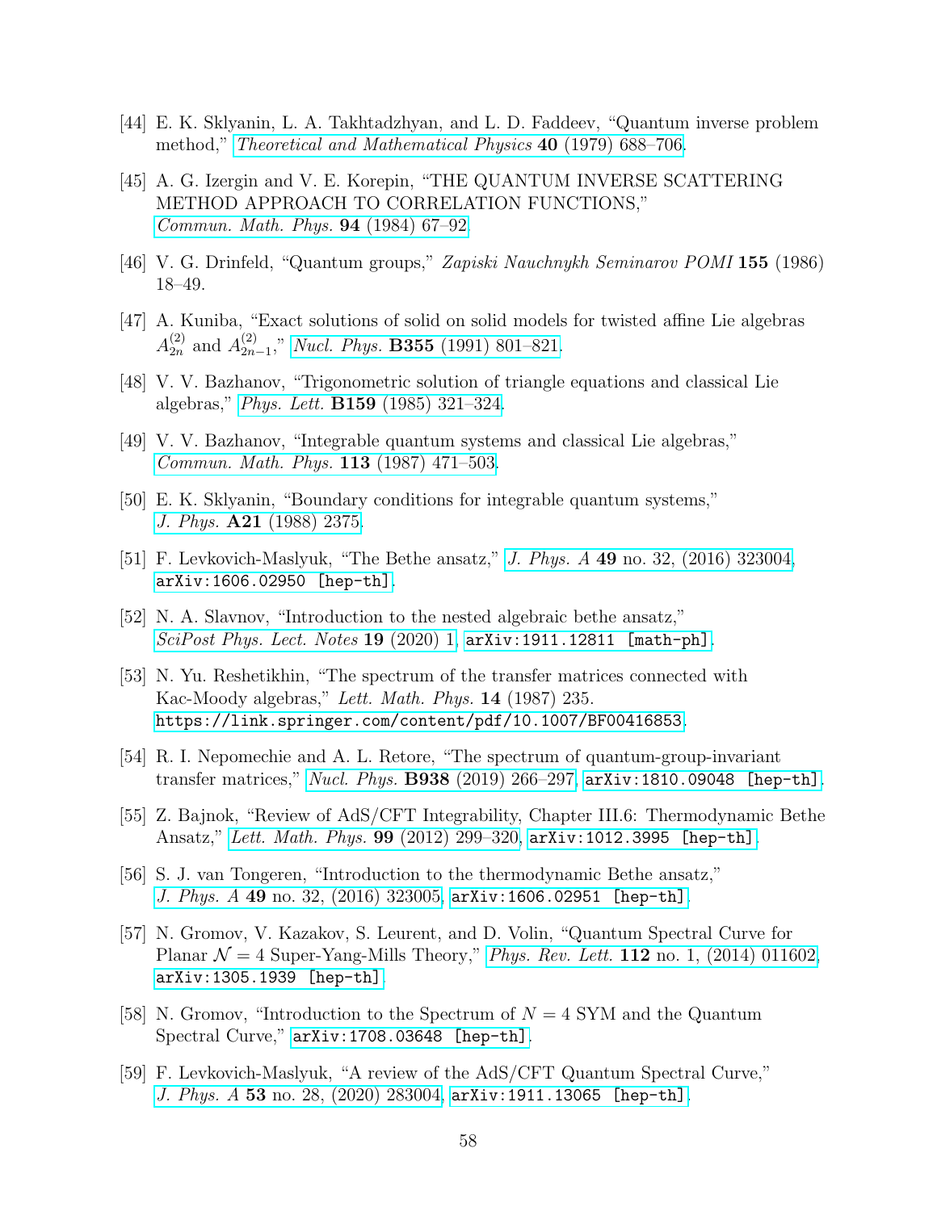[44] E. K. Sklyanin, L. A. Takhtadzhyan, and L. D. Faddeev, "Quantum inverse problem method," *Theoretical and Mathematical Physics* **40** (1979) 688–706.

[45] A. G. Izergin and V. E. Korepin, "THE QUANTUM INVERSE SCATTERING METHOD APPROACH TO CORRELATION FUNCTIONS," *Commun. Math. Phys.* **94** (1984) 67–92.

[46] V. G. Drinfeld, "Quantum groups," *Zapiski Nauchnykh Seminarov POMI* **155** (1986) 18–49.

[47] A. Kuniba, "Exact solutions of solid on solid models for twisted affine Lie algebras $A^{(2)}_{2n}$ and $A^{(2)}_{2n-1}$," *Nucl. Phys.* **B355** (1991) 801–821.

[48] V. V. Bazhanov, "Trigonometric solution of triangle equations and classical Lie algebras," *Phys. Lett.* **B159** (1985) 321–324.

[49] V. V. Bazhanov, "Integrable quantum systems and classical Lie algebras," *Commun. Math. Phys.* **113** (1987) 471–503.

[50] E. K. Sklyanin, "Boundary conditions for integrable quantum systems," *J. Phys.* **A21** (1988) 2375.

[51] F. Levkovich-Maslyuk, "The Bethe ansatz," *J. Phys. A* **49** no. 32, (2016) 323004, arXiv:1606.02950 [hep-th].

[52] N. A. Slavnov, "Introduction to the nested algebraic bethe ansatz," *SciPost Phys. Lect. Notes* **19** (2020) 1, arXiv:1911.12811 [math-ph].

[53] N. Yu. Reshetikhin, "The spectrum of the transfer matrices connected with Kac-Moody algebras," *Lett. Math. Phys.* **14** (1987) 235. https://link.springer.com/content/pdf/10.1007/BF00416853.

[54] R. I. Nepomechie and A. L. Retore, "The spectrum of quantum-group-invariant transfer matrices," *Nucl. Phys.* **B938** (2019) 266–297, arXiv:1810.09048 [hep-th].

[55] Z. Bajnok, "Review of AdS/CFT Integrability, Chapter III.6: Thermodynamic Bethe Ansatz," *Lett. Math. Phys.* **99** (2012) 299–320, arXiv:1012.3995 [hep-th].

[56] S. J. van Tongeren, "Introduction to the thermodynamic Bethe ansatz," *J. Phys. A* **49** no. 32, (2016) 323005, arXiv:1606.02951 [hep-th].

[57] N. Gromov, V. Kazakov, S. Leurent, and D. Volin, "Quantum Spectral Curve for Planar $\mathcal{N} = 4$ Super-Yang-Mills Theory," *Phys. Rev. Lett.* **112** no. 1, (2014) 011602, arXiv:1305.1939 [hep-th].

[58] N. Gromov, "Introduction to the Spectrum of $N = 4$ SYM and the Quantum Spectral Curve," arXiv:1708.03648 [hep-th].

[59] F. Levkovich-Maslyuk, "A review of the AdS/CFT Quantum Spectral Curve," *J. Phys. A* **53** no. 28, (2020) 283004, arXiv:1911.13065 [hep-th].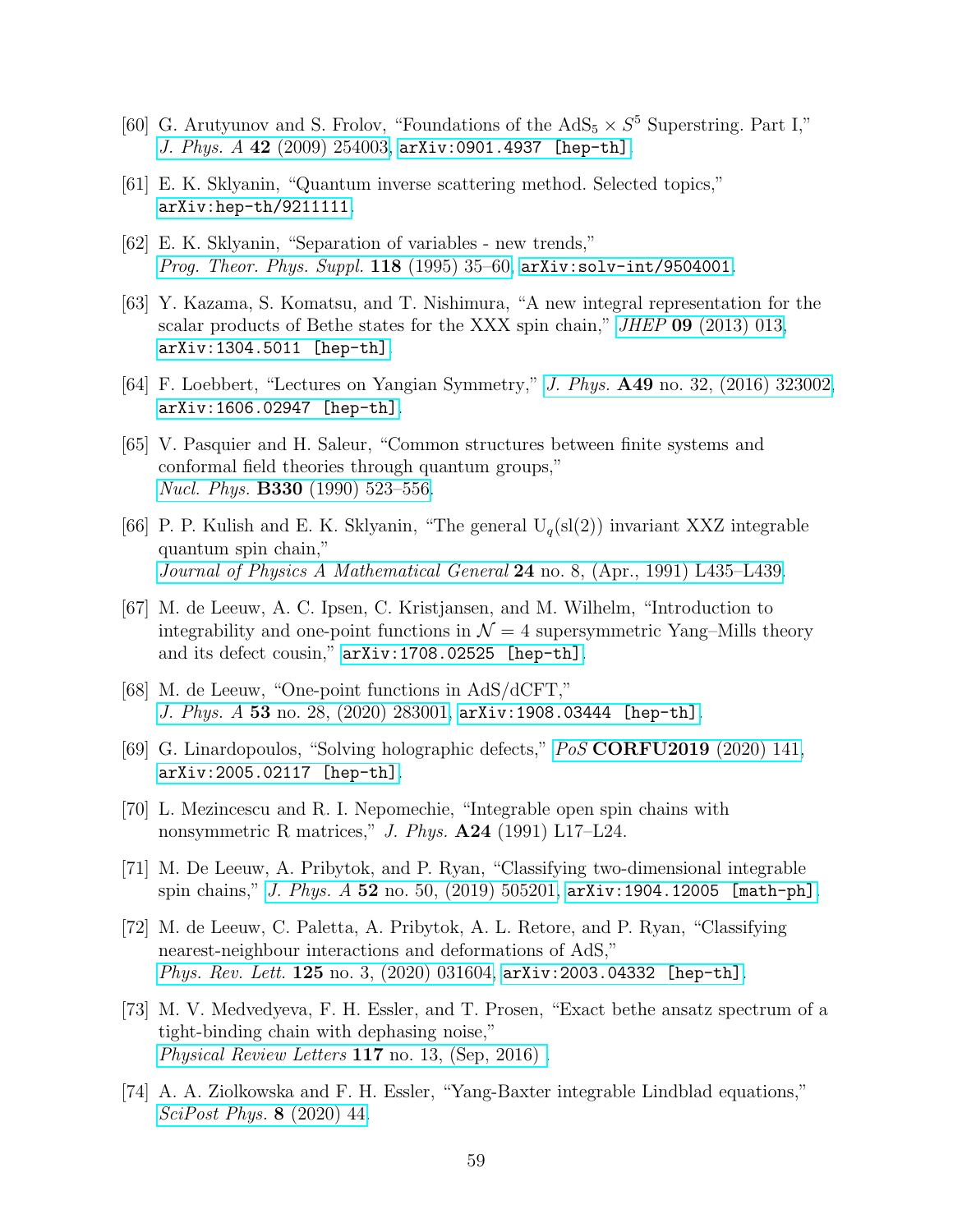[60] G. Arutyunov and S. Frolov, "Foundations of the $\mathrm{AdS}_5 \times S^5$ Superstring. Part I," *J. Phys. A* **42** (2009) 254003, arXiv:0901.4937 [hep-th].

[61] E. K. Sklyanin, "Quantum inverse scattering method. Selected topics," arXiv:hep-th/9211111.

[62] E. K. Sklyanin, "Separation of variables - new trends," *Prog. Theor. Phys. Suppl.* **118** (1995) 35–60, arXiv:solv-int/9504001.

[63] Y. Kazama, S. Komatsu, and T. Nishimura, "A new integral representation for the scalar products of Bethe states for the XXX spin chain," *JHEP* **09** (2013) 013, arXiv:1304.5011 [hep-th].

[64] F. Loebbert, "Lectures on Yangian Symmetry," *J. Phys.* **A49** no. 32, (2016) 323002, arXiv:1606.02947 [hep-th].

[65] V. Pasquier and H. Saleur, "Common structures between finite systems and conformal field theories through quantum groups," *Nucl. Phys.* **B330** (1990) 523–556.

[66] P. P. Kulish and E. K. Sklyanin, "The general $\mathrm{U}_q(\mathrm{sl}(2))$ invariant XXZ integrable quantum spin chain," *Journal of Physics A Mathematical General* **24** no. 8, (Apr., 1991) L435–L439.

[67] M. de Leeuw, A. C. Ipsen, C. Kristjansen, and M. Wilhelm, "Introduction to integrability and one-point functions in $\mathcal{N} = 4$ supersymmetric Yang–Mills theory and its defect cousin," arXiv:1708.02525 [hep-th].

[68] M. de Leeuw, "One-point functions in AdS/dCFT," *J. Phys. A* **53** no. 28, (2020) 283001, arXiv:1908.03444 [hep-th].

[69] G. Linardopoulos, "Solving holographic defects," *PoS* **CORFU2019** (2020) 141, arXiv:2005.02117 [hep-th].

[70] L. Mezincescu and R. I. Nepomechie, "Integrable open spin chains with nonsymmetric R matrices," *J. Phys.* **A24** (1991) L17–L24.

[71] M. De Leeuw, A. Pribytok, and P. Ryan, "Classifying two-dimensional integrable spin chains," *J. Phys. A* **52** no. 50, (2019) 505201, arXiv:1904.12005 [math-ph].

[72] M. de Leeuw, C. Paletta, A. Pribytok, A. L. Retore, and P. Ryan, "Classifying nearest-neighbour interactions and deformations of AdS," *Phys. Rev. Lett.* **125** no. 3, (2020) 031604, arXiv:2003.04332 [hep-th].

[73] M. V. Medvedyeva, F. H. Essler, and T. Prosen, "Exact bethe ansatz spectrum of a tight-binding chain with dephasing noise," *Physical Review Letters* **117** no. 13, (Sep, 2016) .

[74] A. A. Ziolkowska and F. H. Essler, "Yang-Baxter integrable Lindblad equations," *SciPost Phys.* **8** (2020) 44.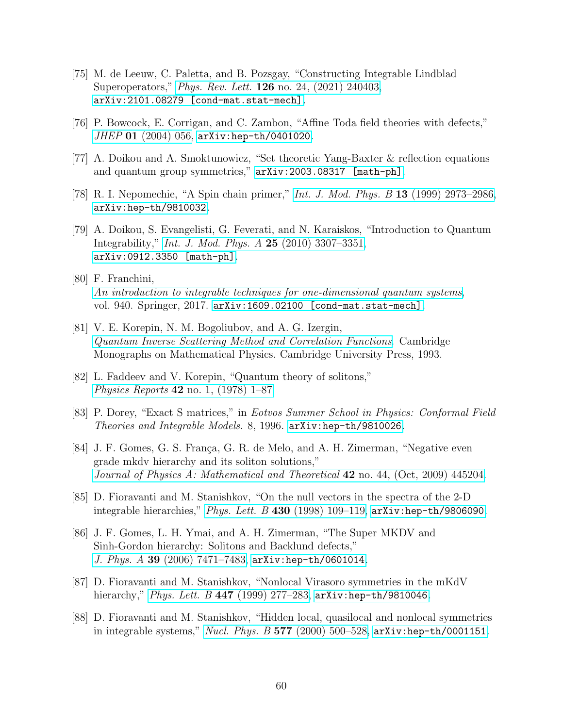[75] M. de Leeuw, C. Paletta, and B. Pozsgay, "Constructing Integrable Lindblad Superoperators," *Phys. Rev. Lett.* **126** no. 24, (2021) 240403, arXiv:2101.08279 [cond-mat.stat-mech].

[76] P. Bowcock, E. Corrigan, and C. Zambon, "Affine Toda field theories with defects," *JHEP* **01** (2004) 056, arXiv:hep-th/0401020.

[77] A. Doikou and A. Smoktunowicz, "Set theoretic Yang-Baxter & reflection equations and quantum group symmetries," arXiv:2003.08317 [math-ph].

[78] R. I. Nepomechie, "A Spin chain primer," *Int. J. Mod. Phys. B* **13** (1999) 2973–2986, arXiv:hep-th/9810032.

[79] A. Doikou, S. Evangelisti, G. Feverati, and N. Karaiskos, "Introduction to Quantum Integrability," *Int. J. Mod. Phys. A* **25** (2010) 3307–3351, arXiv:0912.3350 [math-ph].

[80] F. Franchini, *An introduction to integrable techniques for one-dimensional quantum systems*, vol. 940. Springer, 2017. arXiv:1609.02100 [cond-mat.stat-mech].

[81] V. E. Korepin, N. M. Bogoliubov, and A. G. Izergin, *Quantum Inverse Scattering Method and Correlation Functions*. Cambridge Monographs on Mathematical Physics. Cambridge University Press, 1993.

[82] L. Faddeev and V. Korepin, "Quantum theory of solitons," *Physics Reports* **42** no. 1, (1978) 1–87.

[83] P. Dorey, "Exact S matrices," in *Eotvos Summer School in Physics: Conformal Field Theories and Integrable Models*. 8, 1996. arXiv:hep-th/9810026.

[84] J. F. Gomes, G. S. França, G. R. de Melo, and A. H. Zimerman, "Negative even grade mkdv hierarchy and its soliton solutions," *Journal of Physics A: Mathematical and Theoretical* **42** no. 44, (Oct, 2009) 445204.

[85] D. Fioravanti and M. Stanishkov, "On the null vectors in the spectra of the 2-D integrable hierarchies," *Phys. Lett. B* **430** (1998) 109–119, arXiv:hep-th/9806090.

[86] J. F. Gomes, L. H. Ymai, and A. H. Zimerman, "The Super MKDV and Sinh-Gordon hierarchy: Solitons and Backlund defects," *J. Phys. A* **39** (2006) 7471–7483, arXiv:hep-th/0601014.

[87] D. Fioravanti and M. Stanishkov, "Nonlocal Virasoro symmetries in the mKdV hierarchy," *Phys. Lett. B* **447** (1999) 277–283, arXiv:hep-th/9810046.

[88] D. Fioravanti and M. Stanishkov, "Hidden local, quasilocal and nonlocal symmetries in integrable systems," *Nucl. Phys. B* **577** (2000) 500–528, arXiv:hep-th/0001151.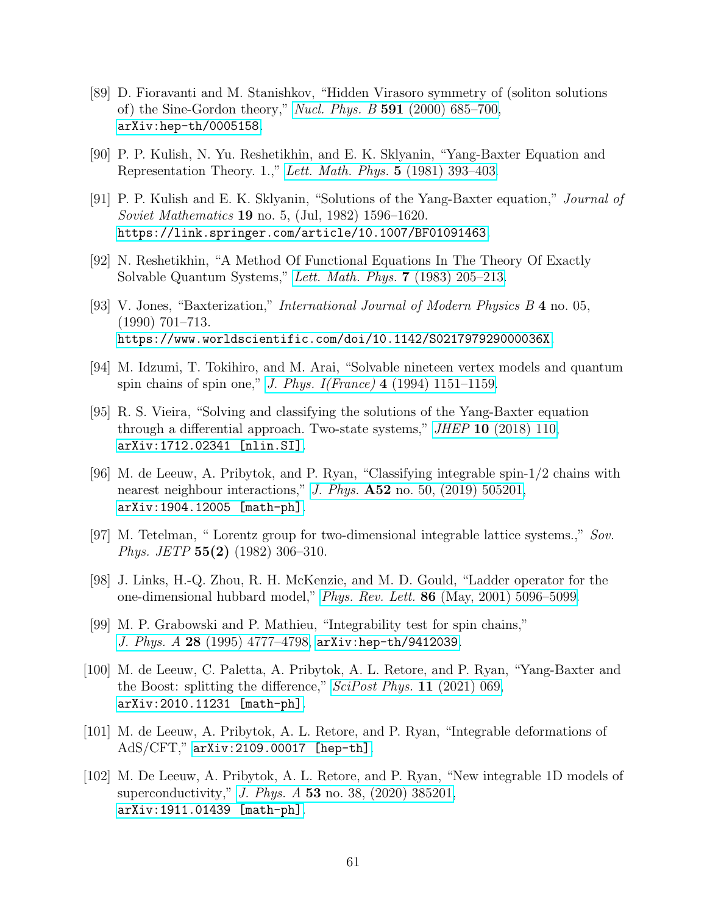[89] D. Fioravanti and M. Stanishkov, "Hidden Virasoro symmetry of (soliton solutions of) the Sine-Gordon theory," *Nucl. Phys. B* **591** (2000) 685–700, arXiv:hep-th/0005158.

[90] P. P. Kulish, N. Yu. Reshetikhin, and E. K. Sklyanin, "Yang-Baxter Equation and Representation Theory. 1.," *Lett. Math. Phys.* **5** (1981) 393–403.

[91] P. P. Kulish and E. K. Sklyanin, "Solutions of the Yang-Baxter equation," *Journal of Soviet Mathematics* **19** no. 5, (Jul, 1982) 1596–1620. https://link.springer.com/article/10.1007/BF01091463.

[92] N. Reshetikhin, "A Method Of Functional Equations In The Theory Of Exactly Solvable Quantum Systems," *Lett. Math. Phys.* **7** (1983) 205–213.

[93] V. Jones, "Baxterization," *International Journal of Modern Physics B* **4** no. 05, (1990) 701–713. https://www.worldscientific.com/doi/10.1142/S021797929000036X.

[94] M. Idzumi, T. Tokihiro, and M. Arai, "Solvable nineteen vertex models and quantum spin chains of spin one," *J. Phys. I(France)* **4** (1994) 1151–1159.

[95] R. S. Vieira, "Solving and classifying the solutions of the Yang-Baxter equation through a differential approach. Two-state systems," *JHEP* **10** (2018) 110, arXiv:1712.02341 [nlin.SI].

[96] M. de Leeuw, A. Pribytok, and P. Ryan, "Classifying integrable spin-1/2 chains with nearest neighbour interactions," *J. Phys.* **A52** no. 50, (2019) 505201, arXiv:1904.12005 [math-ph].

[97] M. Tetelman, " Lorentz group for two-dimensional integrable lattice systems.," *Sov. Phys. JETP* **55(2)** (1982) 306–310.

[98] J. Links, H.-Q. Zhou, R. H. McKenzie, and M. D. Gould, "Ladder operator for the one-dimensional hubbard model," *Phys. Rev. Lett.* **86** (May, 2001) 5096–5099.

[99] M. P. Grabowski and P. Mathieu, "Integrability test for spin chains," *J. Phys. A* **28** (1995) 4777–4798, arXiv:hep-th/9412039.

[100] M. de Leeuw, C. Paletta, A. Pribytok, A. L. Retore, and P. Ryan, "Yang-Baxter and the Boost: splitting the difference," *SciPost Phys.* **11** (2021) 069, arXiv:2010.11231 [math-ph].

[101] M. de Leeuw, A. Pribytok, A. L. Retore, and P. Ryan, "Integrable deformations of AdS/CFT," arXiv:2109.00017 [hep-th].

[102] M. De Leeuw, A. Pribytok, A. L. Retore, and P. Ryan, "New integrable 1D models of superconductivity," *J. Phys. A* **53** no. 38, (2020) 385201, arXiv:1911.01439 [math-ph].